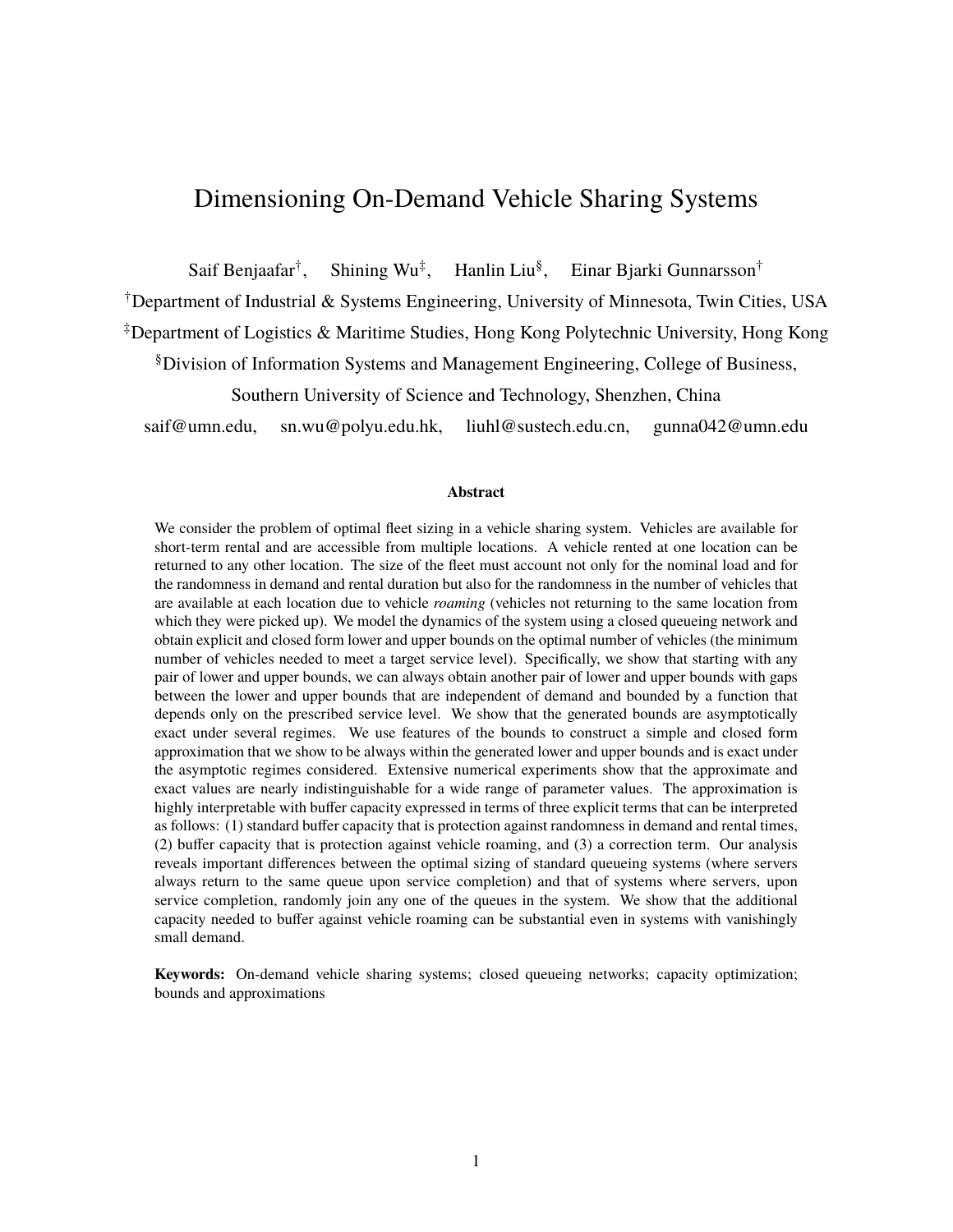# Dimensioning On-Demand Vehicle Sharing Systems

Saif Benjaafar[†], Shining Wu[‡], Hanlin Liu[§], Einar Bjarki Gunnarsson[†]

[†]Department of Industrial & Systems Engineering, University of Minnesota, Twin Cities, USA

[‡]Department of Logistics & Maritime Studies, Hong Kong Polytechnic University, Hong Kong

[§]Division of Information Systems and Management Engineering, College of Business, Southern University of Science and Technology, Shenzhen, China

saif@umn.edu, sn.wu@polyu.edu.hk, liuhl@sustech.edu.cn, gunna042@umn.edu

**Abstract**

We consider the problem of optimal fleet sizing in a vehicle sharing system. Vehicles are available for short-term rental and are accessible from multiple locations. A vehicle rented at one location can be returned to any other location. The size of the fleet must account not only for the nominal load and for the randomness in demand and rental duration but also for the randomness in the number of vehicles that are available at each location due to vehicle *roaming* (vehicles not returning to the same location from which they were picked up). We model the dynamics of the system using a closed queueing network and obtain explicit and closed form lower and upper bounds on the optimal number of vehicles (the minimum number of vehicles needed to meet a target service level). Specifically, we show that starting with any pair of lower and upper bounds, we can always obtain another pair of lower and upper bounds with gaps between the lower and upper bounds that are independent of demand and bounded by a function that depends only on the prescribed service level. We show that the generated bounds are asymptotically exact under several regimes. We use features of the bounds to construct a simple and closed form approximation that we show to be always within the generated lower and upper bounds and is exact under the asymptotic regimes considered. Extensive numerical experiments show that the approximate and exact values are nearly indistinguishable for a wide range of parameter values. The approximation is highly interpretable with buffer capacity expressed in terms of three explicit terms that can be interpreted as follows: (1) standard buffer capacity that is protection against randomness in demand and rental times, (2) buffer capacity that is protection against vehicle roaming, and (3) a correction term. Our analysis reveals important differences between the optimal sizing of standard queueing systems (where servers always return to the same queue upon service completion) and that of systems where servers, upon service completion, randomly join any one of the queues in the system. We show that the additional capacity needed to buffer against vehicle roaming can be substantial even in systems with vanishingly small demand.

**Keywords:** On-demand vehicle sharing systems; closed queueing networks; capacity optimization; bounds and approximations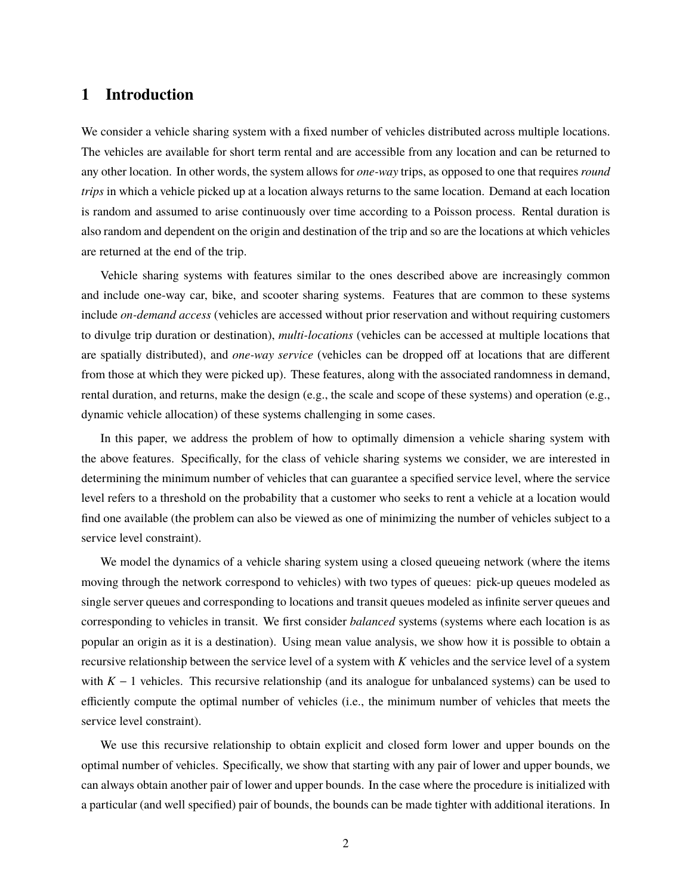## 1 Introduction

We consider a vehicle sharing system with a fixed number of vehicles distributed across multiple locations. The vehicles are available for short term rental and are accessible from any location and can be returned to any other location. In other words, the system allows for *one-way* trips, as opposed to one that requires *round trips* in which a vehicle picked up at a location always returns to the same location. Demand at each location is random and assumed to arise continuously over time according to a Poisson process. Rental duration is also random and dependent on the origin and destination of the trip and so are the locations at which vehicles are returned at the end of the trip.

Vehicle sharing systems with features similar to the ones described above are increasingly common and include one-way car, bike, and scooter sharing systems. Features that are common to these systems include *on-demand access* (vehicles are accessed without prior reservation and without requiring customers to divulge trip duration or destination), *multi-locations* (vehicles can be accessed at multiple locations that are spatially distributed), and *one-way service* (vehicles can be dropped off at locations that are different from those at which they were picked up). These features, along with the associated randomness in demand, rental duration, and returns, make the design (e.g., the scale and scope of these systems) and operation (e.g., dynamic vehicle allocation) of these systems challenging in some cases.

In this paper, we address the problem of how to optimally dimension a vehicle sharing system with the above features. Specifically, for the class of vehicle sharing systems we consider, we are interested in determining the minimum number of vehicles that can guarantee a specified service level, where the service level refers to a threshold on the probability that a customer who seeks to rent a vehicle at a location would find one available (the problem can also be viewed as one of minimizing the number of vehicles subject to a service level constraint).

We model the dynamics of a vehicle sharing system using a closed queueing network (where the items moving through the network correspond to vehicles) with two types of queues: pick-up queues modeled as single server queues and corresponding to locations and transit queues modeled as infinite server queues and corresponding to vehicles in transit. We first consider *balanced* systems (systems where each location is as popular an origin as it is a destination). Using mean value analysis, we show how it is possible to obtain a recursive relationship between the service level of a system with $K$ vehicles and the service level of a system with $K-1$ vehicles. This recursive relationship (and its analogue for unbalanced systems) can be used to efficiently compute the optimal number of vehicles (i.e., the minimum number of vehicles that meets the service level constraint).

We use this recursive relationship to obtain explicit and closed form lower and upper bounds on the optimal number of vehicles. Specifically, we show that starting with any pair of lower and upper bounds, we can always obtain another pair of lower and upper bounds. In the case where the procedure is initialized with a particular (and well specified) pair of bounds, the bounds can be made tighter with additional iterations. In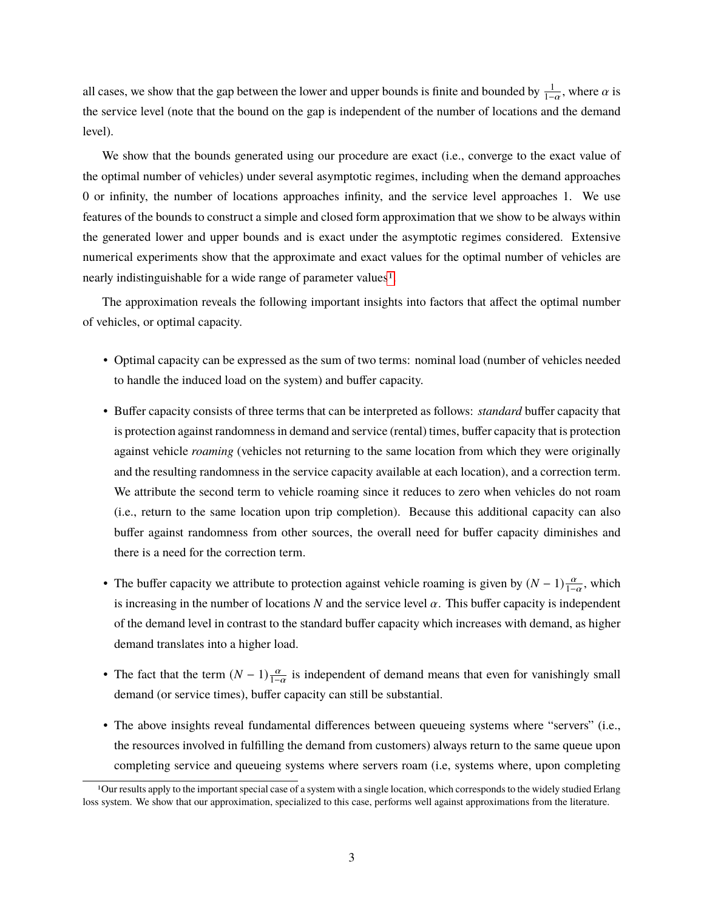all cases, we show that the gap between the lower and upper bounds is finite and bounded by $\frac{1}{1-\alpha}$, where $\alpha$ is the service level (note that the bound on the gap is independent of the number of locations and the demand level).

We show that the bounds generated using our procedure are exact (i.e., converge to the exact value of the optimal number of vehicles) under several asymptotic regimes, including when the demand approaches 0 or infinity, the number of locations approaches infinity, and the service level approaches 1. We use features of the bounds to construct a simple and closed form approximation that we show to be always within the generated lower and upper bounds and is exact under the asymptotic regimes considered. Extensive numerical experiments show that the approximate and exact values for the optimal number of vehicles are nearly indistinguishable for a wide range of parameter values[1].

The approximation reveals the following important insights into factors that affect the optimal number of vehicles, or optimal capacity.

- Optimal capacity can be expressed as the sum of two terms: nominal load (number of vehicles needed to handle the induced load on the system) and buffer capacity.
- Buffer capacity consists of three terms that can be interpreted as follows: *standard* buffer capacity that is protection against randomness in demand and service (rental) times, buffer capacity that is protection against vehicle *roaming* (vehicles not returning to the same location from which they were originally and the resulting randomness in the service capacity available at each location), and a correction term. We attribute the second term to vehicle roaming since it reduces to zero when vehicles do not roam (i.e., return to the same location upon trip completion). Because this additional capacity can also buffer against randomness from other sources, the overall need for buffer capacity diminishes and there is a need for the correction term.
- The buffer capacity we attribute to protection against vehicle roaming is given by $(N-1)\frac{\alpha}{1-\alpha}$, which is increasing in the number of locations $N$ and the service level $\alpha$. This buffer capacity is independent of the demand level in contrast to the standard buffer capacity which increases with demand, as higher demand translates into a higher load.
- The fact that the term $(N-1)\frac{\alpha}{1-\alpha}$ is independent of demand means that even for vanishingly small demand (or service times), buffer capacity can still be substantial.
- The above insights reveal fundamental differences between queueing systems where "servers" (i.e., the resources involved in fulfilling the demand from customers) always return to the same queue upon completing service and queueing systems where servers roam (i.e, systems where, upon completing

[1] Our results apply to the important special case of a system with a single location, which corresponds to the widely studied Erlang loss system. We show that our approximation, specialized to this case, performs well against approximations from the literature.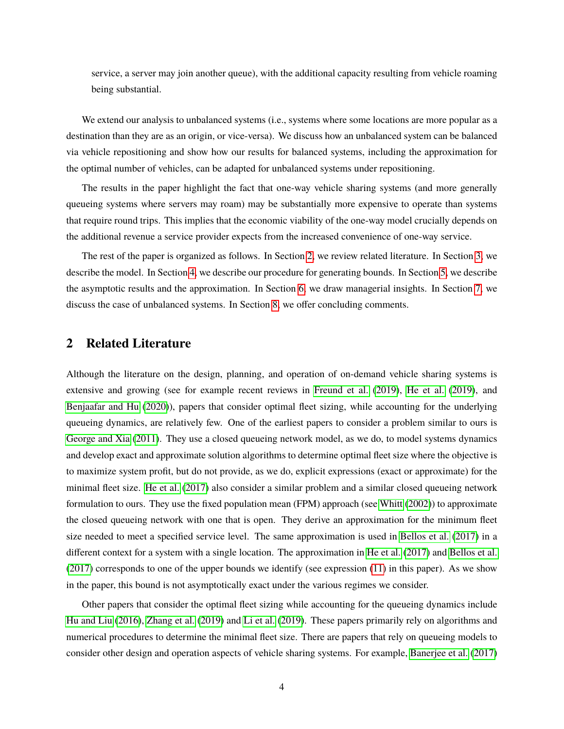service, a server may join another queue), with the additional capacity resulting from vehicle roaming being substantial.

We extend our analysis to unbalanced systems (i.e., systems where some locations are more popular as a destination than they are as an origin, or vice-versa). We discuss how an unbalanced system can be balanced via vehicle repositioning and show how our results for balanced systems, including the approximation for the optimal number of vehicles, can be adapted for unbalanced systems under repositioning.

The results in the paper highlight the fact that one-way vehicle sharing systems (and more generally queueing systems where servers may roam) may be substantially more expensive to operate than systems that require round trips. This implies that the economic viability of the one-way model crucially depends on the additional revenue a service provider expects from the increased convenience of one-way service.

The rest of the paper is organized as follows. In Section 2, we review related literature. In Section 3, we describe the model. In Section 4, we describe our procedure for generating bounds. In Section 5, we describe the asymptotic results and the approximation. In Section 6, we draw managerial insights. In Section 7, we discuss the case of unbalanced systems. In Section 8, we offer concluding comments.

## 2 Related Literature

Although the literature on the design, planning, and operation of on-demand vehicle sharing systems is extensive and growing (see for example recent reviews in Freund et al. (2019), He et al. (2019), and Benjaafar and Hu (2020)), papers that consider optimal fleet sizing, while accounting for the underlying queueing dynamics, are relatively few. One of the earliest papers to consider a problem similar to ours is George and Xia (2011). They use a closed queueing network model, as we do, to model systems dynamics and develop exact and approximate solution algorithms to determine optimal fleet size where the objective is to maximize system profit, but do not provide, as we do, explicit expressions (exact or approximate) for the minimal fleet size. He et al. (2017) also consider a similar problem and a similar closed queueing network formulation to ours. They use the fixed population mean (FPM) approach (see Whitt (2002)) to approximate the closed queueing network with one that is open. They derive an approximation for the minimum fleet size needed to meet a specified service level. The same approximation is used in Bellos et al. (2017) in a different context for a system with a single location. The approximation in He et al. (2017) and Bellos et al. (2017) corresponds to one of the upper bounds we identify (see expression (11) in this paper). As we show in the paper, this bound is not asymptotically exact under the various regimes we consider.

Other papers that consider the optimal fleet sizing while accounting for the queueing dynamics include Hu and Liu (2016), Zhang et al. (2019) and Li et al. (2019). These papers primarily rely on algorithms and numerical procedures to determine the minimal fleet size. There are papers that rely on queueing models to consider other design and operation aspects of vehicle sharing systems. For example, Banerjee et al. (2017)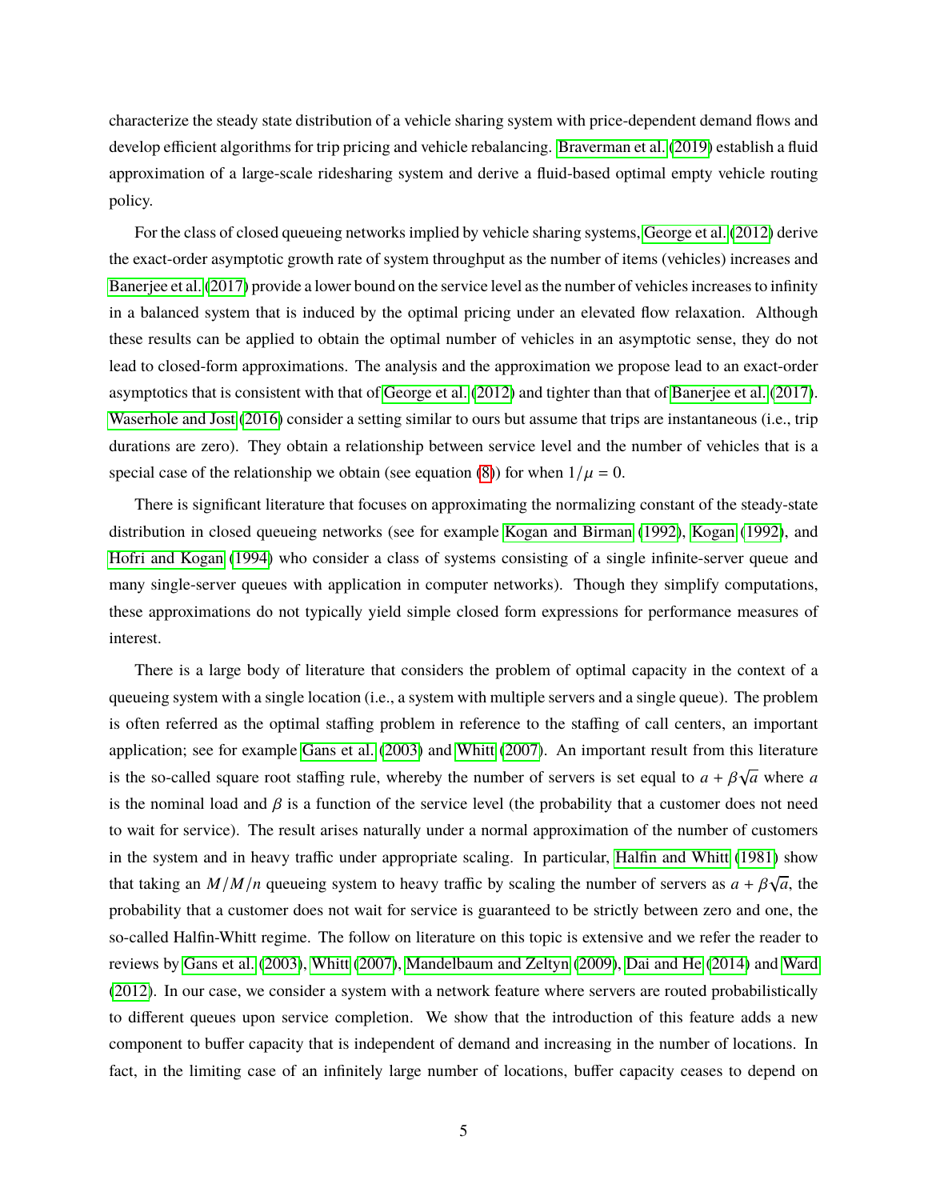characterize the steady state distribution of a vehicle sharing system with price-dependent demand flows and develop efficient algorithms for trip pricing and vehicle rebalancing. Braverman et al. (2019) establish a fluid approximation of a large-scale ridesharing system and derive a fluid-based optimal empty vehicle routing policy.

For the class of closed queueing networks implied by vehicle sharing systems, George et al. (2012) derive the exact-order asymptotic growth rate of system throughput as the number of items (vehicles) increases and Banerjee et al. (2017) provide a lower bound on the service level as the number of vehicles increases to infinity in a balanced system that is induced by the optimal pricing under an elevated flow relaxation. Although these results can be applied to obtain the optimal number of vehicles in an asymptotic sense, they do not lead to closed-form approximations. The analysis and the approximation we propose lead to an exact-order asymptotics that is consistent with that of George et al. (2012) and tighter than that of Banerjee et al. (2017). Waserhole and Jost (2016) consider a setting similar to ours but assume that trips are instantaneous (i.e., trip durations are zero). They obtain a relationship between service level and the number of vehicles that is a special case of the relationship we obtain (see equation (8)) for when $1/\mu = 0$.

There is significant literature that focuses on approximating the normalizing constant of the steady-state distribution in closed queueing networks (see for example Kogan and Birman (1992), Kogan (1992), and Hofri and Kogan (1994) who consider a class of systems consisting of a single infinite-server queue and many single-server queues with application in computer networks). Though they simplify computations, these approximations do not typically yield simple closed form expressions for performance measures of interest.

There is a large body of literature that considers the problem of optimal capacity in the context of a queueing system with a single location (i.e., a system with multiple servers and a single queue). The problem is often referred as the optimal staffing problem in reference to the staffing of call centers, an important application; see for example Gans et al. (2003) and Whitt (2007). An important result from this literature is the so-called square root staffing rule, whereby the number of servers is set equal to $a + \beta\sqrt{a}$ where $a$ is the nominal load and $\beta$ is a function of the service level (the probability that a customer does not need to wait for service). The result arises naturally under a normal approximation of the number of customers in the system and in heavy traffic under appropriate scaling. In particular, Halfin and Whitt (1981) show that taking an $M/M/n$ queueing system to heavy traffic by scaling the number of servers as $a + \beta\sqrt{a}$, the probability that a customer does not wait for service is guaranteed to be strictly between zero and one, the so-called Halfin-Whitt regime. The follow on literature on this topic is extensive and we refer the reader to reviews by Gans et al. (2003), Whitt (2007), Mandelbaum and Zeltyn (2009), Dai and He (2014) and Ward (2012). In our case, we consider a system with a network feature where servers are routed probabilistically to different queues upon service completion. We show that the introduction of this feature adds a new component to buffer capacity that is independent of demand and increasing in the number of locations. In fact, in the limiting case of an infinitely large number of locations, buffer capacity ceases to depend on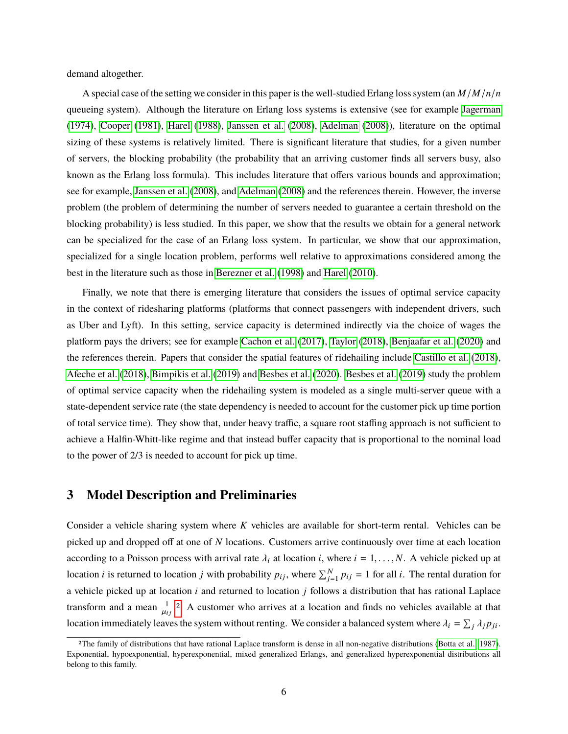demand altogether.

A special case of the setting we consider in this paper is the well-studied Erlang loss system (an $M/M/n/n$ queueing system). Although the literature on Erlang loss systems is extensive (see for example Jagerman (1974), Cooper (1981), Harel (1988), Janssen et al. (2008), Adelman (2008)), literature on the optimal sizing of these systems is relatively limited. There is significant literature that studies, for a given number of servers, the blocking probability (the probability that an arriving customer finds all servers busy, also known as the Erlang loss formula). This includes literature that offers various bounds and approximation; see for example, Janssen et al. (2008), and Adelman (2008) and the references therein. However, the inverse problem (the problem of determining the number of servers needed to guarantee a certain threshold on the blocking probability) is less studied. In this paper, we show that the results we obtain for a general network can be specialized for the case of an Erlang loss system. In particular, we show that our approximation, specialized for a single location problem, performs well relative to approximations considered among the best in the literature such as those in Berezner et al. (1998) and Harel (2010).

Finally, we note that there is emerging literature that considers the issues of optimal service capacity in the context of ridesharing platforms (platforms that connect passengers with independent drivers, such as Uber and Lyft). In this setting, service capacity is determined indirectly via the choice of wages the platform pays the drivers; see for example Cachon et al. (2017), Taylor (2018), Benjaafar et al. (2020) and the references therein. Papers that consider the spatial features of ridehailing include Castillo et al. (2018), Afeche et al. (2018), Bimpikis et al. (2019) and Besbes et al. (2020). Besbes et al. (2019) study the problem of optimal service capacity when the ridehailing system is modeled as a single multi-server queue with a state-dependent service rate (the state dependency is needed to account for the customer pick up time portion of total service time). They show that, under heavy traffic, a square root staffing approach is not sufficient to achieve a Halfin-Whitt-like regime and that instead buffer capacity that is proportional to the nominal load to the power of 2/3 is needed to account for pick up time.

# 3 Model Description and Preliminaries

Consider a vehicle sharing system where $K$ vehicles are available for short-term rental. Vehicles can be picked up and dropped off at one of $N$ locations. Customers arrive continuously over time at each location according to a Poisson process with arrival rate $\lambda_i$ at location $i$, where $i = 1, \ldots, N$. A vehicle picked up at location $i$ is returned to location $j$ with probability $p_{ij}$, where $\sum_{j=1}^{N} p_{ij} = 1$ for all $i$. The rental duration for a vehicle picked up at location $i$ and returned to location $j$ follows a distribution that has rational Laplace transform and a mean $\frac{1}{\mu_{ij}}$.[2] A customer who arrives at a location and finds no vehicles available at that location immediately leaves the system without renting. We consider a balanced system where $\lambda_i = \sum_j \lambda_j p_{ji}$.

[2]The family of distributions that have rational Laplace transform is dense in all non-negative distributions (Botta et al., 1987). Exponential, hypoexponential, hyperexponential, mixed generalized Erlangs, and generalized hyperexponential distributions all belong to this family.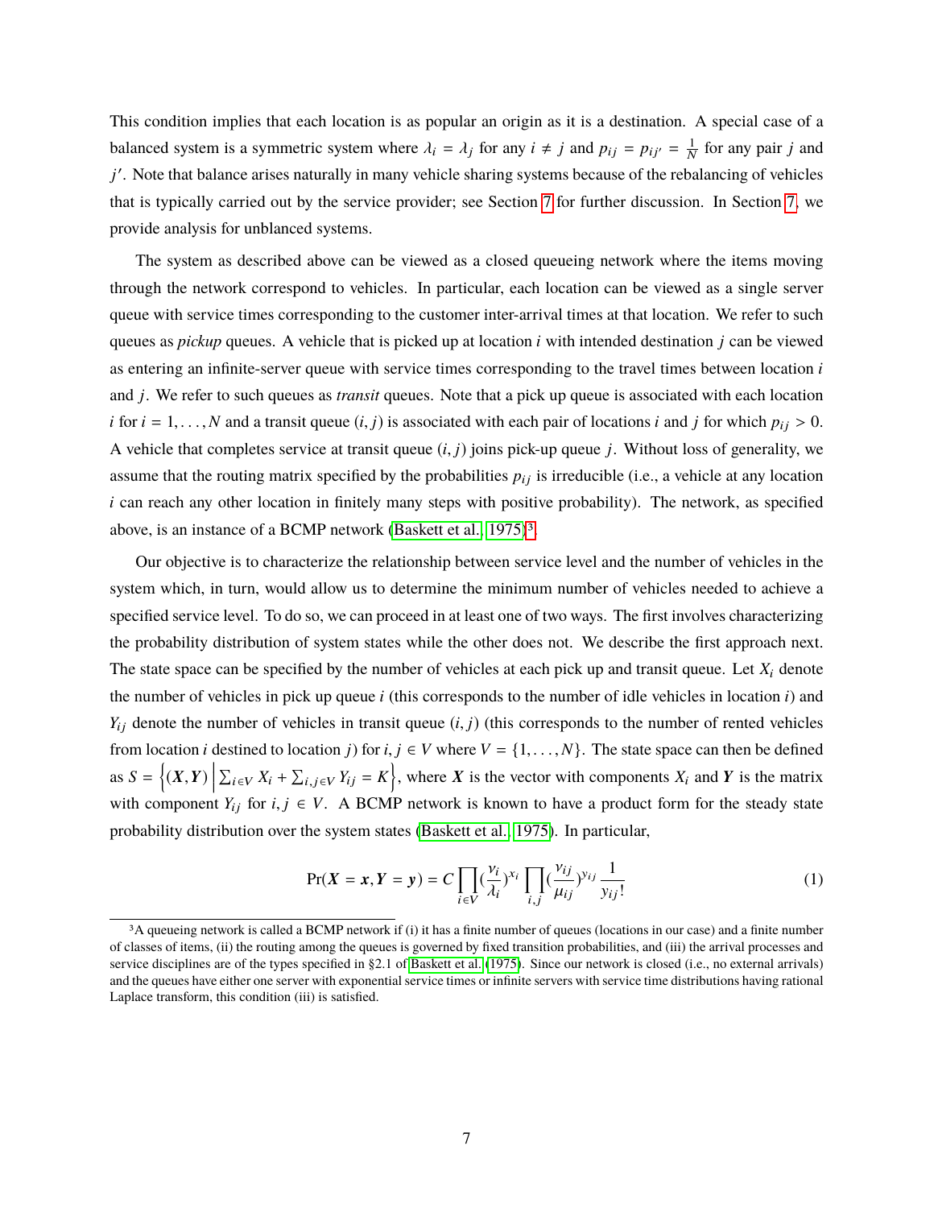This condition implies that each location is as popular an origin as it is a destination. A special case of a balanced system is a symmetric system where $\lambda_i = \lambda_j$ for any $i \neq j$ and $p_{ij} = p_{ij'} = \frac{1}{N}$ for any pair $j$ and $j'$. Note that balance arises naturally in many vehicle sharing systems because of the rebalancing of vehicles that is typically carried out by the service provider; see Section 7 for further discussion. In Section 7, we provide analysis for unblanced systems.

The system as described above can be viewed as a closed queueing network where the items moving through the network correspond to vehicles. In particular, each location can be viewed as a single server queue with service times corresponding to the customer inter-arrival times at that location. We refer to such queues as *pickup* queues. A vehicle that is picked up at location $i$ with intended destination $j$ can be viewed as entering an infinite-server queue with service times corresponding to the travel times between location $i$ and $j$. We refer to such queues as *transit* queues. Note that a pick up queue is associated with each location $i$ for $i = 1, \ldots, N$ and a transit queue $(i, j)$ is associated with each pair of locations $i$ and $j$ for which $p_{ij} > 0$. A vehicle that completes service at transit queue $(i, j)$ joins pick-up queue $j$. Without loss of generality, we assume that the routing matrix specified by the probabilities $p_{ij}$ is irreducible (i.e., a vehicle at any location $i$ can reach any other location in finitely many steps with positive probability). The network, as specified above, is an instance of a BCMP network (Baskett et al. 1975)[3].

Our objective is to characterize the relationship between service level and the number of vehicles in the system which, in turn, would allow us to determine the minimum number of vehicles needed to achieve a specified service level. To do so, we can proceed in at least one of two ways. The first involves characterizing the probability distribution of system states while the other does not. We describe the first approach next. The state space can be specified by the number of vehicles at each pick up and transit queue. Let $X_i$ denote the number of vehicles in pick up queue $i$ (this corresponds to the number of idle vehicles in location $i$) and $Y_{ij}$ denote the number of vehicles in transit queue $(i, j)$ (this corresponds to the number of rented vehicles from location $i$ destined to location $j$) for $i, j \in V$ where $V = \{1, \ldots, N\}$. The state space can then be defined as $S = \left\{(\boldsymbol{X}, \boldsymbol{Y}) \,\middle|\, \sum_{i \in V} X_i + \sum_{i,j \in V} Y_{ij} = K\right\}$, where $\boldsymbol{X}$ is the vector with components $X_i$ and $\boldsymbol{Y}$ is the matrix with component $Y_{ij}$ for $i, j \in V$. A BCMP network is known to have a product form for the steady state probability distribution over the system states (Baskett et al. 1975). In particular,

$$\Pr(\boldsymbol{X} = \boldsymbol{x}, \boldsymbol{Y} = \boldsymbol{y}) = C \prod_{i \in V} \left(\frac{\nu_i}{\lambda_i}\right)^{x_i} \prod_{i,j} \left(\frac{\nu_{ij}}{\mu_{ij}}\right)^{y_{ij}} \frac{1}{y_{ij}!} \tag{1}$$

[3]A queueing network is called a BCMP network if (i) it has a finite number of queues (locations in our case) and a finite number of classes of items, (ii) the routing among the queues is governed by fixed transition probabilities, and (iii) the arrival processes and service disciplines are of the types specified in §2.1 of Baskett et al. (1975). Since our network is closed (i.e., no external arrivals) and the queues have either one server with exponential service times or infinite servers with service time distributions having rational Laplace transform, this condition (iii) is satisfied.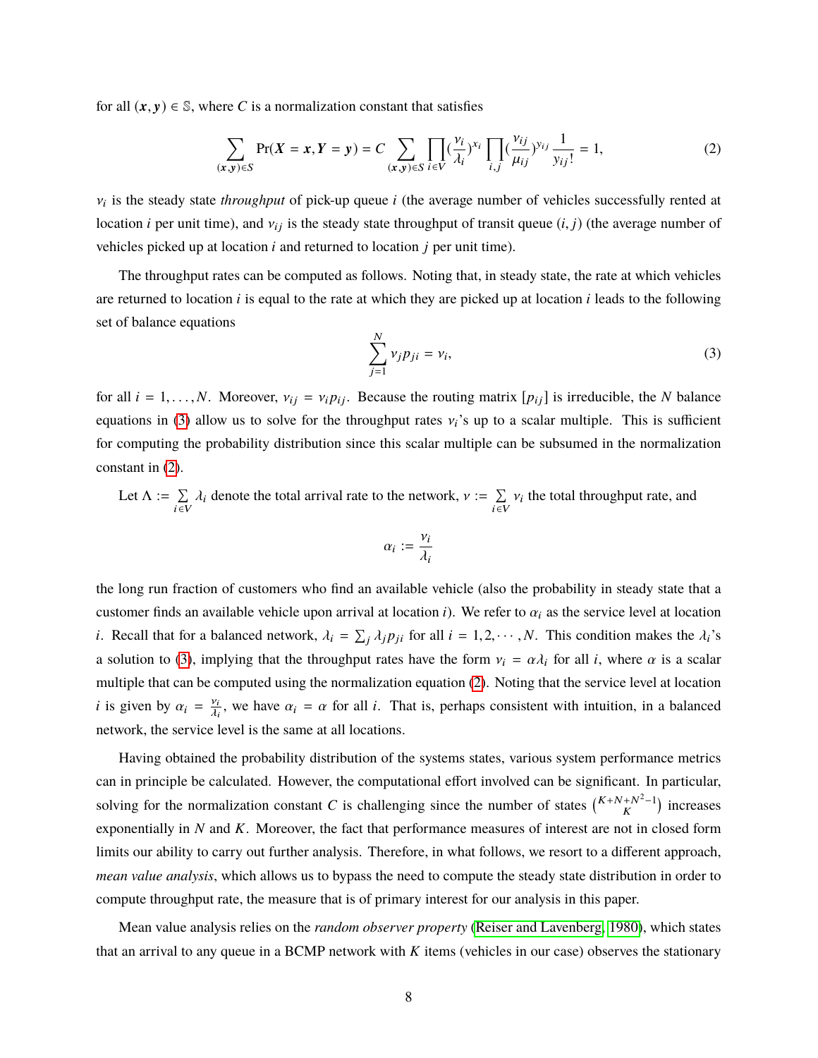for all $(\boldsymbol{x}, \boldsymbol{y}) \in \mathbb{S}$, where $C$ is a normalization constant that satisfies

$$\sum_{(\boldsymbol{x},\boldsymbol{y})\in S} \Pr(\boldsymbol{X} = \boldsymbol{x}, \boldsymbol{Y} = \boldsymbol{y}) = C \sum_{(\boldsymbol{x},\boldsymbol{y})\in S} \prod_{i\in V} (\frac{\nu_i}{\lambda_i})^{x_i} \prod_{i,j} (\frac{\nu_{ij}}{\mu_{ij}})^{y_{ij}} \frac{1}{y_{ij}!} = 1, \tag{2}$$

$\nu_i$ is the steady state *throughput* of pick-up queue $i$ (the average number of vehicles successfully rented at location $i$ per unit time), and $\nu_{ij}$ is the steady state throughput of transit queue $(i, j)$ (the average number of vehicles picked up at location $i$ and returned to location $j$ per unit time).

The throughput rates can be computed as follows. Noting that, in steady state, the rate at which vehicles are returned to location $i$ is equal to the rate at which they are picked up at location $i$ leads to the following set of balance equations

$$\sum_{j=1}^{N} \nu_j p_{ji} = \nu_i, \tag{3}$$

for all $i = 1, \ldots, N$. Moreover, $\nu_{ij} = \nu_i p_{ij}$. Because the routing matrix $[p_{ij}]$ is irreducible, the $N$ balance equations in (3) allow us to solve for the throughput rates $\nu_i$'s up to a scalar multiple. This is sufficient for computing the probability distribution since this scalar multiple can be subsumed in the normalization constant in (2).

Let $\Lambda := \sum_{i\in V} \lambda_i$ denote the total arrival rate to the network, $\nu := \sum_{i\in V} \nu_i$ the total throughput rate, and

$$\alpha_i := \frac{\nu_i}{\lambda_i}$$

the long run fraction of customers who find an available vehicle (also the probability in steady state that a customer finds an available vehicle upon arrival at location $i$). We refer to $\alpha_i$ as the service level at location $i$. Recall that for a balanced network, $\lambda_i = \sum_j \lambda_j p_{ji}$ for all $i = 1, 2, \cdots, N$. This condition makes the $\lambda_i$'s a solution to (3), implying that the throughput rates have the form $\nu_i = \alpha\lambda_i$ for all $i$, where $\alpha$ is a scalar multiple that can be computed using the normalization equation (2). Noting that the service level at location $i$ is given by $\alpha_i = \frac{\nu_i}{\lambda_i}$, we have $\alpha_i = \alpha$ for all $i$. That is, perhaps consistent with intuition, in a balanced network, the service level is the same at all locations.

Having obtained the probability distribution of the systems states, various system performance metrics can in principle be calculated. However, the computational effort involved can be significant. In particular, solving for the normalization constant $C$ is challenging since the number of states $\binom{K+N+N^2-1}{K}$ increases exponentially in $N$ and $K$. Moreover, the fact that performance measures of interest are not in closed form limits our ability to carry out further analysis. Therefore, in what follows, we resort to a different approach, *mean value analysis*, which allows us to bypass the need to compute the steady state distribution in order to compute throughput rate, the measure that is of primary interest for our analysis in this paper.

Mean value analysis relies on the *random observer property* (Reiser and Lavenberg, 1980), which states that an arrival to any queue in a BCMP network with $K$ items (vehicles in our case) observes the stationary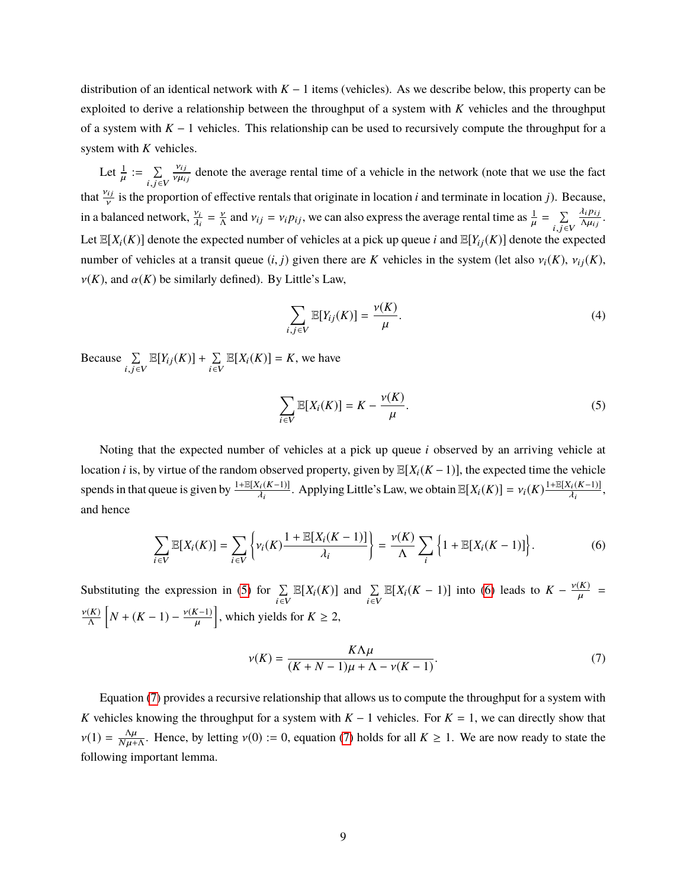distribution of an identical network with $K-1$ items (vehicles). As we describe below, this property can be exploited to derive a relationship between the throughput of a system with $K$ vehicles and the throughput of a system with $K-1$ vehicles. This relationship can be used to recursively compute the throughput for a system with $K$ vehicles.

Let $\frac{1}{\mu} := \sum_{i,j \in V} \frac{\nu_{ij}}{\nu \mu_{ij}}$ denote the average rental time of a vehicle in the network (note that we use the fact that $\frac{\nu_{ij}}{\nu}$ is the proportion of effective rentals that originate in location $i$ and terminate in location $j$). Because, in a balanced network, $\frac{\nu_i}{\lambda_i} = \frac{\nu}{\Lambda}$ and $\nu_{ij} = \nu_i p_{ij}$, we can also express the average rental time as $\frac{1}{\mu} = \sum_{i,j \in V} \frac{\lambda_i p_{ij}}{\Lambda \mu_{ij}}$. Let $\mathbb{E}[X_i(K)]$ denote the expected number of vehicles at a pick up queue $i$ and $\mathbb{E}[Y_{ij}(K)]$ denote the expected number of vehicles at a transit queue $(i,j)$ given there are $K$ vehicles in the system (let also $\nu_i(K)$, $\nu_{ij}(K)$, $\nu(K)$, and $\alpha(K)$ be similarly defined). By Little's Law,

$$\sum_{i,j \in V} \mathbb{E}[Y_{ij}(K)] = \frac{\nu(K)}{\mu}. \tag{4}$$

Because $\sum_{i,j \in V} \mathbb{E}[Y_{ij}(K)] + \sum_{i \in V} \mathbb{E}[X_i(K)] = K$, we have

$$\sum_{i \in V} \mathbb{E}[X_i(K)] = K - \frac{\nu(K)}{\mu}. \tag{5}$$

Noting that the expected number of vehicles at a pick up queue $i$ observed by an arriving vehicle at location $i$ is, by virtue of the random observed property, given by $\mathbb{E}[X_i(K-1)]$, the expected time the vehicle spends in that queue is given by $\frac{1+\mathbb{E}[X_i(K-1)]}{\lambda_i}$. Applying Little's Law, we obtain $\mathbb{E}[X_i(K)] = \nu_i(K)\frac{1+\mathbb{E}[X_i(K-1)]}{\lambda_i}$, and hence

$$\sum_{i \in V} \mathbb{E}[X_i(K)] = \sum_{i \in V} \left\{ \nu_i(K) \frac{1 + \mathbb{E}[X_i(K-1)]}{\lambda_i} \right\} = \frac{\nu(K)}{\Lambda} \sum_i \left\{ 1 + \mathbb{E}[X_i(K-1)] \right\}. \tag{6}$$

Substituting the expression in (5) for $\sum_{i \in V} \mathbb{E}[X_i(K)]$ and $\sum_{i \in V} \mathbb{E}[X_i(K-1)]$ into (6) leads to $K - \frac{\nu(K)}{\mu} = \frac{\nu(K)}{\Lambda}\left[ N + (K-1) - \frac{\nu(K-1)}{\mu} \right]$, which yields for $K \geq 2$,

$$\nu(K) = \frac{K \Lambda \mu}{(K + N - 1)\mu + \Lambda - \nu(K-1)}. \tag{7}$$

Equation (7) provides a recursive relationship that allows us to compute the throughput for a system with $K$ vehicles knowing the throughput for a system with $K-1$ vehicles. For $K = 1$, we can directly show that $\nu(1) = \frac{\Lambda \mu}{N\mu + \Lambda}$. Hence, by letting $\nu(0) := 0$, equation (7) holds for all $K \geq 1$. We are now ready to state the following important lemma.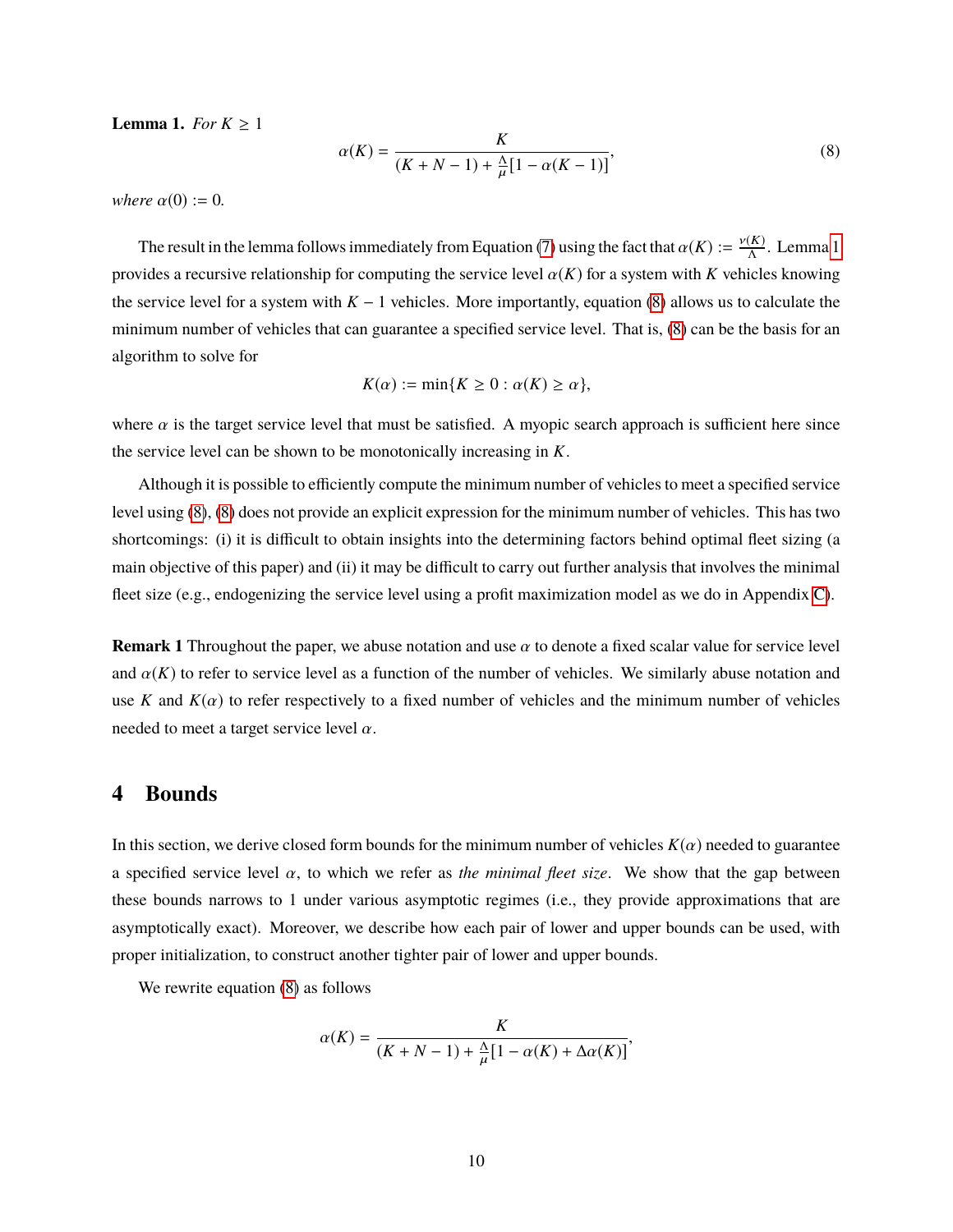**Lemma 1.** *For $K \geq 1$*

$$\alpha(K) = \frac{K}{(K + N - 1) + \frac{\Lambda}{\mu}[1 - \alpha(K-1)]}, \tag{8}$$

*where $\alpha(0) := 0$.*

The result in the lemma follows immediately from Equation (7) using the fact that $\alpha(K) := \frac{\nu(K)}{\Lambda}$. Lemma 1 provides a recursive relationship for computing the service level $\alpha(K)$ for a system with $K$ vehicles knowing the service level for a system with $K - 1$ vehicles. More importantly, equation (8) allows us to calculate the minimum number of vehicles that can guarantee a specified service level. That is, (8) can be the basis for an algorithm to solve for

$$K(\alpha) := \min\{K \geq 0 : \alpha(K) \geq \alpha\},$$

where $\alpha$ is the target service level that must be satisfied. A myopic search approach is sufficient here since the service level can be shown to be monotonically increasing in $K$.

Although it is possible to efficiently compute the minimum number of vehicles to meet a specified service level using (8), (8) does not provide an explicit expression for the minimum number of vehicles. This has two shortcomings: (i) it is difficult to obtain insights into the determining factors behind optimal fleet sizing (a main objective of this paper) and (ii) it may be difficult to carry out further analysis that involves the minimal fleet size (e.g., endogenizing the service level using a profit maximization model as we do in Appendix C).

**Remark 1** Throughout the paper, we abuse notation and use $\alpha$ to denote a fixed scalar value for service level and $\alpha(K)$ to refer to service level as a function of the number of vehicles. We similarly abuse notation and use $K$ and $K(\alpha)$ to refer respectively to a fixed number of vehicles and the minimum number of vehicles needed to meet a target service level $\alpha$.

# 4 Bounds

In this section, we derive closed form bounds for the minimum number of vehicles $K(\alpha)$ needed to guarantee a specified service level $\alpha$, to which we refer as *the minimal fleet size*. We show that the gap between these bounds narrows to 1 under various asymptotic regimes (i.e., they provide approximations that are asymptotically exact). Moreover, we describe how each pair of lower and upper bounds can be used, with proper initialization, to construct another tighter pair of lower and upper bounds.

We rewrite equation (8) as follows

$$\alpha(K) = \frac{K}{(K + N - 1) + \frac{\Lambda}{\mu}[1 - \alpha(K) + \Delta\alpha(K)]},$$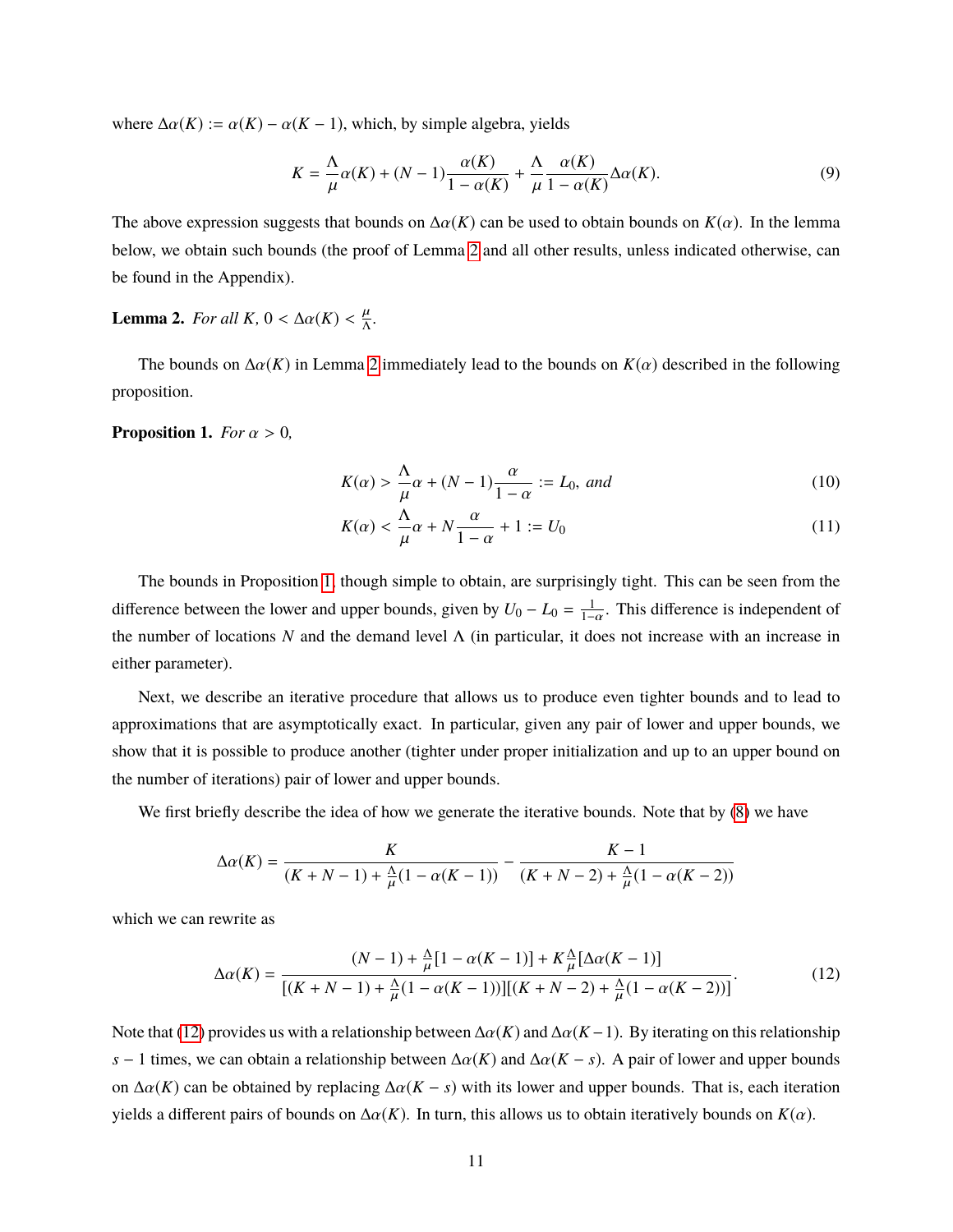where $\Delta\alpha(K) := \alpha(K) - \alpha(K-1)$, which, by simple algebra, yields

$$K = \frac{\Lambda}{\mu}\alpha(K) + (N-1)\frac{\alpha(K)}{1-\alpha(K)} + \frac{\Lambda}{\mu}\frac{\alpha(K)}{1-\alpha(K)}\Delta\alpha(K). \tag{9}$$

The above expression suggests that bounds on $\Delta\alpha(K)$ can be used to obtain bounds on $K(\alpha)$. In the lemma below, we obtain such bounds (the proof of Lemma 2 and all other results, unless indicated otherwise, can be found in the Appendix).

**Lemma 2.** *For all $K$, $0 < \Delta\alpha(K) < \frac{\mu}{\Lambda}$.*

The bounds on $\Delta\alpha(K)$ in Lemma 2 immediately lead to the bounds on $K(\alpha)$ described in the following proposition.

**Proposition 1.** *For $\alpha > 0$,*

$$K(\alpha) > \frac{\Lambda}{\mu}\alpha + (N-1)\frac{\alpha}{1-\alpha} := L_0, \text{ and} \tag{10}$$

$$K(\alpha) < \frac{\Lambda}{\mu}\alpha + N\frac{\alpha}{1-\alpha} + 1 := U_0 \tag{11}$$

The bounds in Proposition 1, though simple to obtain, are surprisingly tight. This can be seen from the difference between the lower and upper bounds, given by $U_0 - L_0 = \frac{1}{1-\alpha}$. This difference is independent of the number of locations $N$ and the demand level $\Lambda$ (in particular, it does not increase with an increase in either parameter).

Next, we describe an iterative procedure that allows us to produce even tighter bounds and to lead to approximations that are asymptotically exact. In particular, given any pair of lower and upper bounds, we show that it is possible to produce another (tighter under proper initialization and up to an upper bound on the number of iterations) pair of lower and upper bounds.

We first briefly describe the idea of how we generate the iterative bounds. Note that by (8) we have

$$\Delta\alpha(K) = \frac{K}{(K+N-1) + \frac{\Lambda}{\mu}(1-\alpha(K-1))} - \frac{K-1}{(K+N-2) + \frac{\Lambda}{\mu}(1-\alpha(K-2))}$$

which we can rewrite as

$$\Delta\alpha(K) = \frac{(N-1) + \frac{\Lambda}{\mu}[1-\alpha(K-1)] + K\frac{\Lambda}{\mu}[\Delta\alpha(K-1)]}{[(K+N-1) + \frac{\Lambda}{\mu}(1-\alpha(K-1))][(K+N-2) + \frac{\Lambda}{\mu}(1-\alpha(K-2))]}. \tag{12}$$

Note that (12) provides us with a relationship between $\Delta\alpha(K)$ and $\Delta\alpha(K-1)$. By iterating on this relationship $s-1$ times, we can obtain a relationship between $\Delta\alpha(K)$ and $\Delta\alpha(K-s)$. A pair of lower and upper bounds on $\Delta\alpha(K)$ can be obtained by replacing $\Delta\alpha(K-s)$ with its lower and upper bounds. That is, each iteration yields a different pairs of bounds on $\Delta\alpha(K)$. In turn, this allows us to obtain iteratively bounds on $K(\alpha)$.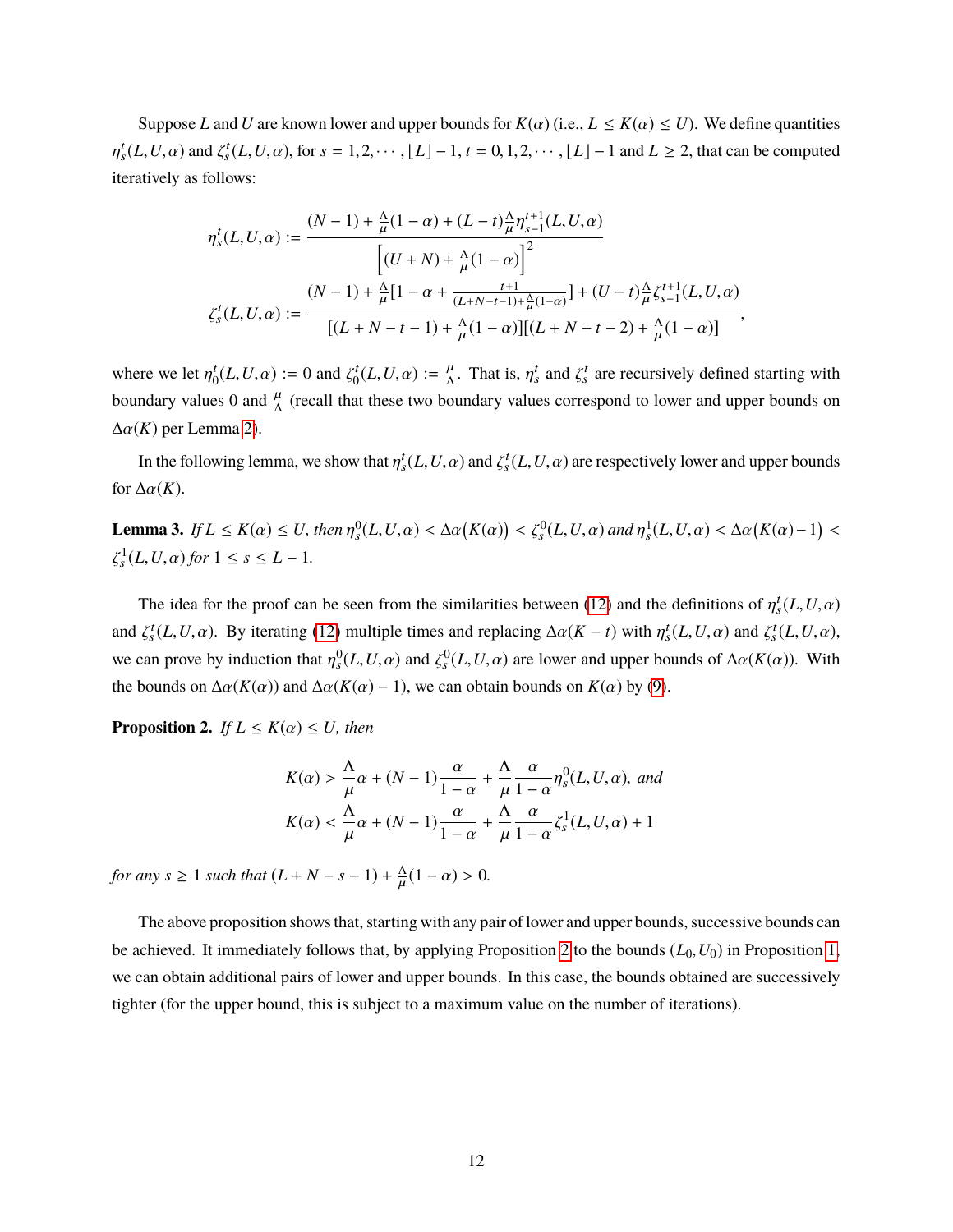Suppose $L$ and $U$ are known lower and upper bounds for $K(\alpha)$ (i.e., $L \leq K(\alpha) \leq U$). We define quantities $\eta_s^t(L, U, \alpha)$ and $\zeta_s^t(L, U, \alpha)$, for $s = 1, 2, \cdots, \lfloor L \rfloor - 1$, $t = 0, 1, 2, \cdots, \lfloor L \rfloor - 1$ and $L \geq 2$, that can be computed iteratively as follows:

$$
\eta_s^t(L, U, \alpha) := \frac{(N-1) + \frac{\Lambda}{\mu}(1-\alpha) + (L-t)\frac{\Lambda}{\mu}\eta_{s-1}^{t+1}(L, U, \alpha)}{\left[(U+N) + \frac{\Lambda}{\mu}(1-\alpha)\right]^2}
$$

$$
\zeta_s^t(L, U, \alpha) := \frac{(N-1) + \frac{\Lambda}{\mu}[1 - \alpha + \frac{t+1}{(L+N-t-1)+\frac{\Lambda}{\mu}(1-\alpha)}] + (U-t)\frac{\Lambda}{\mu}\zeta_{s-1}^{t+1}(L, U, \alpha)}{[(L+N-t-1) + \frac{\Lambda}{\mu}(1-\alpha)][(L+N-t-2) + \frac{\Lambda}{\mu}(1-\alpha)]},
$$

where we let $\eta_0^t(L, U, \alpha) := 0$ and $\zeta_0^t(L, U, \alpha) := \frac{\mu}{\Lambda}$. That is, $\eta_s^t$ and $\zeta_s^t$ are recursively defined starting with boundary values 0 and $\frac{\mu}{\Lambda}$ (recall that these two boundary values correspond to lower and upper bounds on $\Delta\alpha(K)$ per Lemma 2).

In the following lemma, we show that $\eta_s^t(L, U, \alpha)$ and $\zeta_s^t(L, U, \alpha)$ are respectively lower and upper bounds for $\Delta\alpha(K)$.

**Lemma 3.** *If $L \leq K(\alpha) \leq U$, then $\eta_s^0(L, U, \alpha) < \Delta\alpha\big(K(\alpha)\big) < \zeta_s^0(L, U, \alpha)$ and $\eta_s^1(L, U, \alpha) < \Delta\alpha\big(K(\alpha) - 1\big) < \zeta_s^1(L, U, \alpha)$ for $1 \leq s \leq L - 1$.*

The idea for the proof can be seen from the similarities between (12) and the definitions of $\eta_s^t(L, U, \alpha)$ and $\zeta_s^t(L, U, \alpha)$. By iterating (12) multiple times and replacing $\Delta\alpha(K - t)$ with $\eta_s^t(L, U, \alpha)$ and $\zeta_s^t(L, U, \alpha)$, we can prove by induction that $\eta_s^0(L, U, \alpha)$ and $\zeta_s^0(L, U, \alpha)$ are lower and upper bounds of $\Delta\alpha(K(\alpha))$. With the bounds on $\Delta\alpha(K(\alpha))$ and $\Delta\alpha(K(\alpha) - 1)$, we can obtain bounds on $K(\alpha)$ by (9).

**Proposition 2.** *If $L \leq K(\alpha) \leq U$, then*

$$
K(\alpha) > \frac{\Lambda}{\mu}\alpha + (N-1)\frac{\alpha}{1-\alpha} + \frac{\Lambda}{\mu}\frac{\alpha}{1-\alpha}\eta_s^0(L, U, \alpha), \text{ and}
$$

$$
K(\alpha) < \frac{\Lambda}{\mu}\alpha + (N-1)\frac{\alpha}{1-\alpha} + \frac{\Lambda}{\mu}\frac{\alpha}{1-\alpha}\zeta_s^1(L, U, \alpha) + 1
$$

*for any $s \geq 1$ such that $(L + N - s - 1) + \frac{\Lambda}{\mu}(1 - \alpha) > 0$.*

The above proposition shows that, starting with any pair of lower and upper bounds, successive bounds can be achieved. It immediately follows that, by applying Proposition 2 to the bounds $(L_0, U_0)$ in Proposition 1, we can obtain additional pairs of lower and upper bounds. In this case, the bounds obtained are successively tighter (for the upper bound, this is subject to a maximum value on the number of iterations).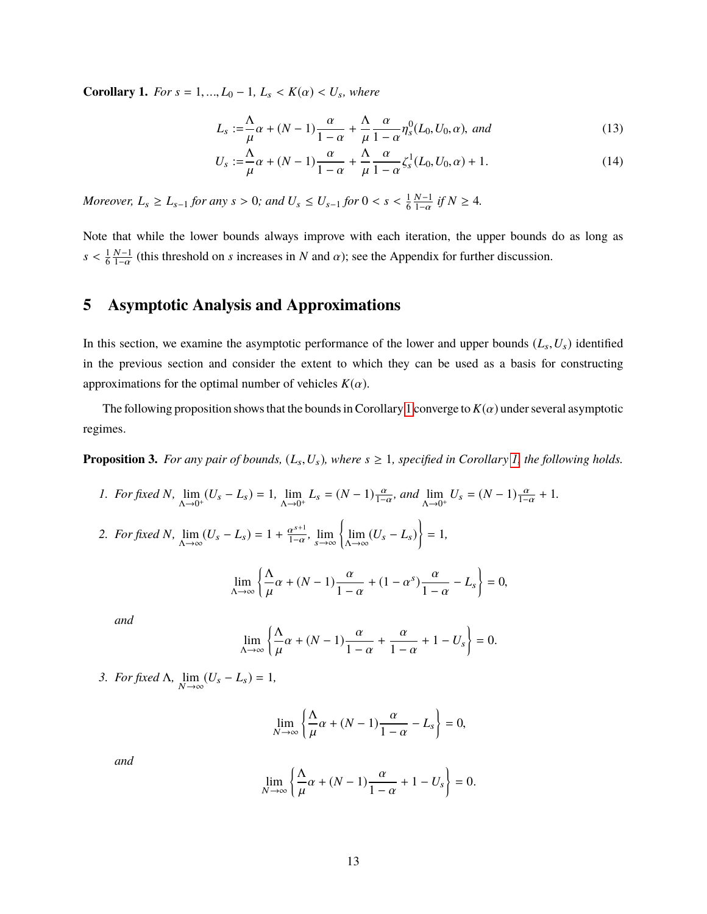**Corollary 1.** *For $s = 1, ..., L_0 - 1$, $L_s < K(\alpha) < U_s$, where*

$$L_s := \frac{\Lambda}{\mu}\alpha + (N-1)\frac{\alpha}{1-\alpha} + \frac{\Lambda}{\mu}\frac{\alpha}{1-\alpha}\eta_s^0(L_0, U_0, \alpha), \text{ and} \tag{13}$$

$$U_s := \frac{\Lambda}{\mu}\alpha + (N-1)\frac{\alpha}{1-\alpha} + \frac{\Lambda}{\mu}\frac{\alpha}{1-\alpha}\zeta_s^1(L_0, U_0, \alpha) + 1. \tag{14}$$

*Moreover, $L_s \geq L_{s-1}$ for any $s > 0$; and $U_s \leq U_{s-1}$ for $0 < s < \frac{1}{6}\frac{N-1}{1-\alpha}$ if $N \geq 4$.*

Note that while the lower bounds always improve with each iteration, the upper bounds do as long as $s < \frac{1}{6}\frac{N-1}{1-\alpha}$ (this threshold on $s$ increases in $N$ and $\alpha$); see the Appendix for further discussion.

# 5 Asymptotic Analysis and Approximations

In this section, we examine the asymptotic performance of the lower and upper bounds $(L_s, U_s)$ identified in the previous section and consider the extent to which they can be used as a basis for constructing approximations for the optimal number of vehicles $K(\alpha)$.

The following proposition shows that the bounds in Corollary 1 converge to $K(\alpha)$ under several asymptotic regimes.

**Proposition 3.** *For any pair of bounds, $(L_s, U_s)$, where $s \geq 1$, specified in Corollary 1, the following holds.*

1. *For fixed $N$, $\lim_{\Lambda \to 0^+}(U_s - L_s) = 1$, $\lim_{\Lambda \to 0^+} L_s = (N-1)\frac{\alpha}{1-\alpha}$, and $\lim_{\Lambda \to 0^+} U_s = (N-1)\frac{\alpha}{1-\alpha} + 1$.*

2. *For fixed $N$, $\lim_{\Lambda \to \infty}(U_s - L_s) = 1 + \frac{\alpha^{s+1}}{1-\alpha}$, $\lim_{s \to \infty}\left\{\lim_{\Lambda \to \infty}(U_s - L_s)\right\} = 1$,*

$$\lim_{\Lambda \to \infty}\left\{\frac{\Lambda}{\mu}\alpha + (N-1)\frac{\alpha}{1-\alpha} + (1-\alpha^s)\frac{\alpha}{1-\alpha} - L_s\right\} = 0,$$

*and*

$$\lim_{\Lambda \to \infty}\left\{\frac{\Lambda}{\mu}\alpha + (N-1)\frac{\alpha}{1-\alpha} + \frac{\alpha}{1-\alpha} + 1 - U_s\right\} = 0.$$

3. *For fixed $\Lambda$, $\lim_{N \to \infty}(U_s - L_s) = 1$,*

$$\lim_{N \to \infty}\left\{\frac{\Lambda}{\mu}\alpha + (N-1)\frac{\alpha}{1-\alpha} - L_s\right\} = 0,$$

*and*

$$\lim_{N \to \infty}\left\{\frac{\Lambda}{\mu}\alpha + (N-1)\frac{\alpha}{1-\alpha} + 1 - U_s\right\} = 0.$$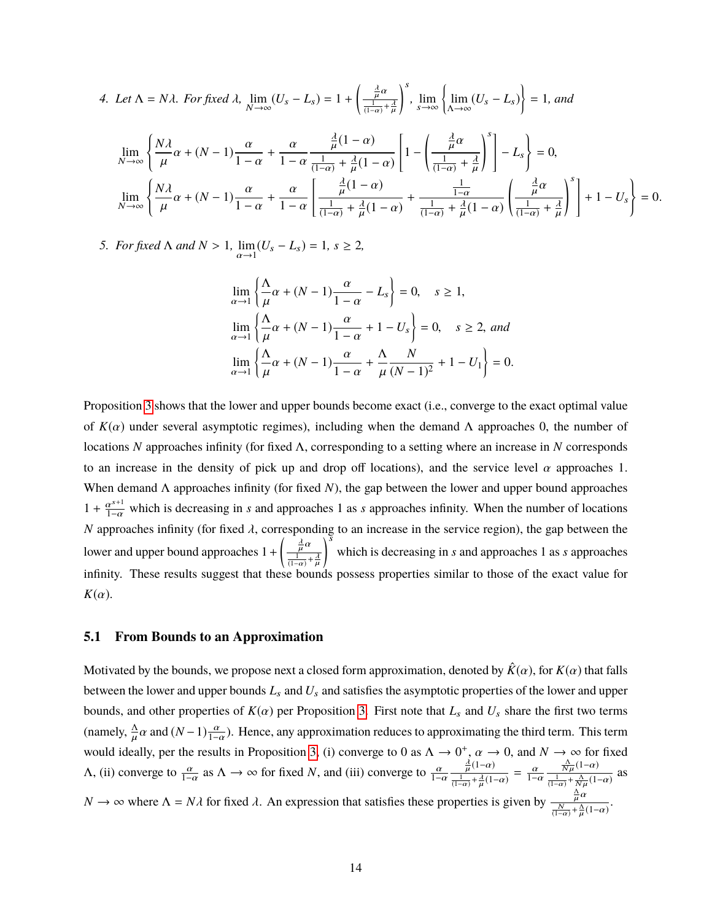4. *Let* $\Lambda = N\lambda$. *For fixed* $\lambda$, $\lim_{N\to\infty}(U_s - L_s) = 1 + \left(\frac{\frac{\lambda}{\mu}\alpha}{\frac{1}{(1-\alpha)}+\frac{\lambda}{\mu}}\right)^s$, $\lim_{s\to\infty}\left\{\lim_{\Lambda\to\infty}(U_s - L_s)\right\} = 1$, *and*

$$\lim_{N\to\infty}\left\{\frac{N\lambda}{\mu}\alpha + (N-1)\frac{\alpha}{1-\alpha} + \frac{\alpha}{1-\alpha}\frac{\frac{\lambda}{\mu}(1-\alpha)}{\frac{1}{(1-\alpha)}+\frac{\lambda}{\mu}(1-\alpha)}\left[1-\left(\frac{\frac{\lambda}{\mu}\alpha}{\frac{1}{(1-\alpha)}+\frac{\lambda}{\mu}}\right)^s\right] - L_s\right\} = 0,$$

$$\lim_{N\to\infty}\left\{\frac{N\lambda}{\mu}\alpha + (N-1)\frac{\alpha}{1-\alpha} + \frac{\alpha}{1-\alpha}\left[\frac{\frac{\lambda}{\mu}(1-\alpha)}{\frac{1}{(1-\alpha)}+\frac{\lambda}{\mu}(1-\alpha)} + \frac{\frac{1}{1-\alpha}}{\frac{1}{(1-\alpha)}+\frac{\lambda}{\mu}(1-\alpha)}\left(\frac{\frac{\lambda}{\mu}\alpha}{\frac{1}{(1-\alpha)}+\frac{\lambda}{\mu}}\right)^s\right] + 1 - U_s\right\} = 0.$$

5. *For fixed* $\Lambda$ *and* $N > 1$, $\lim_{\alpha\to 1}(U_s - L_s) = 1$, $s \geq 2$,

$$\lim_{\alpha\to 1}\left\{\frac{\Lambda}{\mu}\alpha + (N-1)\frac{\alpha}{1-\alpha} - L_s\right\} = 0, \quad s \geq 1,$$

$$\lim_{\alpha\to 1}\left\{\frac{\Lambda}{\mu}\alpha + (N-1)\frac{\alpha}{1-\alpha} + 1 - U_s\right\} = 0, \quad s \geq 2, \textit{ and}$$

$$\lim_{\alpha\to 1}\left\{\frac{\Lambda}{\mu}\alpha + (N-1)\frac{\alpha}{1-\alpha} + \frac{\Lambda}{\mu}\frac{N}{(N-1)^2} + 1 - U_1\right\} = 0.$$

Proposition 3 shows that the lower and upper bounds become exact (i.e., converge to the exact optimal value of $K(\alpha)$ under several asymptotic regimes), including when the demand $\Lambda$ approaches 0, the number of locations $N$ approaches infinity (for fixed $\Lambda$, corresponding to a setting where an increase in $N$ corresponds to an increase in the density of pick up and drop off locations), and the service level $\alpha$ approaches 1. When demand $\Lambda$ approaches infinity (for fixed $N$), the gap between the lower and upper bound approaches $1 + \frac{\alpha^{s+1}}{1-\alpha}$ which is decreasing in $s$ and approaches 1 as $s$ approaches infinity. When the number of locations $N$ approaches infinity (for fixed $\lambda$, corresponding to an increase in the service region), the gap between the lower and upper bound approaches $1 + \left(\frac{\frac{\lambda}{\mu}\alpha}{\frac{1}{(1-\alpha)}+\frac{\lambda}{\mu}}\right)^s$ which is decreasing in $s$ and approaches 1 as $s$ approaches infinity. These results suggest that these bounds possess properties similar to those of the exact value for $K(\alpha)$.

## 5.1 From Bounds to an Approximation

Motivated by the bounds, we propose next a closed form approximation, denoted by $\hat{K}(\alpha)$, for $K(\alpha)$ that falls between the lower and upper bounds $L_s$ and $U_s$ and satisfies the asymptotic properties of the lower and upper bounds, and other properties of $K(\alpha)$ per Proposition 3. First note that $L_s$ and $U_s$ share the first two terms (namely, $\frac{\Lambda}{\mu}\alpha$ and $(N-1)\frac{\alpha}{1-\alpha}$). Hence, any approximation reduces to approximating the third term. This term would ideally, per the results in Proposition 3, (i) converge to 0 as $\Lambda \to 0^+$, $\alpha \to 0$, and $N \to \infty$ for fixed $\Lambda$, (ii) converge to $\frac{\alpha}{1-\alpha}$ as $\Lambda \to \infty$ for fixed $N$, and (iii) converge to $\frac{\alpha}{1-\alpha}\frac{\frac{\lambda}{\mu}(1-\alpha)}{\frac{1}{(1-\alpha)}+\frac{\lambda}{\mu}(1-\alpha)} = \frac{\alpha}{1-\alpha}\frac{\frac{\Lambda}{N\mu}(1-\alpha)}{\frac{1}{(1-\alpha)}+\frac{\Lambda}{N\mu}(1-\alpha)}$ as $N \to \infty$ where $\Lambda = N\lambda$ for fixed $\lambda$. An expression that satisfies these properties is given by $\frac{\frac{\Lambda}{\mu}\alpha}{\frac{N}{(1-\alpha)}+\frac{\Lambda}{\mu}(1-\alpha)}$.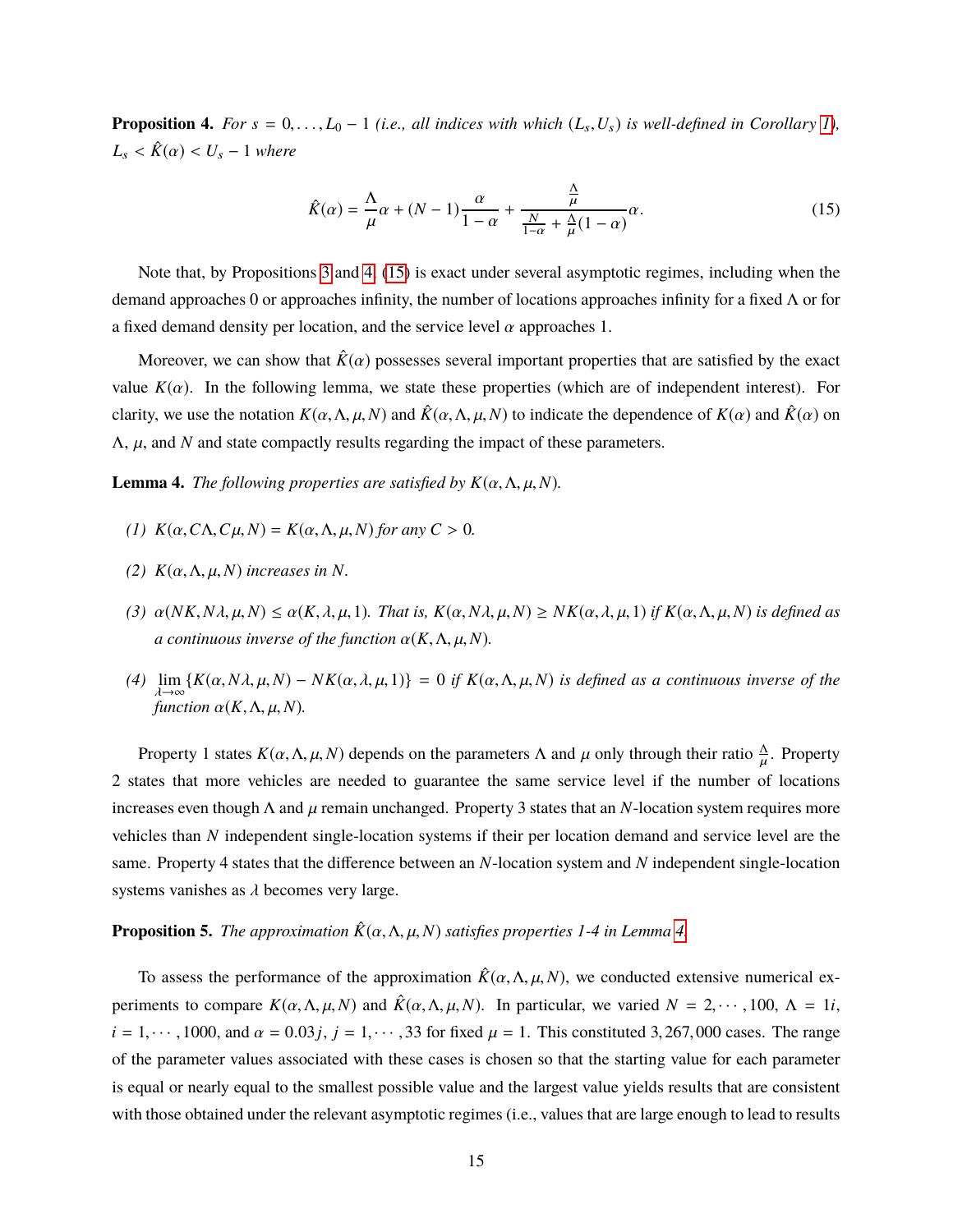**Proposition 4.** *For $s = 0, \ldots, L_0 - 1$ (i.e., all indices with which $(L_s, U_s)$ is well-defined in Corollary 1), $L_s < \hat{K}(\alpha) < U_s - 1$ where*

$$\hat{K}(\alpha) = \frac{\Lambda}{\mu}\alpha + (N-1)\frac{\alpha}{1-\alpha} + \frac{\frac{\Lambda}{\mu}}{\frac{N}{1-\alpha} + \frac{\Lambda}{\mu}(1-\alpha)}\alpha. \tag{15}$$

Note that, by Propositions 3 and 4, (15) is exact under several asymptotic regimes, including when the demand approaches 0 or approaches infinity, the number of locations approaches infinity for a fixed $\Lambda$ or for a fixed demand density per location, and the service level $\alpha$ approaches 1.

Moreover, we can show that $\hat{K}(\alpha)$ possesses several important properties that are satisfied by the exact value $K(\alpha)$. In the following lemma, we state these properties (which are of independent interest). For clarity, we use the notation $K(\alpha, \Lambda, \mu, N)$ and $\hat{K}(\alpha, \Lambda, \mu, N)$ to indicate the dependence of $K(\alpha)$ and $\hat{K}(\alpha)$ on $\Lambda$, $\mu$, and $N$ and state compactly results regarding the impact of these parameters.

**Lemma 4.** *The following properties are satisfied by $K(\alpha, \Lambda, \mu, N)$.*

*(1) $K(\alpha, C\Lambda, C\mu, N) = K(\alpha, \Lambda, \mu, N)$ for any $C > 0$.*

*(2) $K(\alpha, \Lambda, \mu, N)$ increases in $N$.*

*(3) $\alpha(NK, N\lambda, \mu, N) \leq \alpha(K, \lambda, \mu, 1)$. That is, $K(\alpha, N\lambda, \mu, N) \geq NK(\alpha, \lambda, \mu, 1)$ if $K(\alpha, \Lambda, \mu, N)$ is defined as a continuous inverse of the function $\alpha(K, \Lambda, \mu, N)$.*

*(4) $\lim_{\lambda \to \infty} \{K(\alpha, N\lambda, \mu, N) - NK(\alpha, \lambda, \mu, 1)\} = 0$ if $K(\alpha, \Lambda, \mu, N)$ is defined as a continuous inverse of the function $\alpha(K, \Lambda, \mu, N)$.*

Property 1 states $K(\alpha, \Lambda, \mu, N)$ depends on the parameters $\Lambda$ and $\mu$ only through their ratio $\frac{\Lambda}{\mu}$. Property 2 states that more vehicles are needed to guarantee the same service level if the number of locations increases even though $\Lambda$ and $\mu$ remain unchanged. Property 3 states that an $N$-location system requires more vehicles than $N$ independent single-location systems if their per location demand and service level are the same. Property 4 states that the difference between an $N$-location system and $N$ independent single-location systems vanishes as $\lambda$ becomes very large.

**Proposition 5.** *The approximation $\hat{K}(\alpha, \Lambda, \mu, N)$ satisfies properties 1-4 in Lemma 4.*

To assess the performance of the approximation $\hat{K}(\alpha, \Lambda, \mu, N)$, we conducted extensive numerical experiments to compare $K(\alpha, \Lambda, \mu, N)$ and $\hat{K}(\alpha, \Lambda, \mu, N)$. In particular, we varied $N = 2, \cdots, 100$, $\Lambda = 1i$, $i = 1, \cdots, 1000$, and $\alpha = 0.03j$, $j = 1, \cdots, 33$ for fixed $\mu = 1$. This constituted 3,267,000 cases. The range of the parameter values associated with these cases is chosen so that the starting value for each parameter is equal or nearly equal to the smallest possible value and the largest value yields results that are consistent with those obtained under the relevant asymptotic regimes (i.e., values that are large enough to lead to results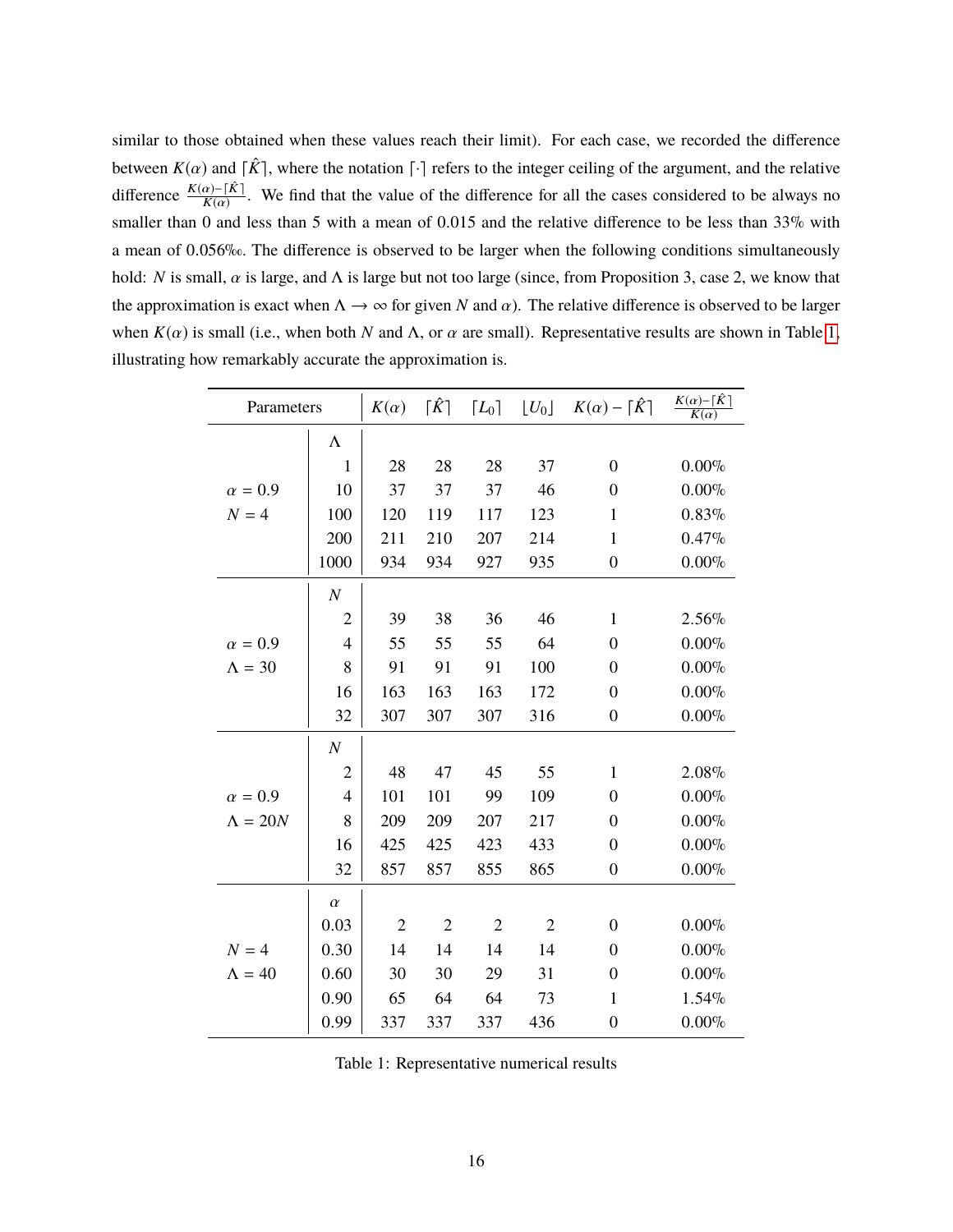similar to those obtained when these values reach their limit). For each case, we recorded the difference between $K(\alpha)$ and $\lceil \hat{K} \rceil$, where the notation $\lceil \cdot \rceil$ refers to the integer ceiling of the argument, and the relative difference $\frac{K(\alpha)-\lceil \hat{K} \rceil}{K(\alpha)}$. We find that the value of the difference for all the cases considered to be always no smaller than 0 and less than 5 with a mean of 0.015 and the relative difference to be less than 33% with a mean of 0.056‰. The difference is observed to be larger when the following conditions simultaneously hold: $N$ is small, $\alpha$ is large, and $\Lambda$ is large but not too large (since, from Proposition 3, case 2, we know that the approximation is exact when $\Lambda \to \infty$ for given $N$ and $\alpha$). The relative difference is observed to be larger when $K(\alpha)$ is small (i.e., when both $N$ and $\Lambda$, or $\alpha$ are small). Representative results are shown in Table 1, illustrating how remarkably accurate the approximation is.

| Parameters | | $K(\alpha)$ | $\lceil \hat{K} \rceil$ | $\lceil L_0 \rceil$ | $\lfloor U_0 \rfloor$ | $K(\alpha) - \lceil \hat{K} \rceil$ | $\frac{K(\alpha)-\lceil \hat{K} \rceil}{K(\alpha)}$ |
|---|---|---|---|---|---|---|---|
| | $\Lambda$ | | | | | | |
| | 1 | 28 | 28 | 28 | 37 | 0 | 0.00% |
| $\alpha = 0.9$ | 10 | 37 | 37 | 37 | 46 | 0 | 0.00% |
| $N = 4$ | 100 | 120 | 119 | 117 | 123 | 1 | 0.83% |
| | 200 | 211 | 210 | 207 | 214 | 1 | 0.47% |
| | 1000 | 934 | 934 | 927 | 935 | 0 | 0.00% |
| | $N$ | | | | | | |
| | 2 | 39 | 38 | 36 | 46 | 1 | 2.56% |
| $\alpha = 0.9$ | 4 | 55 | 55 | 55 | 64 | 0 | 0.00% |
| $\Lambda = 30$ | 8 | 91 | 91 | 91 | 100 | 0 | 0.00% |
| | 16 | 163 | 163 | 163 | 172 | 0 | 0.00% |
| | 32 | 307 | 307 | 307 | 316 | 0 | 0.00% |
| | $N$ | | | | | | |
| | 2 | 48 | 47 | 45 | 55 | 1 | 2.08% |
| $\alpha = 0.9$ | 4 | 101 | 101 | 99 | 109 | 0 | 0.00% |
| $\Lambda = 20N$ | 8 | 209 | 209 | 207 | 217 | 0 | 0.00% |
| | 16 | 425 | 425 | 423 | 433 | 0 | 0.00% |
| | 32 | 857 | 857 | 855 | 865 | 0 | 0.00% |
| | $\alpha$ | | | | | | |
| | 0.03 | 2 | 2 | 2 | 2 | 0 | 0.00% |
| $N = 4$ | 0.30 | 14 | 14 | 14 | 14 | 0 | 0.00% |
| $\Lambda = 40$ | 0.60 | 30 | 30 | 29 | 31 | 0 | 0.00% |
| | 0.90 | 65 | 64 | 64 | 73 | 1 | 1.54% |
| | 0.99 | 337 | 337 | 337 | 436 | 0 | 0.00% |

Table 1: Representative numerical results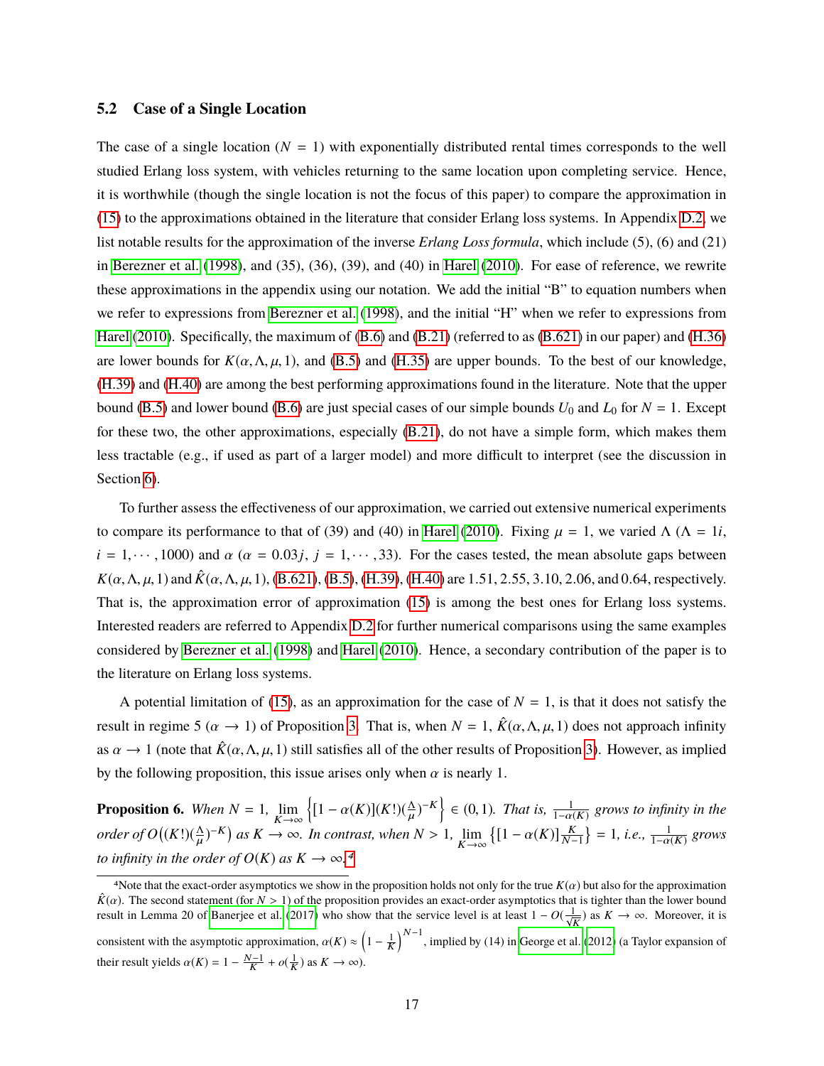### 5.2 Case of a Single Location

The case of a single location ($N = 1$) with exponentially distributed rental times corresponds to the well studied Erlang loss system, with vehicles returning to the same location upon completing service. Hence, it is worthwhile (though the single location is not the focus of this paper) to compare the approximation in (15) to the approximations obtained in the literature that consider Erlang loss systems. In Appendix D.2, we list notable results for the approximation of the inverse *Erlang Loss formula*, which include (5), (6) and (21) in Berezner et al. (1998), and (35), (36), (39), and (40) in Harel (2010). For ease of reference, we rewrite these approximations in the appendix using our notation. We add the initial "B" to equation numbers when we refer to expressions from Berezner et al. (1998), and the initial "H" when we refer to expressions from Harel (2010). Specifically, the maximum of (B.6) and (B.21) (referred to as (B.621) in our paper) and (H.36) are lower bounds for $K(\alpha, \Lambda, \mu, 1)$, and (B.5) and (H.35) are upper bounds. To the best of our knowledge, (H.39) and (H.40) are among the best performing approximations found in the literature. Note that the upper bound (B.5) and lower bound (B.6) are just special cases of our simple bounds $U_0$ and $L_0$ for $N = 1$. Except for these two, the other approximations, especially (B.21), do not have a simple form, which makes them less tractable (e.g., if used as part of a larger model) and more difficult to interpret (see the discussion in Section 6).

To further assess the effectiveness of our approximation, we carried out extensive numerical experiments to compare its performance to that of (39) and (40) in Harel (2010). Fixing $\mu = 1$, we varied $\Lambda$ ($\Lambda = 1i$, $i = 1, \cdots, 1000$) and $\alpha$ ($\alpha = 0.03j$, $j = 1, \cdots, 33$). For the cases tested, the mean absolute gaps between $K(\alpha, \Lambda, \mu, 1)$ and $\hat{K}(\alpha, \Lambda, \mu, 1)$, (B.621), (B.5), (H.39), (H.40) are 1.51, 2.55, 3.10, 2.06, and 0.64, respectively. That is, the approximation error of approximation (15) is among the best ones for Erlang loss systems. Interested readers are referred to Appendix D.2 for further numerical comparisons using the same examples considered by Berezner et al. (1998) and Harel (2010). Hence, a secondary contribution of the paper is to the literature on Erlang loss systems.

A potential limitation of (15), as an approximation for the case of $N = 1$, is that it does not satisfy the result in regime 5 ($\alpha \to 1$) of Proposition 3. That is, when $N = 1$, $\hat{K}(\alpha, \Lambda, \mu, 1)$ does not approach infinity as $\alpha \to 1$ (note that $\hat{K}(\alpha, \Lambda, \mu, 1)$ still satisfies all of the other results of Proposition 3). However, as implied by the following proposition, this issue arises only when $\alpha$ is nearly 1.

**Proposition 6.** *When $N = 1$, $\lim_{K\to\infty} \left\{[1 - \alpha(K)](K!)(\frac{\Lambda}{\mu})^{-K}\right\} \in (0, 1)$. That is, $\frac{1}{1-\alpha(K)}$ grows to infinity in the order of $O\big((K!)(\frac{\Lambda}{\mu})^{-K}\big)$ as $K \to \infty$. In contrast, when $N > 1$, $\lim_{K\to\infty} \left\{[1 - \alpha(K)]\frac{K}{N-1}\right\} = 1$, i.e., $\frac{1}{1-\alpha(K)}$ grows to infinity in the order of $O(K)$ as $K \to \infty$.*[4]

[4]Note that the exact-order asymptotics we show in the proposition holds not only for the true $K(\alpha)$ but also for the approximation $\hat{K}(\alpha)$. The second statement (for $N > 1$) of the proposition provides an exact-order asymptotics that is tighter than the lower bound result in Lemma 20 of Banerjee et al. (2017) who show that the service level is at least $1 - O(\frac{1}{\sqrt{K}})$ as $K \to \infty$. Moreover, it is consistent with the asymptotic approximation, $\alpha(K) \approx \left(1 - \frac{1}{K}\right)^{N-1}$, implied by (14) in George et al. (2012) (a Taylor expansion of their result yields $\alpha(K) = 1 - \frac{N-1}{K} + o(\frac{1}{K})$ as $K \to \infty$).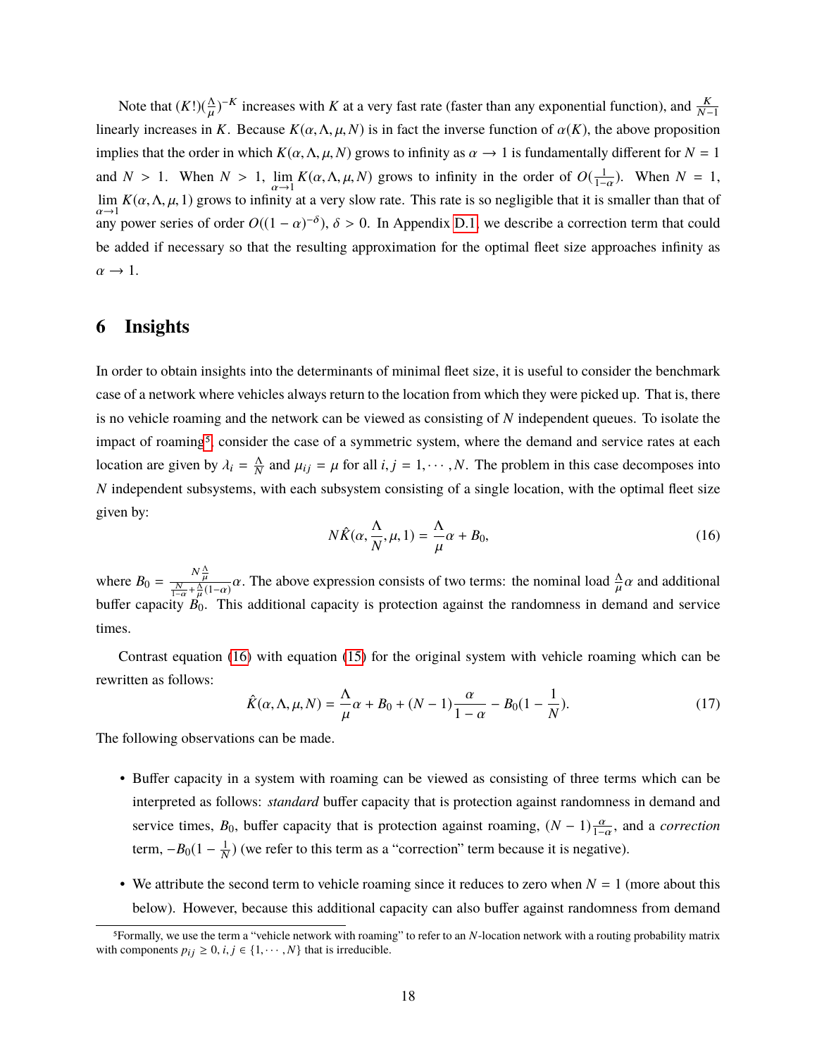Note that $(K!)(\frac{\Lambda}{\mu})^{-K}$ increases with $K$ at a very fast rate (faster than any exponential function), and $\frac{K}{N-1}$ linearly increases in $K$. Because $K(\alpha, \Lambda, \mu, N)$ is in fact the inverse function of $\alpha(K)$, the above proposition implies that the order in which $K(\alpha, \Lambda, \mu, N)$ grows to infinity as $\alpha \to 1$ is fundamentally different for $N = 1$ and $N > 1$. When $N > 1$, $\lim_{\alpha \to 1} K(\alpha, \Lambda, \mu, N)$ grows to infinity in the order of $O(\frac{1}{1-\alpha})$. When $N = 1$, $\lim_{\alpha \to 1} K(\alpha, \Lambda, \mu, 1)$ grows to infinity at a very slow rate. This rate is so negligible that it is smaller than that of any power series of order $O((1-\alpha)^{-\delta})$, $\delta > 0$. In Appendix D.1, we describe a correction term that could be added if necessary so that the resulting approximation for the optimal fleet size approaches infinity as $\alpha \to 1$.

## 6 Insights

In order to obtain insights into the determinants of minimal fleet size, it is useful to consider the benchmark case of a network where vehicles always return to the location from which they were picked up. That is, there is no vehicle roaming and the network can be viewed as consisting of $N$ independent queues. To isolate the impact of roaming[5], consider the case of a symmetric system, where the demand and service rates at each location are given by $\lambda_i = \frac{\Lambda}{N}$ and $\mu_{ij} = \mu$ for all $i, j = 1, \cdots, N$. The problem in this case decomposes into $N$ independent subsystems, with each subsystem consisting of a single location, with the optimal fleet size given by:

$$N\hat{K}(\alpha, \frac{\Lambda}{N}, \mu, 1) = \frac{\Lambda}{\mu}\alpha + B_0, \tag{16}$$

where $B_0 = \frac{N\frac{\Lambda}{\mu}}{\frac{N}{1-\alpha} + \frac{\Lambda}{\mu}(1-\alpha)}\alpha$. The above expression consists of two terms: the nominal load $\frac{\Lambda}{\mu}\alpha$ and additional buffer capacity $B_0$. This additional capacity is protection against the randomness in demand and service times.

Contrast equation (16) with equation (15) for the original system with vehicle roaming which can be rewritten as follows:

$$\hat{K}(\alpha, \Lambda, \mu, N) = \frac{\Lambda}{\mu}\alpha + B_0 + (N-1)\frac{\alpha}{1-\alpha} - B_0(1 - \frac{1}{N}). \tag{17}$$

The following observations can be made.

- Buffer capacity in a system with roaming can be viewed as consisting of three terms which can be interpreted as follows: *standard* buffer capacity that is protection against randomness in demand and service times, $B_0$, buffer capacity that is protection against roaming, $(N-1)\frac{\alpha}{1-\alpha}$, and a *correction* term, $-B_0(1 - \frac{1}{N})$ (we refer to this term as a "correction" term because it is negative).
- We attribute the second term to vehicle roaming since it reduces to zero when $N = 1$ (more about this below). However, because this additional capacity can also buffer against randomness from demand

[5] Formally, we use the term a "vehicle network with roaming" to refer to an $N$-location network with a routing probability matrix with components $p_{ij} \geq 0$, $i, j \in \{1, \cdots, N\}$ that is irreducible.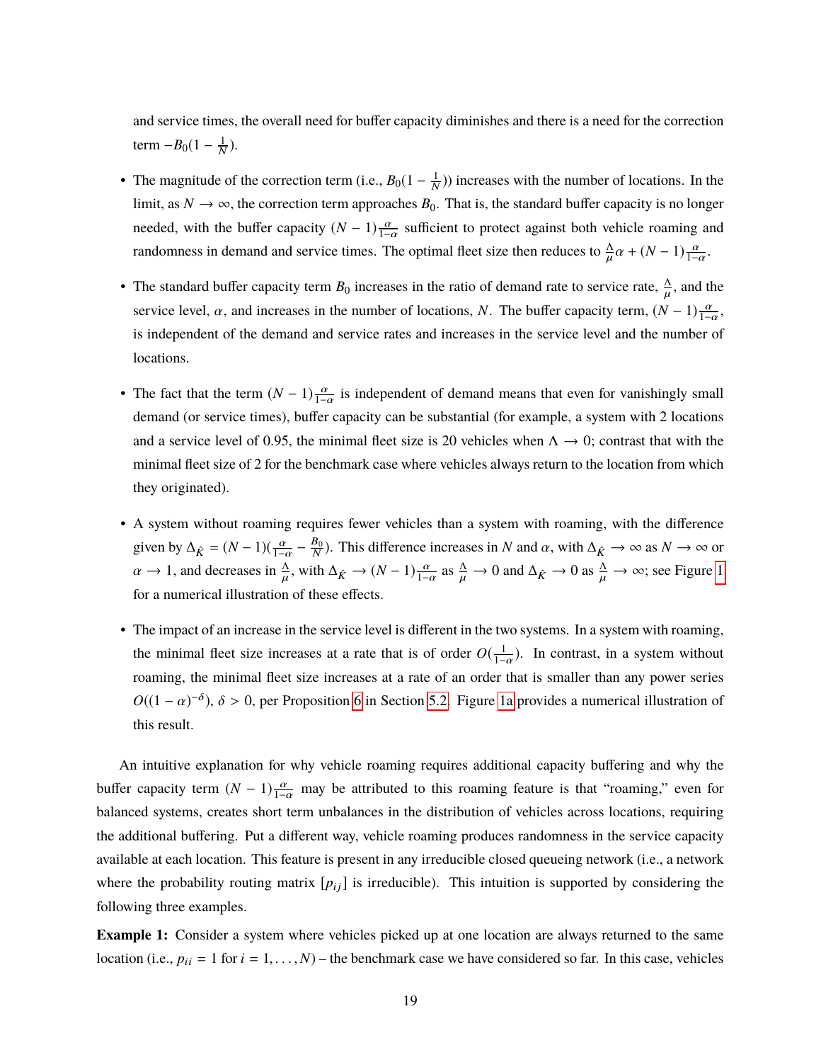and service times, the overall need for buffer capacity diminishes and there is a need for the correction term $-B_0(1 - \frac{1}{N})$.

- The magnitude of the correction term (i.e., $B_0(1 - \frac{1}{N})$) increases with the number of locations. In the limit, as $N \to \infty$, the correction term approaches $B_0$. That is, the standard buffer capacity is no longer needed, with the buffer capacity $(N-1)\frac{\alpha}{1-\alpha}$ sufficient to protect against both vehicle roaming and randomness in demand and service times. The optimal fleet size then reduces to $\frac{\Lambda}{\mu}\alpha + (N-1)\frac{\alpha}{1-\alpha}$.

- The standard buffer capacity term $B_0$ increases in the ratio of demand rate to service rate, $\frac{\Lambda}{\mu}$, and the service level, $\alpha$, and increases in the number of locations, $N$. The buffer capacity term, $(N-1)\frac{\alpha}{1-\alpha}$, is independent of the demand and service rates and increases in the service level and the number of locations.

- The fact that the term $(N-1)\frac{\alpha}{1-\alpha}$ is independent of demand means that even for vanishingly small demand (or service times), buffer capacity can be substantial (for example, a system with 2 locations and a service level of 0.95, the minimal fleet size is 20 vehicles when $\Lambda \to 0$; contrast that with the minimal fleet size of 2 for the benchmark case where vehicles always return to the location from which they originated).

- A system without roaming requires fewer vehicles than a system with roaming, with the difference given by $\Delta_{\hat{K}} = (N-1)(\frac{\alpha}{1-\alpha} - \frac{B_0}{N})$. This difference increases in $N$ and $\alpha$, with $\Delta_{\hat{K}} \to \infty$ as $N \to \infty$ or $\alpha \to 1$, and decreases in $\frac{\Lambda}{\mu}$, with $\Delta_{\hat{K}} \to (N-1)\frac{\alpha}{1-\alpha}$ as $\frac{\Lambda}{\mu} \to 0$ and $\Delta_{\hat{K}} \to 0$ as $\frac{\Lambda}{\mu} \to \infty$; see Figure 1 for a numerical illustration of these effects.

- The impact of an increase in the service level is different in the two systems. In a system with roaming, the minimal fleet size increases at a rate that is of order $O(\frac{1}{1-\alpha})$. In contrast, in a system without roaming, the minimal fleet size increases at a rate of an order that is smaller than any power series $O((1-\alpha)^{-\delta})$, $\delta > 0$, per Proposition 6 in Section 5.2. Figure 1a provides a numerical illustration of this result.

An intuitive explanation for why vehicle roaming requires additional capacity buffering and why the buffer capacity term $(N-1)\frac{\alpha}{1-\alpha}$ may be attributed to this roaming feature is that "roaming," even for balanced systems, creates short term unbalances in the distribution of vehicles across locations, requiring the additional buffering. Put a different way, vehicle roaming produces randomness in the service capacity available at each location. This feature is present in any irreducible closed queueing network (i.e., a network where the probability routing matrix $[p_{ij}]$ is irreducible). This intuition is supported by considering the following three examples.

**Example 1:** Consider a system where vehicles picked up at one location are always returned to the same location (i.e., $p_{ii} = 1$ for $i = 1, \ldots, N$) – the benchmark case we have considered so far. In this case, vehicles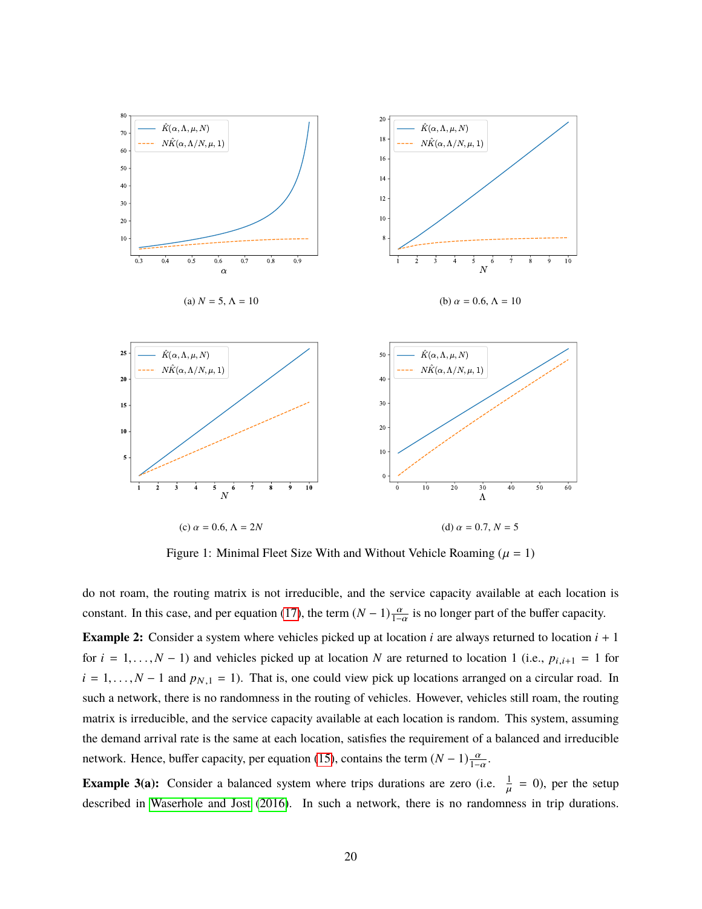(a) $N = 5$, $\Lambda = 10$

(b) $\alpha = 0.6$, $\Lambda = 10$

(c) $\alpha = 0.6$, $\Lambda = 2N$

(d) $\alpha = 0.7$, $N = 5$

Figure 1: Minimal Fleet Size With and Without Vehicle Roaming ($\mu = 1$)

do not roam, the routing matrix is not irreducible, and the service capacity available at each location is constant. In this case, and per equation (17), the term $(N-1)\frac{\alpha}{1-\alpha}$ is no longer part of the buffer capacity.

**Example 2:** Consider a system where vehicles picked up at location $i$ are always returned to location $i+1$ for $i = 1, \ldots, N-1$) and vehicles picked up at location $N$ are returned to location 1 (i.e., $p_{i,i+1} = 1$ for $i = 1, \ldots, N-1$ and $p_{N,1} = 1$). That is, one could view pick up locations arranged on a circular road. In such a network, there is no randomness in the routing of vehicles. However, vehicles still roam, the routing matrix is irreducible, and the service capacity available at each location is random. This system, assuming the demand arrival rate is the same at each location, satisfies the requirement of a balanced and irreducible network. Hence, buffer capacity, per equation (15), contains the term $(N-1)\frac{\alpha}{1-\alpha}$.

**Example 3(a):** Consider a balanced system where trips durations are zero (i.e. $\frac{1}{\mu} = 0$), per the setup described in Waserhole and Jost (2016). In such a network, there is no randomness in trip durations.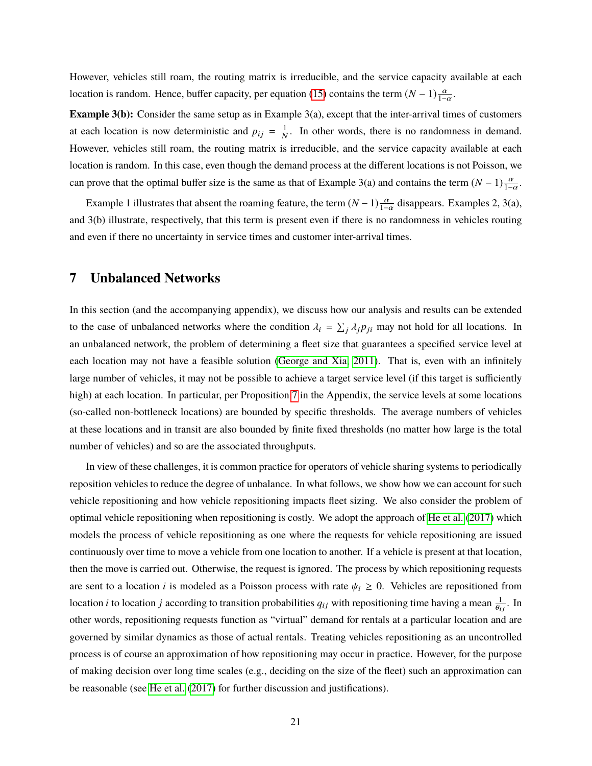However, vehicles still roam, the routing matrix is irreducible, and the service capacity available at each location is random. Hence, buffer capacity, per equation (15) contains the term $(N-1)\frac{\alpha}{1-\alpha}$.

**Example 3(b):** Consider the same setup as in Example 3(a), except that the inter-arrival times of customers at each location is now deterministic and $p_{ij} = \frac{1}{N}$. In other words, there is no randomness in demand. However, vehicles still roam, the routing matrix is irreducible, and the service capacity available at each location is random. In this case, even though the demand process at the different locations is not Poisson, we can prove that the optimal buffer size is the same as that of Example 3(a) and contains the term $(N-1)\frac{\alpha}{1-\alpha}$.

Example 1 illustrates that absent the roaming feature, the term $(N-1)\frac{\alpha}{1-\alpha}$ disappears. Examples 2, 3(a), and 3(b) illustrate, respectively, that this term is present even if there is no randomness in vehicles routing and even if there no uncertainty in service times and customer inter-arrival times.

## 7 Unbalanced Networks

In this section (and the accompanying appendix), we discuss how our analysis and results can be extended to the case of unbalanced networks where the condition $\lambda_i = \sum_j \lambda_j p_{ji}$ may not hold for all locations. In an unbalanced network, the problem of determining a fleet size that guarantees a specified service level at each location may not have a feasible solution (George and Xia, 2011). That is, even with an infinitely large number of vehicles, it may not be possible to achieve a target service level (if this target is sufficiently high) at each location. In particular, per Proposition 7 in the Appendix, the service levels at some locations (so-called non-bottleneck locations) are bounded by specific thresholds. The average numbers of vehicles at these locations and in transit are also bounded by finite fixed thresholds (no matter how large is the total number of vehicles) and so are the associated throughputs.

In view of these challenges, it is common practice for operators of vehicle sharing systems to periodically reposition vehicles to reduce the degree of unbalance. In what follows, we show how we can account for such vehicle repositioning and how vehicle repositioning impacts fleet sizing. We also consider the problem of optimal vehicle repositioning when repositioning is costly. We adopt the approach of He et al. (2017) which models the process of vehicle repositioning as one where the requests for vehicle repositioning are issued continuously over time to move a vehicle from one location to another. If a vehicle is present at that location, then the move is carried out. Otherwise, the request is ignored. The process by which repositioning requests are sent to a location $i$ is modeled as a Poisson process with rate $\psi_i \geq 0$. Vehicles are repositioned from location $i$ to location $j$ according to transition probabilities $q_{ij}$ with repositioning time having a mean $\frac{1}{\theta_{ij}}$. In other words, repositioning requests function as "virtual" demand for rentals at a particular location and are governed by similar dynamics as those of actual rentals. Treating vehicles repositioning as an uncontrolled process is of course an approximation of how repositioning may occur in practice. However, for the purpose of making decision over long time scales (e.g., deciding on the size of the fleet) such an approximation can be reasonable (see He et al. (2017) for further discussion and justifications).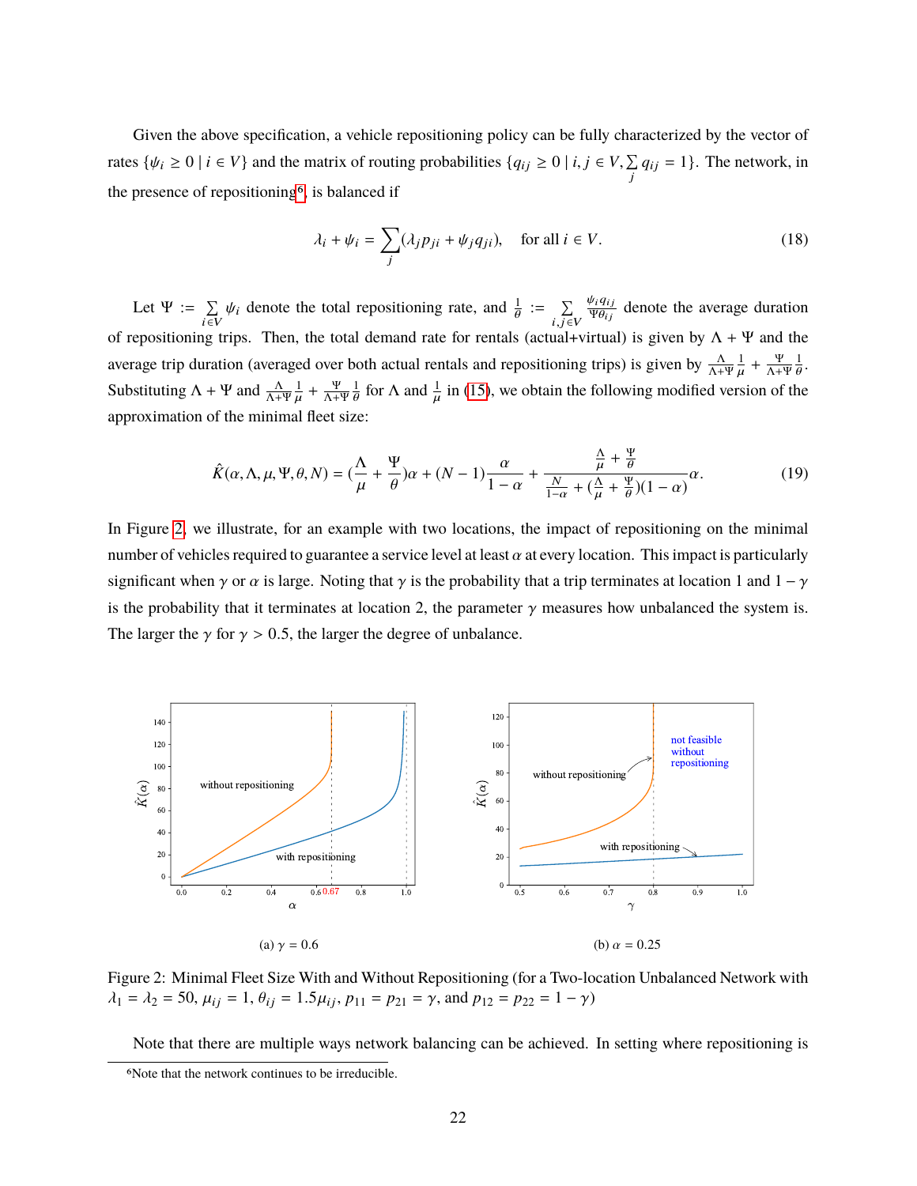Given the above specification, a vehicle repositioning policy can be fully characterized by the vector of rates $\{\psi_i \geq 0 \mid i \in V\}$ and the matrix of routing probabilities $\{q_{ij} \geq 0 \mid i, j \in V, \sum_j q_{ij} = 1\}$. The network, in the presence of repositioning[6], is balanced if

$$\lambda_i + \psi_i = \sum_j (\lambda_j p_{ji} + \psi_j q_{ji}), \quad \text{for all } i \in V. \tag{18}$$

Let $\Psi := \sum_{i \in V} \psi_i$ denote the total repositioning rate, and $\frac{1}{\theta} := \sum_{i,j \in V} \frac{\psi_i q_{ij}}{\Psi \theta_{ij}}$ denote the average duration of repositioning trips. Then, the total demand rate for rentals (actual+virtual) is given by $\Lambda + \Psi$ and the average trip duration (averaged over both actual rentals and repositioning trips) is given by $\frac{\Lambda}{\Lambda+\Psi}\frac{1}{\mu} + \frac{\Psi}{\Lambda+\Psi}\frac{1}{\theta}$. Substituting $\Lambda + \Psi$ and $\frac{\Lambda}{\Lambda+\Psi}\frac{1}{\mu} + \frac{\Psi}{\Lambda+\Psi}\frac{1}{\theta}$ for $\Lambda$ and $\frac{1}{\mu}$ in (15), we obtain the following modified version of the approximation of the minimal fleet size:

$$\hat{K}(\alpha, \Lambda, \mu, \Psi, \theta, N) = (\frac{\Lambda}{\mu} + \frac{\Psi}{\theta})\alpha + (N-1)\frac{\alpha}{1-\alpha} + \frac{\frac{\Lambda}{\mu} + \frac{\Psi}{\theta}}{\frac{N}{1-\alpha} + (\frac{\Lambda}{\mu} + \frac{\Psi}{\theta})(1-\alpha)}\alpha. \tag{19}$$

In Figure 2, we illustrate, for an example with two locations, the impact of repositioning on the minimal number of vehicles required to guarantee a service level at least $\alpha$ at every location. This impact is particularly significant when $\gamma$ or $\alpha$ is large. Noting that $\gamma$ is the probability that a trip terminates at location 1 and $1-\gamma$ is the probability that it terminates at location 2, the parameter $\gamma$ measures how unbalanced the system is. The larger the $\gamma$ for $\gamma > 0.5$, the larger the degree of unbalance.

(a) $\gamma = 0.6$

(b) $\alpha = 0.25$

Figure 2: Minimal Fleet Size With and Without Repositioning (for a Two-location Unbalanced Network with $\lambda_1 = \lambda_2 = 50$, $\mu_{ij} = 1$, $\theta_{ij} = 1.5\mu_{ij}$, $p_{11} = p_{21} = \gamma$, and $p_{12} = p_{22} = 1-\gamma$)

Note that there are multiple ways network balancing can be achieved. In setting where repositioning is

[6] Note that the network continues to be irreducible.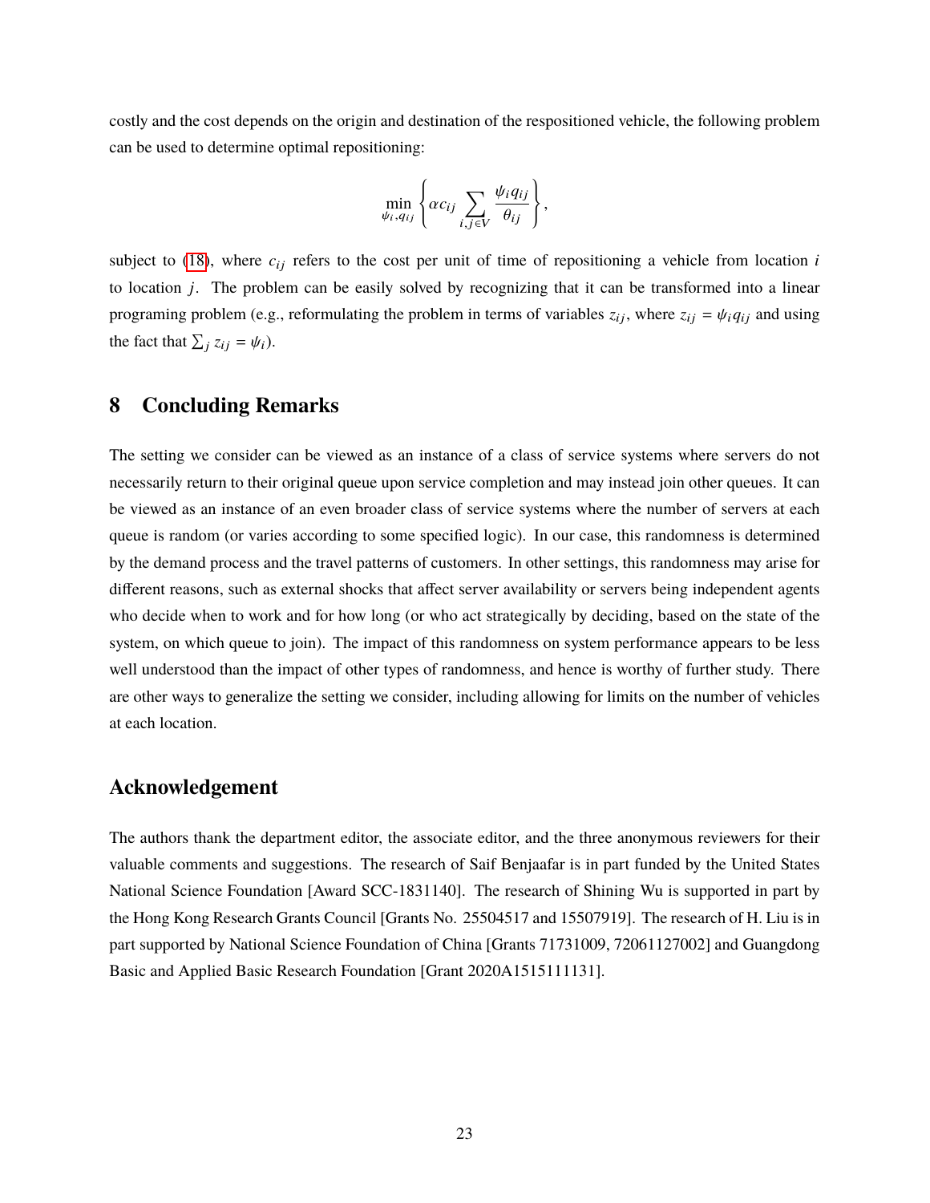costly and the cost depends on the origin and destination of the respositioned vehicle, the following problem can be used to determine optimal repositioning:

$$\min_{\psi_i, q_{ij}} \left\{ \alpha c_{ij} \sum_{i,j \in V} \frac{\psi_i q_{ij}}{\theta_{ij}} \right\},$$

subject to (18), where $c_{ij}$ refers to the cost per unit of time of repositioning a vehicle from location $i$ to location $j$. The problem can be easily solved by recognizing that it can be transformed into a linear programing problem (e.g., reformulating the problem in terms of variables $z_{ij}$, where $z_{ij} = \psi_i q_{ij}$ and using the fact that $\sum_j z_{ij} = \psi_i$).

# 8 Concluding Remarks

The setting we consider can be viewed as an instance of a class of service systems where servers do not necessarily return to their original queue upon service completion and may instead join other queues. It can be viewed as an instance of an even broader class of service systems where the number of servers at each queue is random (or varies according to some specified logic). In our case, this randomness is determined by the demand process and the travel patterns of customers. In other settings, this randomness may arise for different reasons, such as external shocks that affect server availability or servers being independent agents who decide when to work and for how long (or who act strategically by deciding, based on the state of the system, on which queue to join). The impact of this randomness on system performance appears to be less well understood than the impact of other types of randomness, and hence is worthy of further study. There are other ways to generalize the setting we consider, including allowing for limits on the number of vehicles at each location.

# Acknowledgement

The authors thank the department editor, the associate editor, and the three anonymous reviewers for their valuable comments and suggestions. The research of Saif Benjaafar is in part funded by the United States National Science Foundation [Award SCC-1831140]. The research of Shining Wu is supported in part by the Hong Kong Research Grants Council [Grants No. 25504517 and 15507919]. The research of H. Liu is in part supported by National Science Foundation of China [Grants 71731009, 72061127002] and Guangdong Basic and Applied Basic Research Foundation [Grant 2020A1515111131].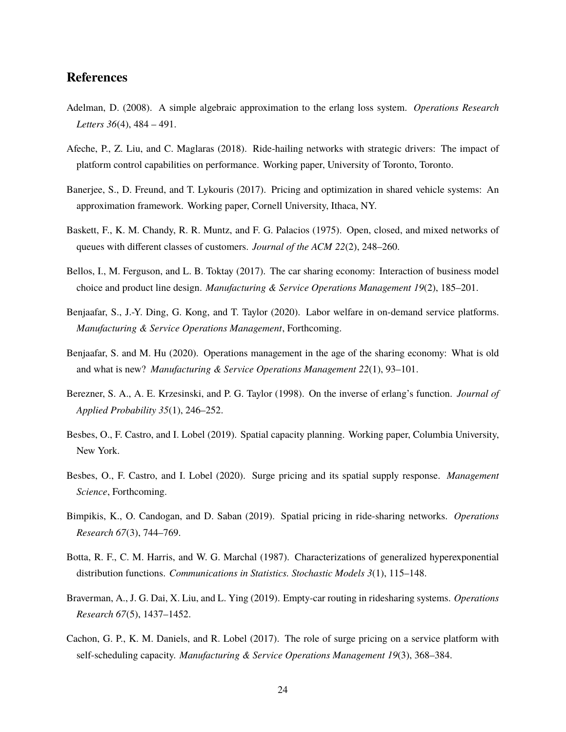## References

Adelman, D. (2008). A simple algebraic approximation to the erlang loss system. *Operations Research Letters 36*(4), 484 – 491.

Afeche, P., Z. Liu, and C. Maglaras (2018). Ride-hailing networks with strategic drivers: The impact of platform control capabilities on performance. Working paper, University of Toronto, Toronto.

Banerjee, S., D. Freund, and T. Lykouris (2017). Pricing and optimization in shared vehicle systems: An approximation framework. Working paper, Cornell University, Ithaca, NY.

Baskett, F., K. M. Chandy, R. R. Muntz, and F. G. Palacios (1975). Open, closed, and mixed networks of queues with different classes of customers. *Journal of the ACM 22*(2), 248–260.

Bellos, I., M. Ferguson, and L. B. Toktay (2017). The car sharing economy: Interaction of business model choice and product line design. *Manufacturing & Service Operations Management 19*(2), 185–201.

Benjaafar, S., J.-Y. Ding, G. Kong, and T. Taylor (2020). Labor welfare in on-demand service platforms. *Manufacturing & Service Operations Management*, Forthcoming.

Benjaafar, S. and M. Hu (2020). Operations management in the age of the sharing economy: What is old and what is new? *Manufacturing & Service Operations Management 22*(1), 93–101.

Berezner, S. A., A. E. Krzesinski, and P. G. Taylor (1998). On the inverse of erlang's function. *Journal of Applied Probability 35*(1), 246–252.

Besbes, O., F. Castro, and I. Lobel (2019). Spatial capacity planning. Working paper, Columbia University, New York.

Besbes, O., F. Castro, and I. Lobel (2020). Surge pricing and its spatial supply response. *Management Science*, Forthcoming.

Bimpikis, K., O. Candogan, and D. Saban (2019). Spatial pricing in ride-sharing networks. *Operations Research 67*(3), 744–769.

Botta, R. F., C. M. Harris, and W. G. Marchal (1987). Characterizations of generalized hyperexponential distribution functions. *Communications in Statistics. Stochastic Models 3*(1), 115–148.

Braverman, A., J. G. Dai, X. Liu, and L. Ying (2019). Empty-car routing in ridesharing systems. *Operations Research 67*(5), 1437–1452.

Cachon, G. P., K. M. Daniels, and R. Lobel (2017). The role of surge pricing on a service platform with self-scheduling capacity. *Manufacturing & Service Operations Management 19*(3), 368–384.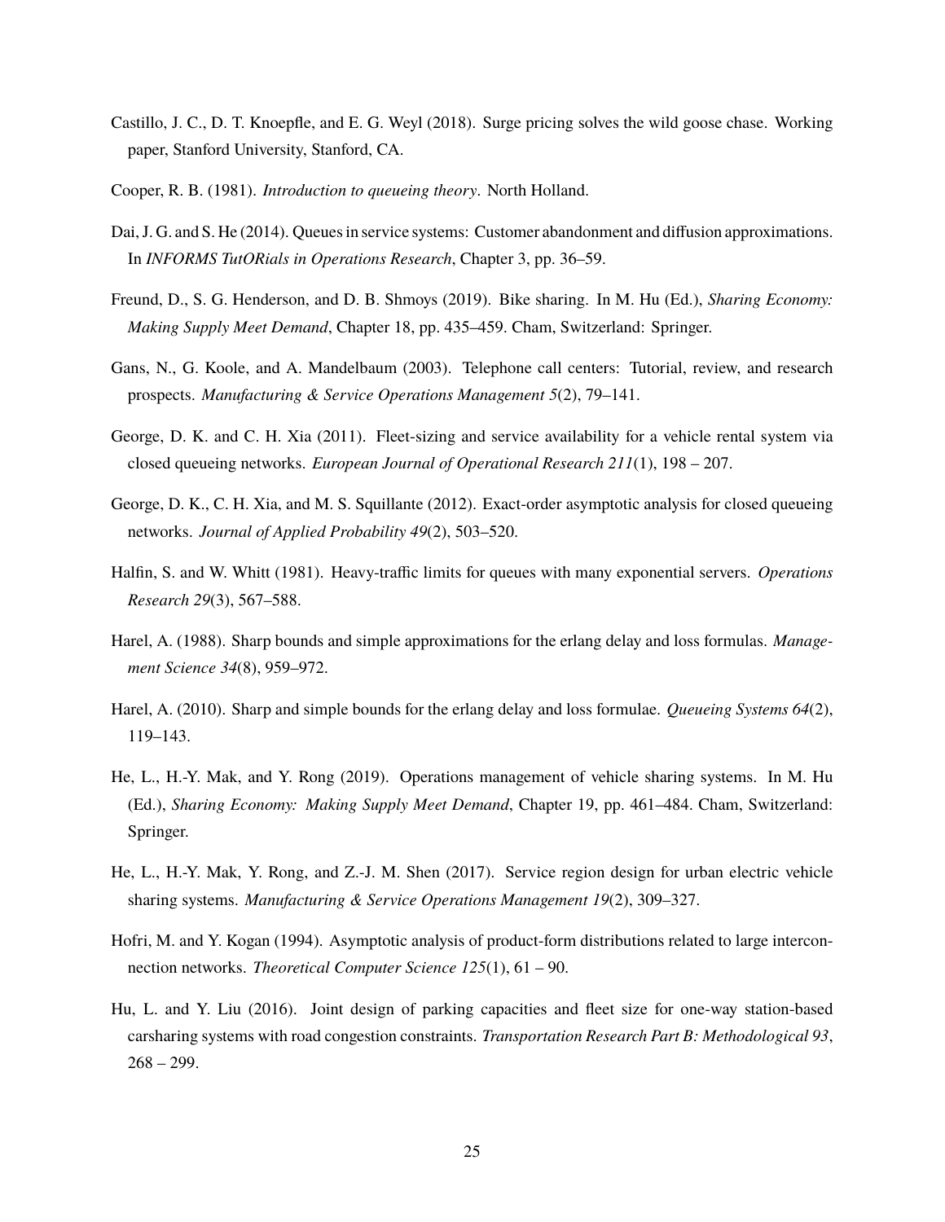Castillo, J. C., D. T. Knoepfle, and E. G. Weyl (2018). Surge pricing solves the wild goose chase. Working paper, Stanford University, Stanford, CA.

Cooper, R. B. (1981). *Introduction to queueing theory*. North Holland.

Dai, J. G. and S. He (2014). Queues in service systems: Customer abandonment and diffusion approximations. In *INFORMS TutORials in Operations Research*, Chapter 3, pp. 36–59.

Freund, D., S. G. Henderson, and D. B. Shmoys (2019). Bike sharing. In M. Hu (Ed.), *Sharing Economy: Making Supply Meet Demand*, Chapter 18, pp. 435–459. Cham, Switzerland: Springer.

Gans, N., G. Koole, and A. Mandelbaum (2003). Telephone call centers: Tutorial, review, and research prospects. *Manufacturing & Service Operations Management 5*(2), 79–141.

George, D. K. and C. H. Xia (2011). Fleet-sizing and service availability for a vehicle rental system via closed queueing networks. *European Journal of Operational Research 211*(1), 198 – 207.

George, D. K., C. H. Xia, and M. S. Squillante (2012). Exact-order asymptotic analysis for closed queueing networks. *Journal of Applied Probability 49*(2), 503–520.

Halfin, S. and W. Whitt (1981). Heavy-traffic limits for queues with many exponential servers. *Operations Research 29*(3), 567–588.

Harel, A. (1988). Sharp bounds and simple approximations for the erlang delay and loss formulas. *Management Science 34*(8), 959–972.

Harel, A. (2010). Sharp and simple bounds for the erlang delay and loss formulae. *Queueing Systems 64*(2), 119–143.

He, L., H.-Y. Mak, and Y. Rong (2019). Operations management of vehicle sharing systems. In M. Hu (Ed.), *Sharing Economy: Making Supply Meet Demand*, Chapter 19, pp. 461–484. Cham, Switzerland: Springer.

He, L., H.-Y. Mak, Y. Rong, and Z.-J. M. Shen (2017). Service region design for urban electric vehicle sharing systems. *Manufacturing & Service Operations Management 19*(2), 309–327.

Hofri, M. and Y. Kogan (1994). Asymptotic analysis of product-form distributions related to large interconnection networks. *Theoretical Computer Science 125*(1), 61 – 90.

Hu, L. and Y. Liu (2016). Joint design of parking capacities and fleet size for one-way station-based carsharing systems with road congestion constraints. *Transportation Research Part B: Methodological 93*, 268 – 299.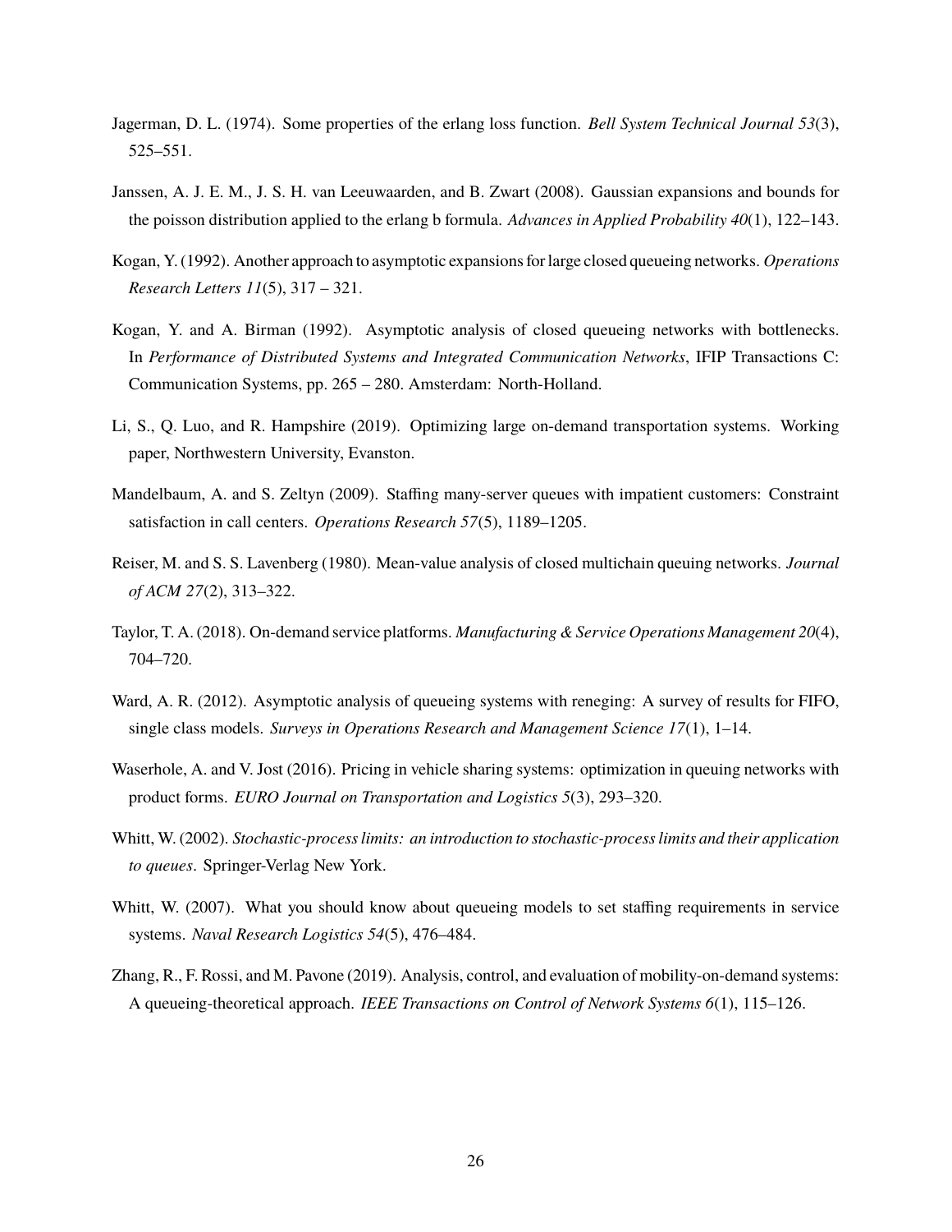Jagerman, D. L. (1974). Some properties of the erlang loss function. *Bell System Technical Journal 53*(3), 525–551.

Janssen, A. J. E. M., J. S. H. van Leeuwaarden, and B. Zwart (2008). Gaussian expansions and bounds for the poisson distribution applied to the erlang b formula. *Advances in Applied Probability 40*(1), 122–143.

Kogan, Y. (1992). Another approach to asymptotic expansions for large closed queueing networks. *Operations Research Letters 11*(5), 317 – 321.

Kogan, Y. and A. Birman (1992). Asymptotic analysis of closed queueing networks with bottlenecks. In *Performance of Distributed Systems and Integrated Communication Networks*, IFIP Transactions C: Communication Systems, pp. 265 – 280. Amsterdam: North-Holland.

Li, S., Q. Luo, and R. Hampshire (2019). Optimizing large on-demand transportation systems. Working paper, Northwestern University, Evanston.

Mandelbaum, A. and S. Zeltyn (2009). Staffing many-server queues with impatient customers: Constraint satisfaction in call centers. *Operations Research 57*(5), 1189–1205.

Reiser, M. and S. S. Lavenberg (1980). Mean-value analysis of closed multichain queuing networks. *Journal of ACM 27*(2), 313–322.

Taylor, T. A. (2018). On-demand service platforms. *Manufacturing & Service Operations Management 20*(4), 704–720.

Ward, A. R. (2012). Asymptotic analysis of queueing systems with reneging: A survey of results for FIFO, single class models. *Surveys in Operations Research and Management Science 17*(1), 1–14.

Waserhole, A. and V. Jost (2016). Pricing in vehicle sharing systems: optimization in queuing networks with product forms. *EURO Journal on Transportation and Logistics 5*(3), 293–320.

Whitt, W. (2002). *Stochastic-process limits: an introduction to stochastic-process limits and their application to queues*. Springer-Verlag New York.

Whitt, W. (2007). What you should know about queueing models to set staffing requirements in service systems. *Naval Research Logistics 54*(5), 476–484.

Zhang, R., F. Rossi, and M. Pavone (2019). Analysis, control, and evaluation of mobility-on-demand systems: A queueing-theoretical approach. *IEEE Transactions on Control of Network Systems 6*(1), 115–126.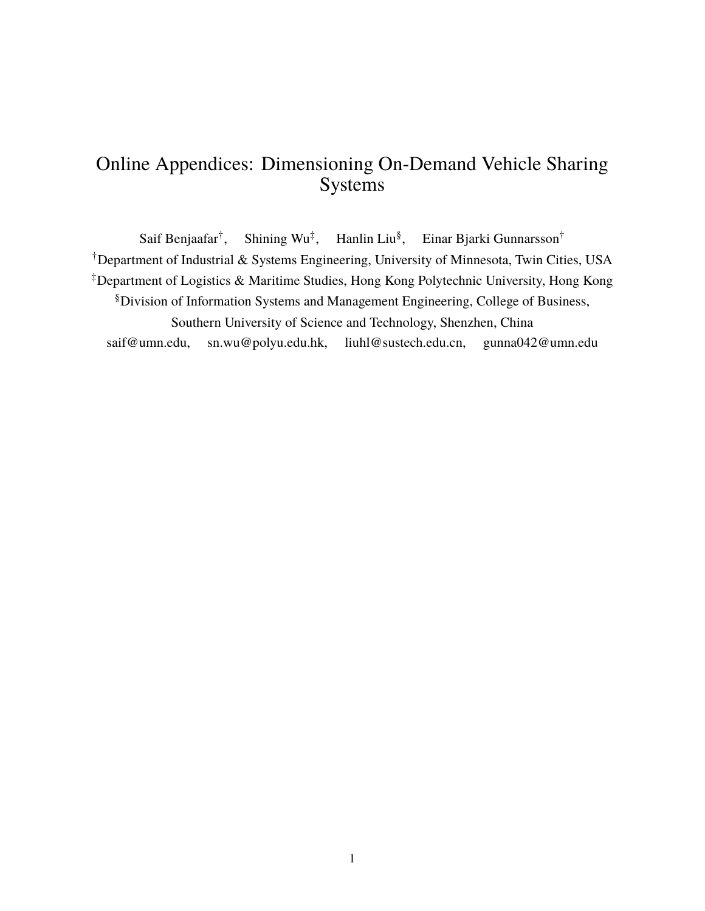# Online Appendices: Dimensioning On-Demand Vehicle Sharing Systems

Saif Benjaafar[†], Shining Wu[‡], Hanlin Liu[§], Einar Bjarki Gunnarsson[†]

[†]Department of Industrial & Systems Engineering, University of Minnesota, Twin Cities, USA

[‡]Department of Logistics & Maritime Studies, Hong Kong Polytechnic University, Hong Kong

[§]Division of Information Systems and Management Engineering, College of Business, Southern University of Science and Technology, Shenzhen, China

saif@umn.edu, sn.wu@polyu.edu.hk, liuhl@sustech.edu.cn, gunna042@umn.edu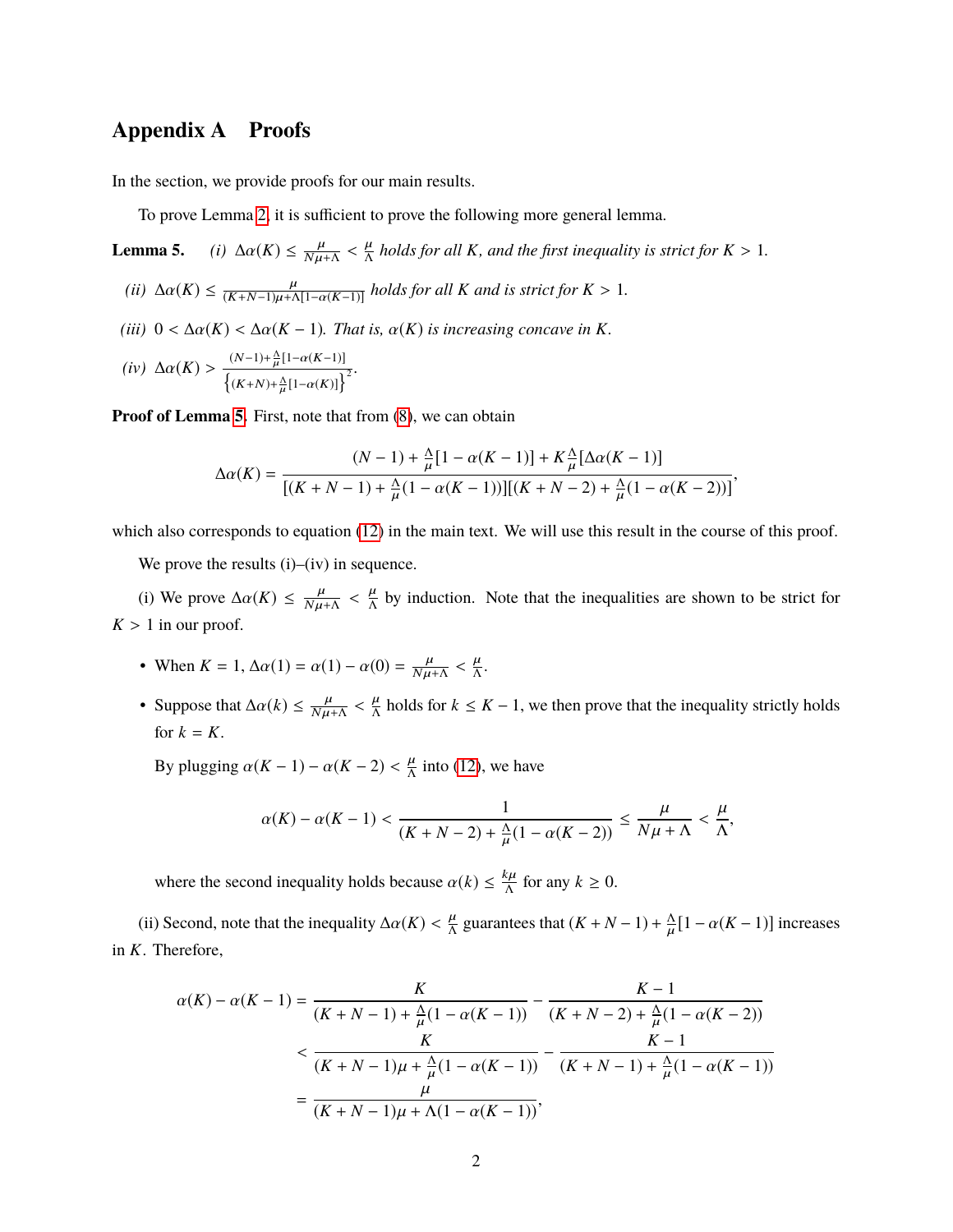# Appendix A Proofs

In the section, we provide proofs for our main results.

To prove Lemma 2, it is sufficient to prove the following more general lemma.

**Lemma 5.** *(i)* $\Delta\alpha(K) \le \frac{\mu}{N\mu+\Lambda} < \frac{\mu}{\Lambda}$ *holds for all* $K$*, and the first inequality is strict for* $K > 1$*.*

*(ii)* $\Delta\alpha(K) \le \frac{\mu}{(K+N-1)\mu+\Lambda[1-\alpha(K-1)]}$ *holds for all* $K$ *and is strict for* $K > 1$*.*

*(iii)* $0 < \Delta\alpha(K) < \Delta\alpha(K-1)$*. That is,* $\alpha(K)$ *is increasing concave in* $K$*.*

*(iv)* $\Delta\alpha(K) > \frac{(N-1)+\frac{\Lambda}{\mu}[1-\alpha(K-1)]}{\left\{(K+N)+\frac{\Lambda}{\mu}[1-\alpha(K)]\right\}^2}$*.*

**Proof of Lemma 5.** First, note that from (8), we can obtain

$$\Delta\alpha(K) = \frac{(N-1) + \frac{\Lambda}{\mu}[1-\alpha(K-1)] + K\frac{\Lambda}{\mu}[\Delta\alpha(K-1)]}{[(K+N-1)+\frac{\Lambda}{\mu}(1-\alpha(K-1))][(K+N-2)+\frac{\Lambda}{\mu}(1-\alpha(K-2))]},$$

which also corresponds to equation (12) in the main text. We will use this result in the course of this proof.

We prove the results (i)–(iv) in sequence.

(i) We prove $\Delta\alpha(K) \le \frac{\mu}{N\mu+\Lambda} < \frac{\mu}{\Lambda}$ by induction. Note that the inequalities are shown to be strict for $K > 1$ in our proof.

- When $K = 1$, $\Delta\alpha(1) = \alpha(1) - \alpha(0) = \frac{\mu}{N\mu+\Lambda} < \frac{\mu}{\Lambda}$.
- Suppose that $\Delta\alpha(k) \le \frac{\mu}{N\mu+\Lambda} < \frac{\mu}{\Lambda}$ holds for $k \le K-1$, we then prove that the inequality strictly holds for $k = K$.

  By plugging $\alpha(K-1) - \alpha(K-2) < \frac{\mu}{\Lambda}$ into (12), we have

  $$\alpha(K) - \alpha(K-1) < \frac{1}{(K+N-2) + \frac{\Lambda}{\mu}(1-\alpha(K-2))} \le \frac{\mu}{N\mu+\Lambda} < \frac{\mu}{\Lambda},$$

  where the second inequality holds because $\alpha(k) \le \frac{k\mu}{\Lambda}$ for any $k \ge 0$.

(ii) Second, note that the inequality $\Delta\alpha(K) < \frac{\mu}{\Lambda}$ guarantees that $(K+N-1) + \frac{\Lambda}{\mu}[1-\alpha(K-1)]$ increases in $K$. Therefore,

$$\begin{aligned}
\alpha(K) - \alpha(K-1) &= \frac{K}{(K+N-1)+\frac{\Lambda}{\mu}(1-\alpha(K-1))} - \frac{K-1}{(K+N-2)+\frac{\Lambda}{\mu}(1-\alpha(K-2))} \\
&< \frac{K}{(K+N-1)\mu+\frac{\Lambda}{\mu}(1-\alpha(K-1))} - \frac{K-1}{(K+N-1)+\frac{\Lambda}{\mu}(1-\alpha(K-1))} \\
&= \frac{\mu}{(K+N-1)\mu+\Lambda(1-\alpha(K-1))},
\end{aligned}$$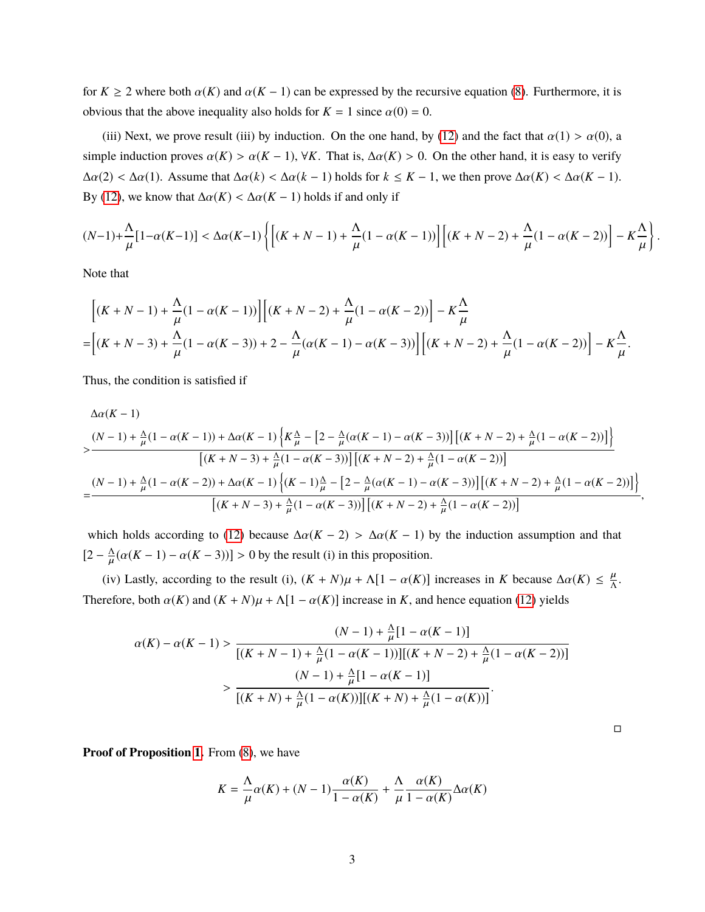for $K \geq 2$ where both $\alpha(K)$ and $\alpha(K-1)$ can be expressed by the recursive equation (8). Furthermore, it is obvious that the above inequality also holds for $K = 1$ since $\alpha(0) = 0$.

(iii) Next, we prove result (iii) by induction. On the one hand, by (12) and the fact that $\alpha(1) > \alpha(0)$, a simple induction proves $\alpha(K) > \alpha(K-1), \forall K$. That is, $\Delta\alpha(K) > 0$. On the other hand, it is easy to verify $\Delta\alpha(2) < \Delta\alpha(1)$. Assume that $\Delta\alpha(k) < \Delta\alpha(k-1)$ holds for $k \leq K-1$, we then prove $\Delta\alpha(K) < \Delta\alpha(K-1)$. By (12), we know that $\Delta\alpha(K) < \Delta\alpha(K-1)$ holds if and only if

$$(N-1)+\frac{\Lambda}{\mu}[1-\alpha(K-1)] < \Delta\alpha(K-1)\left\{\left[(K+N-1)+\frac{\Lambda}{\mu}(1-\alpha(K-1))\right]\left[(K+N-2)+\frac{\Lambda}{\mu}(1-\alpha(K-2))\right]-K\frac{\Lambda}{\mu}\right\}.$$

Note that

$$\begin{aligned}
&\left[(K+N-1)+\frac{\Lambda}{\mu}(1-\alpha(K-1))\right]\left[(K+N-2)+\frac{\Lambda}{\mu}(1-\alpha(K-2))\right]-K\frac{\Lambda}{\mu}\\
=&\left[(K+N-3)+\frac{\Lambda}{\mu}(1-\alpha(K-3))+2-\frac{\Lambda}{\mu}(\alpha(K-1)-\alpha(K-3))\right]\left[(K+N-2)+\frac{\Lambda}{\mu}(1-\alpha(K-2))\right]-K\frac{\Lambda}{\mu}.
\end{aligned}$$

Thus, the condition is satisfied if

$$\begin{aligned}
&\Delta\alpha(K-1)\\
>&\frac{(N-1)+\frac{\Lambda}{\mu}(1-\alpha(K-1))+\Delta\alpha(K-1)\left\{K\frac{\Lambda}{\mu}-\left[2-\frac{\Lambda}{\mu}(\alpha(K-1)-\alpha(K-3))\right]\left[(K+N-2)+\frac{\Lambda}{\mu}(1-\alpha(K-2))\right]\right\}}{\left[(K+N-3)+\frac{\Lambda}{\mu}(1-\alpha(K-3))\right]\left[(K+N-2)+\frac{\Lambda}{\mu}(1-\alpha(K-2))\right]}\\
=&\frac{(N-1)+\frac{\Lambda}{\mu}(1-\alpha(K-2))+\Delta\alpha(K-1)\left\{(K-1)\frac{\Lambda}{\mu}-\left[2-\frac{\Lambda}{\mu}(\alpha(K-1)-\alpha(K-3))\right]\left[(K+N-2)+\frac{\Lambda}{\mu}(1-\alpha(K-2))\right]\right\}}{\left[(K+N-3)+\frac{\Lambda}{\mu}(1-\alpha(K-3))\right]\left[(K+N-2)+\frac{\Lambda}{\mu}(1-\alpha(K-2))\right]},
\end{aligned}$$

which holds according to (12) because $\Delta\alpha(K-2) > \Delta\alpha(K-1)$ by the induction assumption and that $[2-\frac{\Lambda}{\mu}(\alpha(K-1)-\alpha(K-3))] > 0$ by the result (i) in this proposition.

(iv) Lastly, according to the result (i), $(K+N)\mu + \Lambda[1-\alpha(K)]$ increases in $K$ because $\Delta\alpha(K) \leq \frac{\mu}{\Lambda}$. Therefore, both $\alpha(K)$ and $(K+N)\mu + \Lambda[1-\alpha(K)]$ increase in $K$, and hence equation (12) yields

$$\begin{aligned}
\alpha(K)-\alpha(K-1) >& \frac{(N-1)+\frac{\Lambda}{\mu}[1-\alpha(K-1)]}{[(K+N-1)+\frac{\Lambda}{\mu}(1-\alpha(K-1))][(K+N-2)+\frac{\Lambda}{\mu}(1-\alpha(K-2))]}\\
>& \frac{(N-1)+\frac{\Lambda}{\mu}[1-\alpha(K-1)]}{[(K+N)+\frac{\Lambda}{\mu}(1-\alpha(K))][(K+N)+\frac{\Lambda}{\mu}(1-\alpha(K))]}.
\end{aligned}$$

□

**Proof of Proposition 1.** From (8), we have

$$K = \frac{\Lambda}{\mu}\alpha(K) + (N-1)\frac{\alpha(K)}{1-\alpha(K)} + \frac{\Lambda}{\mu}\frac{\alpha(K)}{1-\alpha(K)}\Delta\alpha(K)$$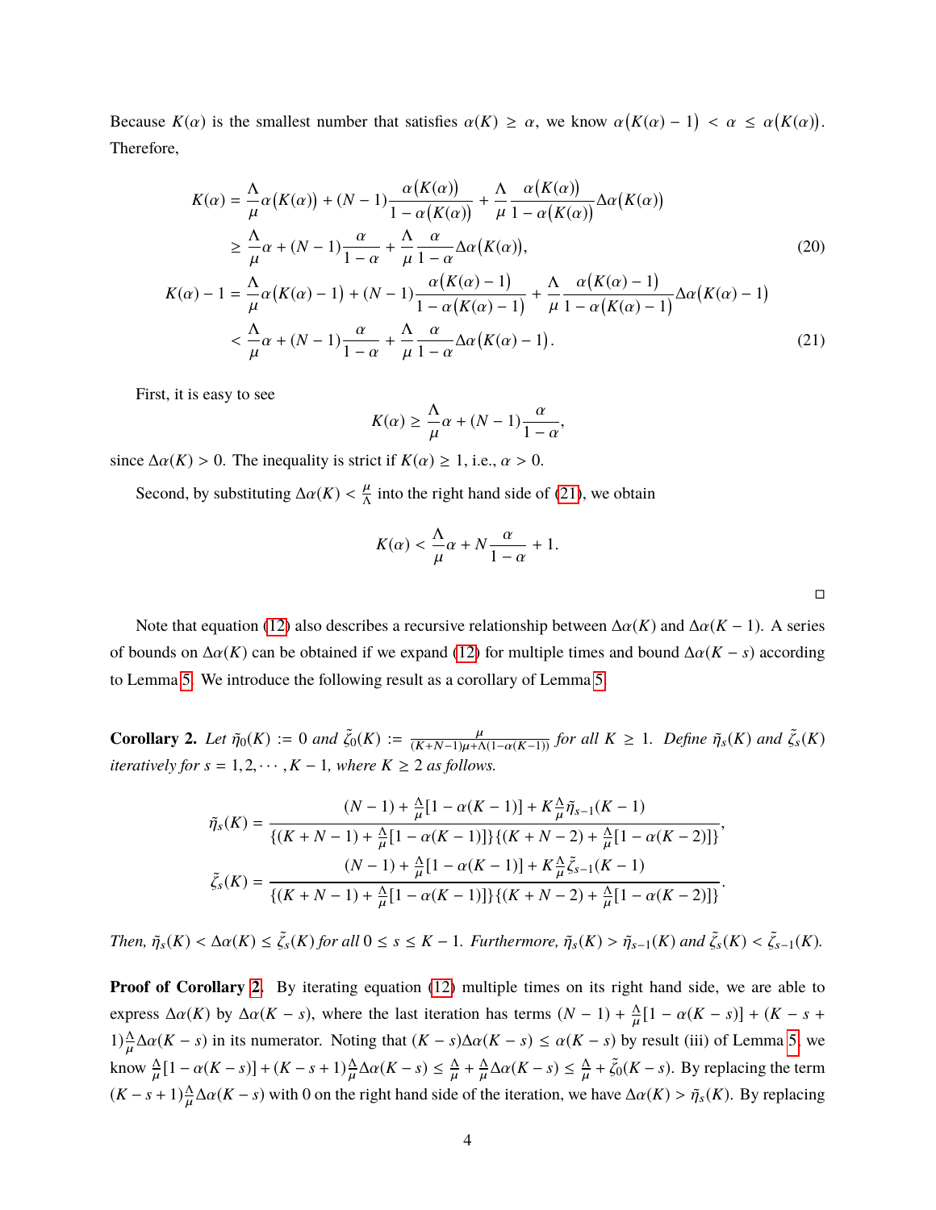Because $K(\alpha)$ is the smallest number that satisfies $\alpha(K) \geq \alpha$, we know $\alpha\big(K(\alpha)-1\big) < \alpha \leq \alpha\big(K(\alpha)\big)$. Therefore,

$$
\begin{aligned}
K(\alpha) &= \frac{\Lambda}{\mu}\alpha\big(K(\alpha)\big) + (N-1)\frac{\alpha\big(K(\alpha)\big)}{1-\alpha\big(K(\alpha)\big)} + \frac{\Lambda}{\mu}\frac{\alpha\big(K(\alpha)\big)}{1-\alpha\big(K(\alpha)\big)}\Delta\alpha\big(K(\alpha)\big) \\
&\geq \frac{\Lambda}{\mu}\alpha + (N-1)\frac{\alpha}{1-\alpha} + \frac{\Lambda}{\mu}\frac{\alpha}{1-\alpha}\Delta\alpha\big(K(\alpha)\big),
\end{aligned} \tag{20}
$$

$$
\begin{aligned}
K(\alpha)-1 &= \frac{\Lambda}{\mu}\alpha\big(K(\alpha)-1\big) + (N-1)\frac{\alpha\big(K(\alpha)-1\big)}{1-\alpha\big(K(\alpha)-1\big)} + \frac{\Lambda}{\mu}\frac{\alpha\big(K(\alpha)-1\big)}{1-\alpha\big(K(\alpha)-1\big)}\Delta\alpha\big(K(\alpha)-1\big) \\
&< \frac{\Lambda}{\mu}\alpha + (N-1)\frac{\alpha}{1-\alpha} + \frac{\Lambda}{\mu}\frac{\alpha}{1-\alpha}\Delta\alpha\big(K(\alpha)-1\big).
\end{aligned} \tag{21}
$$

First, it is easy to see

$$
K(\alpha) \geq \frac{\Lambda}{\mu}\alpha + (N-1)\frac{\alpha}{1-\alpha},
$$

since $\Delta\alpha(K) > 0$. The inequality is strict if $K(\alpha) \geq 1$, i.e., $\alpha > 0$.

Second, by substituting $\Delta\alpha(K) < \frac{\mu}{\Lambda}$ into the right hand side of (21), we obtain

$$
K(\alpha) < \frac{\Lambda}{\mu}\alpha + N\frac{\alpha}{1-\alpha} + 1.
$$

□

Note that equation (12) also describes a recursive relationship between $\Delta\alpha(K)$ and $\Delta\alpha(K-1)$. A series of bounds on $\Delta\alpha(K)$ can be obtained if we expand (12) for multiple times and bound $\Delta\alpha(K-s)$ according to Lemma 5. We introduce the following result as a corollary of Lemma 5.

**Corollary 2.** *Let $\tilde{\eta}_0(K) := 0$ and $\tilde{\zeta}_0(K) := \frac{\mu}{(K+N-1)\mu+\Lambda(1-\alpha(K-1))}$ for all $K \geq 1$. Define $\tilde{\eta}_s(K)$ and $\tilde{\zeta}_s(K)$ iteratively for $s = 1, 2, \cdots, K-1$, where $K \geq 2$ as follows.*

$$
\tilde{\eta}_s(K) = \frac{(N-1) + \frac{\Lambda}{\mu}[1-\alpha(K-1)] + K\frac{\Lambda}{\mu}\tilde{\eta}_{s-1}(K-1)}{\{(K+N-1) + \frac{\Lambda}{\mu}[1-\alpha(K-1)]\}\{(K+N-2) + \frac{\Lambda}{\mu}[1-\alpha(K-2)]\}},
$$

$$
\tilde{\zeta}_s(K) = \frac{(N-1) + \frac{\Lambda}{\mu}[1-\alpha(K-1)] + K\frac{\Lambda}{\mu}\tilde{\zeta}_{s-1}(K-1)}{\{(K+N-1) + \frac{\Lambda}{\mu}[1-\alpha(K-1)]\}\{(K+N-2) + \frac{\Lambda}{\mu}[1-\alpha(K-2)]\}}.
$$

*Then, $\tilde{\eta}_s(K) < \Delta\alpha(K) \leq \tilde{\zeta}_s(K)$ for all $0 \leq s \leq K-1$. Furthermore, $\tilde{\eta}_s(K) > \tilde{\eta}_{s-1}(K)$ and $\tilde{\zeta}_s(K) < \tilde{\zeta}_{s-1}(K)$.*

**Proof of Corollary 2.** By iterating equation (12) multiple times on its right hand side, we are able to express $\Delta\alpha(K)$ by $\Delta\alpha(K-s)$, where the last iteration has terms $(N-1) + \frac{\Lambda}{\mu}[1-\alpha(K-s)] + (K-s+1)\frac{\Lambda}{\mu}\Delta\alpha(K-s)$ in its numerator. Noting that $(K-s)\Delta\alpha(K-s) \leq \alpha(K-s)$ by result (iii) of Lemma 5, we know $\frac{\Lambda}{\mu}[1-\alpha(K-s)] + (K-s+1)\frac{\Lambda}{\mu}\Delta\alpha(K-s) \leq \frac{\Lambda}{\mu} + \frac{\Lambda}{\mu}\Delta\alpha(K-s) \leq \frac{\Lambda}{\mu} + \tilde{\zeta}_0(K-s)$. By replacing the term $(K-s+1)\frac{\Lambda}{\mu}\Delta\alpha(K-s)$ with 0 on the right hand side of the iteration, we have $\Delta\alpha(K) > \tilde{\eta}_s(K)$. By replacing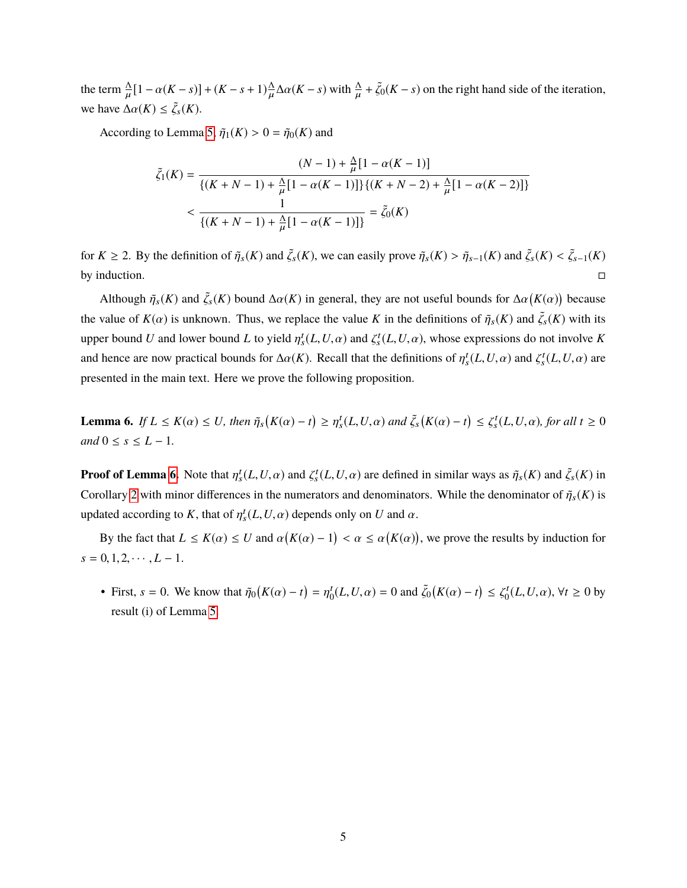the term $\frac{\Lambda}{\mu}[1-\alpha(K-s)] + (K-s+1)\frac{\Lambda}{\mu}\Delta\alpha(K-s)$ with $\frac{\Lambda}{\mu} + \tilde{\zeta}_0(K-s)$ on the right hand side of the iteration, we have $\Delta\alpha(K) \le \tilde{\zeta}_s(K)$.

According to Lemma 5, $\tilde{\eta}_1(K) > 0 = \tilde{\eta}_0(K)$ and

$$
\begin{aligned}
\tilde{\zeta}_1(K) &= \frac{(N-1) + \frac{\Lambda}{\mu}[1-\alpha(K-1)]}{\{(K+N-1) + \frac{\Lambda}{\mu}[1-\alpha(K-1)]\}\{(K+N-2) + \frac{\Lambda}{\mu}[1-\alpha(K-2)]\}} \\
&< \frac{1}{\{(K+N-1) + \frac{\Lambda}{\mu}[1-\alpha(K-1)]\}} = \tilde{\zeta}_0(K)
\end{aligned}
$$

for $K \ge 2$. By the definition of $\tilde{\eta}_s(K)$ and $\tilde{\zeta}_s(K)$, we can easily prove $\tilde{\eta}_s(K) > \tilde{\eta}_{s-1}(K)$ and $\tilde{\zeta}_s(K) < \tilde{\zeta}_{s-1}(K)$ by induction. □

Although $\tilde{\eta}_s(K)$ and $\tilde{\zeta}_s(K)$ bound $\Delta\alpha(K)$ in general, they are not useful bounds for $\Delta\alpha\big(K(\alpha)\big)$ because the value of $K(\alpha)$ is unknown. Thus, we replace the value $K$ in the definitions of $\tilde{\eta}_s(K)$ and $\tilde{\zeta}_s(K)$ with its upper bound $U$ and lower bound $L$ to yield $\eta_s^t(L,U,\alpha)$ and $\zeta_s^t(L,U,\alpha)$, whose expressions do not involve $K$ and hence are now practical bounds for $\Delta\alpha(K)$. Recall that the definitions of $\eta_s^t(L,U,\alpha)$ and $\zeta_s^t(L,U,\alpha)$ are presented in the main text. Here we prove the following proposition.

**Lemma 6.** *If $L \le K(\alpha) \le U$, then $\tilde{\eta}_s\big(K(\alpha)-t\big) \ge \eta_s^t(L,U,\alpha)$ and $\tilde{\zeta}_s\big(K(\alpha)-t\big) \le \zeta_s^t(L,U,\alpha)$, for all $t \ge 0$ and $0 \le s \le L-1$.*

**Proof of Lemma 6.** Note that $\eta_s^t(L,U,\alpha)$ and $\zeta_s^t(L,U,\alpha)$ are defined in similar ways as $\tilde{\eta}_s(K)$ and $\tilde{\zeta}_s(K)$ in Corollary 2 with minor differences in the numerators and denominators. While the denominator of $\tilde{\eta}_s(K)$ is updated according to $K$, that of $\eta_s^t(L,U,\alpha)$ depends only on $U$ and $\alpha$.

By the fact that $L \le K(\alpha) \le U$ and $\alpha\big(K(\alpha)-1\big) < \alpha \le \alpha\big(K(\alpha)\big)$, we prove the results by induction for $s = 0,1,2,\cdots,L-1$.

- First, $s=0$. We know that $\tilde{\eta}_0\big(K(\alpha)-t\big) = \eta_0^t(L,U,\alpha) = 0$ and $\tilde{\zeta}_0\big(K(\alpha)-t\big) \le \zeta_0^t(L,U,\alpha)$, $\forall t \ge 0$ by result (i) of Lemma 5.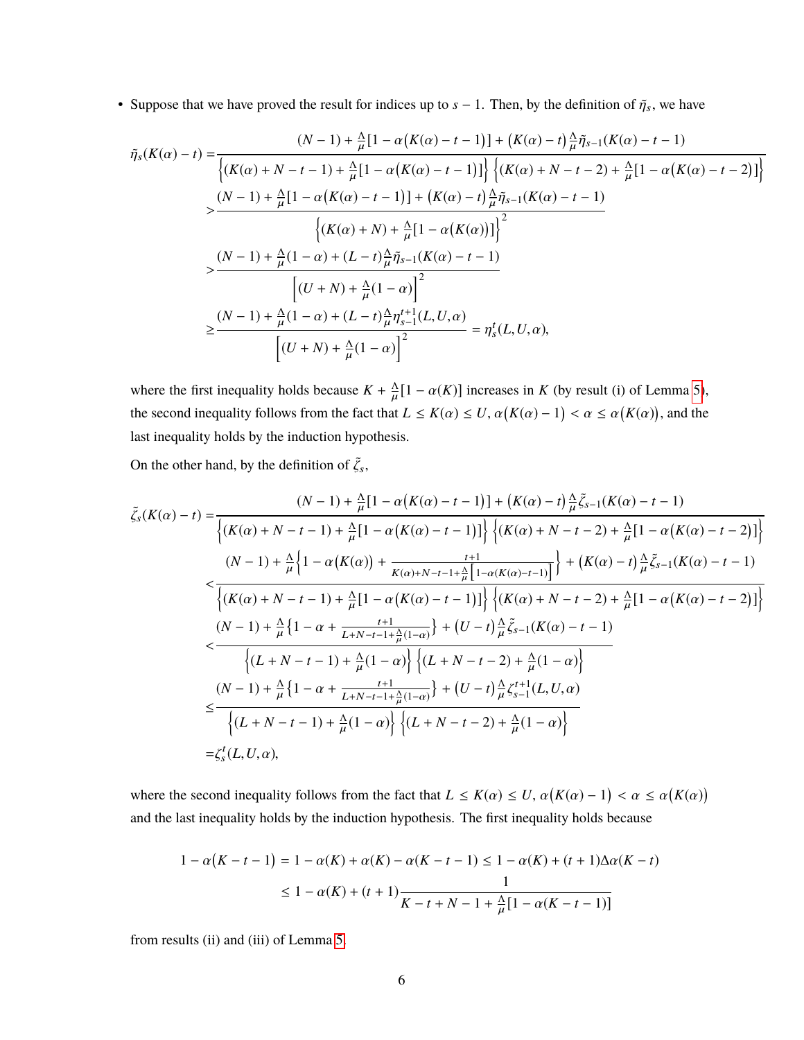- Suppose that we have proved the result for indices up to $s-1$. Then, by the definition of $\tilde{\eta}_s$, we have

$$
\begin{aligned}
\tilde{\eta}_s(K(\alpha)-t) =& \frac{(N-1)+\frac{\Delta}{\mu}[1-\alpha\big(K(\alpha)-t-1\big)]+\big(K(\alpha)-t\big)\frac{\Delta}{\mu}\tilde{\eta}_{s-1}(K(\alpha)-t-1)}{\Big\{(K(\alpha)+N-t-1)+\frac{\Delta}{\mu}[1-\alpha\big(K(\alpha)-t-1\big)]\Big\}\Big\{(K(\alpha)+N-t-2)+\frac{\Delta}{\mu}[1-\alpha\big(K(\alpha)-t-2\big)]\Big\}} \\
>& \frac{(N-1)+\frac{\Delta}{\mu}[1-\alpha\big(K(\alpha)-t-1\big)]+\big(K(\alpha)-t\big)\frac{\Delta}{\mu}\tilde{\eta}_{s-1}(K(\alpha)-t-1)}{\Big\{(K(\alpha)+N)+\frac{\Delta}{\mu}[1-\alpha\big(K(\alpha)\big)]\Big\}^2} \\
>& \frac{(N-1)+\frac{\Delta}{\mu}(1-\alpha)+(L-t)\frac{\Delta}{\mu}\tilde{\eta}_{s-1}(K(\alpha)-t-1)}{\Big[(U+N)+\frac{\Delta}{\mu}(1-\alpha)\Big]^2} \\
\geq& \frac{(N-1)+\frac{\Delta}{\mu}(1-\alpha)+(L-t)\frac{\Delta}{\mu}\eta_{s-1}^{t+1}(L,U,\alpha)}{\Big[(U+N)+\frac{\Delta}{\mu}(1-\alpha)\Big]^2} = \eta_s^t(L,U,\alpha),
\end{aligned}
$$

where the first inequality holds because $K+\frac{\Delta}{\mu}[1-\alpha(K)]$ increases in $K$ (by result (i) of Lemma 5), the second inequality follows from the fact that $L \leq K(\alpha) \leq U$, $\alpha\big(K(\alpha)-1\big) < \alpha \leq \alpha\big(K(\alpha)\big)$, and the last inequality holds by the induction hypothesis.

On the other hand, by the definition of $\tilde{\zeta}_s$,

$$
\begin{aligned}
\tilde{\zeta}_s(K(\alpha)-t) =& \frac{(N-1)+\frac{\Delta}{\mu}[1-\alpha\big(K(\alpha)-t-1\big)]+\big(K(\alpha)-t\big)\frac{\Delta}{\mu}\tilde{\zeta}_{s-1}(K(\alpha)-t-1)}{\Big\{(K(\alpha)+N-t-1)+\frac{\Delta}{\mu}[1-\alpha\big(K(\alpha)-t-1\big)]\Big\}\Big\{(K(\alpha)+N-t-2)+\frac{\Delta}{\mu}[1-\alpha\big(K(\alpha)-t-2\big)]\Big\}} \\
<& \frac{(N-1)+\frac{\Delta}{\mu}\Big\{1-\alpha\big(K(\alpha)\big)+\frac{t+1}{K(\alpha)+N-t-1+\frac{\Delta}{\mu}\left[1-\alpha(K(\alpha)-t-1)\right]}\Big\}+\big(K(\alpha)-t\big)\frac{\Delta}{\mu}\tilde{\zeta}_{s-1}(K(\alpha)-t-1)}{\Big\{(K(\alpha)+N-t-1)+\frac{\Delta}{\mu}[1-\alpha\big(K(\alpha)-t-1\big)]\Big\}\Big\{(K(\alpha)+N-t-2)+\frac{\Delta}{\mu}[1-\alpha\big(K(\alpha)-t-2\big)]\Big\}} \\
<& \frac{(N-1)+\frac{\Delta}{\mu}\big\{1-\alpha+\frac{t+1}{L+N-t-1+\frac{\Delta}{\mu}(1-\alpha)}\big\}+\big(U-t\big)\frac{\Delta}{\mu}\tilde{\zeta}_{s-1}(K(\alpha)-t-1)}{\Big\{(L+N-t-1)+\frac{\Delta}{\mu}(1-\alpha)\Big\}\Big\{(L+N-t-2)+\frac{\Delta}{\mu}(1-\alpha)\Big\}} \\
\leq& \frac{(N-1)+\frac{\Delta}{\mu}\big\{1-\alpha+\frac{t+1}{L+N-t-1+\frac{\Delta}{\mu}(1-\alpha)}\big\}+\big(U-t\big)\frac{\Delta}{\mu}\zeta_{s-1}^{t+1}(L,U,\alpha)}{\Big\{(L+N-t-1)+\frac{\Delta}{\mu}(1-\alpha)\Big\}\Big\{(L+N-t-2)+\frac{\Delta}{\mu}(1-\alpha)\Big\}} \\
=& \zeta_s^t(L,U,\alpha),
\end{aligned}
$$

where the second inequality follows from the fact that $L \leq K(\alpha) \leq U$, $\alpha\big(K(\alpha)-1\big) < \alpha \leq \alpha\big(K(\alpha)\big)$ and the last inequality holds by the induction hypothesis. The first inequality holds because

$$
\begin{aligned}
1-\alpha\big(K-t-1\big) &= 1-\alpha(K)+\alpha(K)-\alpha(K-t-1) \leq 1-\alpha(K)+(t+1)\Delta\alpha(K-t) \\
&\leq 1-\alpha(K)+(t+1)\frac{1}{K-t+N-1+\frac{\Delta}{\mu}[1-\alpha(K-t-1)]}
\end{aligned}
$$

from results (ii) and (iii) of Lemma 5.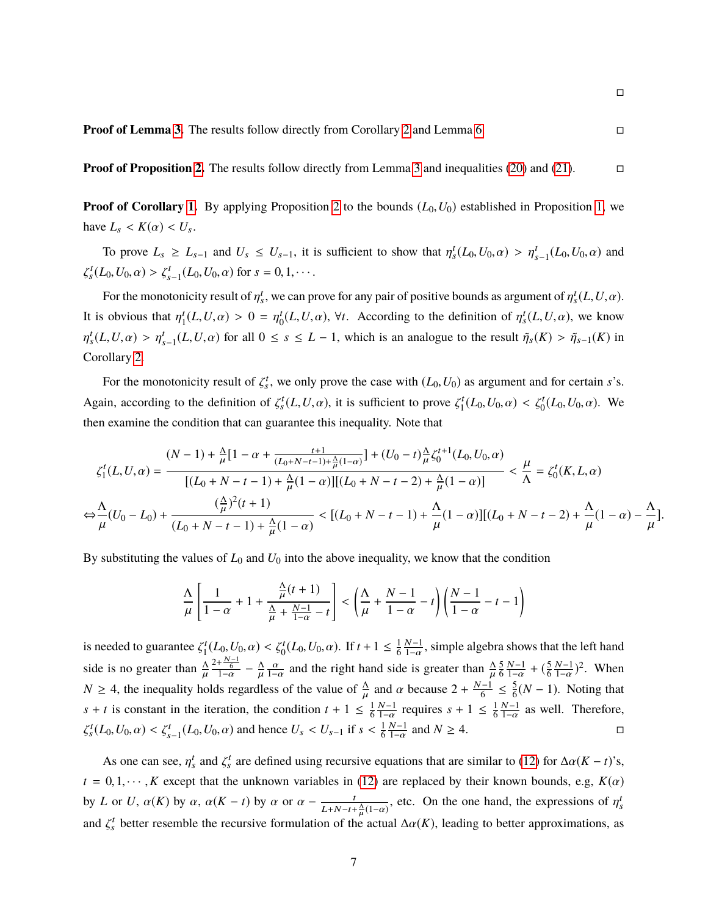□

**Proof of Lemma 3.** The results follow directly from Corollary 2 and Lemma 6. □

**Proof of Proposition 2.** The results follow directly from Lemma 3 and inequalities (20) and (21). □

**Proof of Corollary 1.** By applying Proposition 2 to the bounds $(L_0, U_0)$ established in Proposition 1, we have $L_s < K(\alpha) < U_s$.

To prove $L_s \geq L_{s-1}$ and $U_s \leq U_{s-1}$, it is sufficient to show that $\eta_s^t(L_0, U_0, \alpha) > \eta_{s-1}^t(L_0, U_0, \alpha)$ and $\zeta_s^t(L_0, U_0, \alpha) > \zeta_{s-1}^t(L_0, U_0, \alpha)$ for $s = 0, 1, \cdots$.

For the monotonicity result of $\eta_s^t$, we can prove for any pair of positive bounds as argument of $\eta_s^t(L, U, \alpha)$. It is obvious that $\eta_1^t(L, U, \alpha) > 0 = \eta_0^t(L, U, \alpha)$, $\forall t$. According to the definition of $\eta_s^t(L, U, \alpha)$, we know $\eta_s^t(L, U, \alpha) > \eta_{s-1}^t(L, U, \alpha)$ for all $0 \leq s \leq L - 1$, which is an analogue to the result $\tilde{\eta}_s(K) > \tilde{\eta}_{s-1}(K)$ in Corollary 2.

For the monotonicity result of $\zeta_s^t$, we only prove the case with $(L_0, U_0)$ as argument and for certain $s$'s. Again, according to the definition of $\zeta_s^t(L, U, \alpha)$, it is sufficient to prove $\zeta_1^t(L_0, U_0, \alpha) < \zeta_0^t(L_0, U_0, \alpha)$. We then examine the condition that can guarantee this inequality. Note that

$$\zeta_1^t(L, U, \alpha) = \frac{(N-1) + \frac{\Lambda}{\mu}[1 - \alpha + \frac{t+1}{(L_0+N-t-1)+\frac{\Lambda}{\mu}(1-\alpha)}] + (U_0 - t)\frac{\Lambda}{\mu}\zeta_0^{t+1}(L_0, U_0, \alpha)}{[(L_0 + N - t - 1) + \frac{\Lambda}{\mu}(1-\alpha)][(L_0 + N - t - 2) + \frac{\Lambda}{\mu}(1-\alpha)]} < \frac{\mu}{\Lambda} = \zeta_0^t(K, L, \alpha)$$

$$\Leftrightarrow \frac{\Lambda}{\mu}(U_0 - L_0) + \frac{(\frac{\Lambda}{\mu})^2(t+1)}{(L_0 + N - t - 1) + \frac{\Lambda}{\mu}(1-\alpha)} < [(L_0 + N - t - 1) + \frac{\Lambda}{\mu}(1-\alpha)][(L_0 + N - t - 2) + \frac{\Lambda}{\mu}(1-\alpha) - \frac{\Lambda}{\mu}].$$

By substituting the values of $L_0$ and $U_0$ into the above inequality, we know that the condition

$$\frac{\Lambda}{\mu}\left[\frac{1}{1-\alpha} + 1 + \frac{\frac{\Lambda}{\mu}(t+1)}{\frac{\Lambda}{\mu} + \frac{N-1}{1-\alpha} - t}\right] < \left(\frac{\Lambda}{\mu} + \frac{N-1}{1-\alpha} - t\right)\left(\frac{N-1}{1-\alpha} - t - 1\right)$$

is needed to guarantee $\zeta_1^t(L_0, U_0, \alpha) < \zeta_0^t(L_0, U_0, \alpha)$. If $t + 1 \leq \frac{1}{6}\frac{N-1}{1-\alpha}$, simple algebra shows that the left hand side is no greater than $\frac{\Lambda}{\mu}\frac{2+\frac{N-1}{6}}{1-\alpha} - \frac{\Lambda}{\mu}\frac{\alpha}{1-\alpha}$ and the right hand side is greater than $\frac{\Lambda}{\mu}\frac{5}{6}\frac{N-1}{1-\alpha} + (\frac{5}{6}\frac{N-1}{1-\alpha})^2$. When $N \geq 4$, the inequality holds regardless of the value of $\frac{\Lambda}{\mu}$ and $\alpha$ because $2 + \frac{N-1}{6} \leq \frac{5}{6}(N-1)$. Noting that $s + t$ is constant in the iteration, the condition $t + 1 \leq \frac{1}{6}\frac{N-1}{1-\alpha}$ requires $s + 1 \leq \frac{1}{6}\frac{N-1}{1-\alpha}$ as well. Therefore, $\zeta_s^t(L_0, U_0, \alpha) < \zeta_{s-1}^t(L_0, U_0, \alpha)$ and hence $U_s < U_{s-1}$ if $s < \frac{1}{6}\frac{N-1}{1-\alpha}$ and $N \geq 4$. □

As one can see, $\eta_s^t$ and $\zeta_s^t$ are defined using recursive equations that are similar to (12) for $\Delta\alpha(K-t)$'s, $t = 0, 1, \cdots, K$ except that the unknown variables in (12) are replaced by their known bounds, e.g, $K(\alpha)$ by $L$ or $U$, $\alpha(K)$ by $\alpha$, $\alpha(K-t)$ by $\alpha$ or $\alpha - \frac{t}{L+N-t+\frac{\Lambda}{\mu}(1-\alpha)}$, etc. On the one hand, the expressions of $\eta_s^t$ and $\zeta_s^t$ better resemble the recursive formulation of the actual $\Delta\alpha(K)$, leading to better approximations, as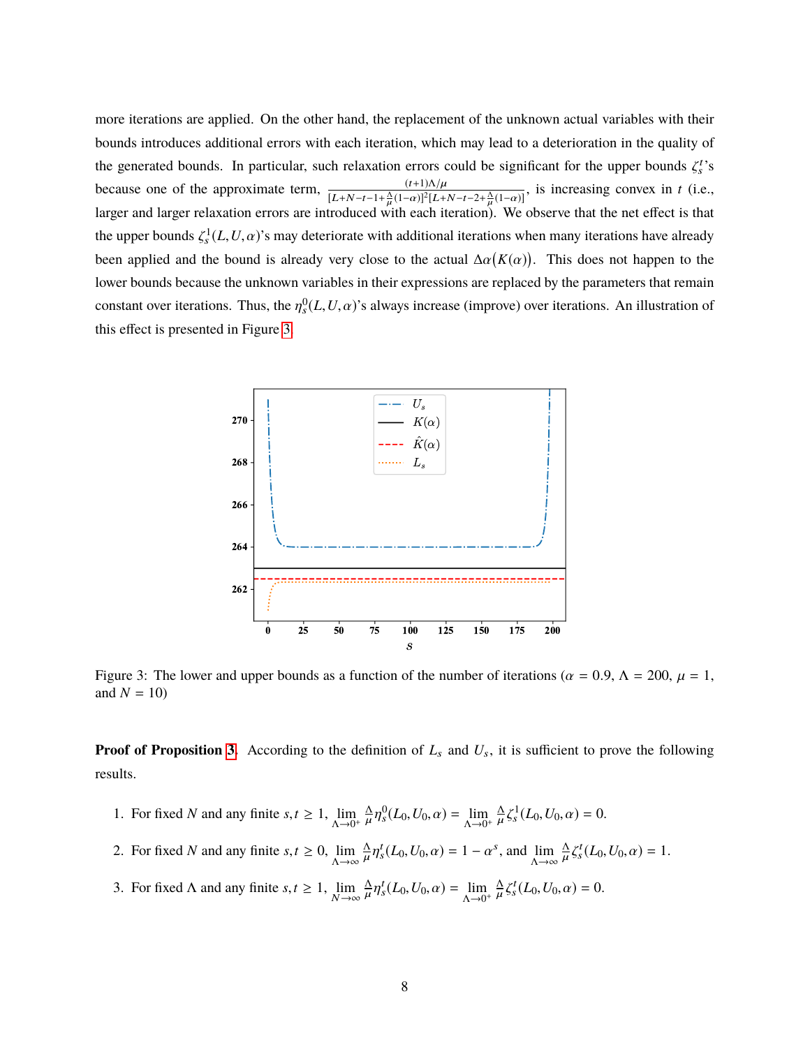more iterations are applied. On the other hand, the replacement of the unknown actual variables with their bounds introduces additional errors with each iteration, which may lead to a deterioration in the quality of the generated bounds. In particular, such relaxation errors could be significant for the upper bounds $\zeta_s^t$'s because one of the approximate term, $\frac{(t+1)\Lambda/\mu}{[L+N-t-1+\frac{\Lambda}{\mu}(1-\alpha)]^2[L+N-t-2+\frac{\Lambda}{\mu}(1-\alpha)]}$, is increasing convex in $t$ (i.e., larger and larger relaxation errors are introduced with each iteration). We observe that the net effect is that the upper bounds $\zeta_s^1(L,U,\alpha)$'s may deteriorate with additional iterations when many iterations have already been applied and the bound is already very close to the actual $\Delta\alpha(K(\alpha))$. This does not happen to the lower bounds because the unknown variables in their expressions are replaced by the parameters that remain constant over iterations. Thus, the $\eta_s^0(L,U,\alpha)$'s always increase (improve) over iterations. An illustration of this effect is presented in Figure 3.

Figure 3: The lower and upper bounds as a function of the number of iterations ($\alpha = 0.9$, $\Lambda = 200$, $\mu = 1$, and $N = 10$)

**Proof of Proposition 3.** According to the definition of $L_s$ and $U_s$, it is sufficient to prove the following results.

1. For fixed $N$ and any finite $s, t \geq 1$, $\lim_{\Lambda \to 0^+} \frac{\Lambda}{\mu}\eta_s^0(L_0, U_0, \alpha) = \lim_{\Lambda \to 0^+} \frac{\Lambda}{\mu}\zeta_s^1(L_0, U_0, \alpha) = 0$.
2. For fixed $N$ and any finite $s, t \geq 0$, $\lim_{\Lambda \to \infty} \frac{\Lambda}{\mu}\eta_s^t(L_0, U_0, \alpha) = 1 - \alpha^s$, and $\lim_{\Lambda \to \infty} \frac{\Lambda}{\mu}\zeta_s^t(L_0, U_0, \alpha) = 1$.
3. For fixed $\Lambda$ and any finite $s, t \geq 1$, $\lim_{N \to \infty} \frac{\Lambda}{\mu}\eta_s^t(L_0, U_0, \alpha) = \lim_{\Lambda \to 0^+} \frac{\Lambda}{\mu}\zeta_s^t(L_0, U_0, \alpha) = 0$.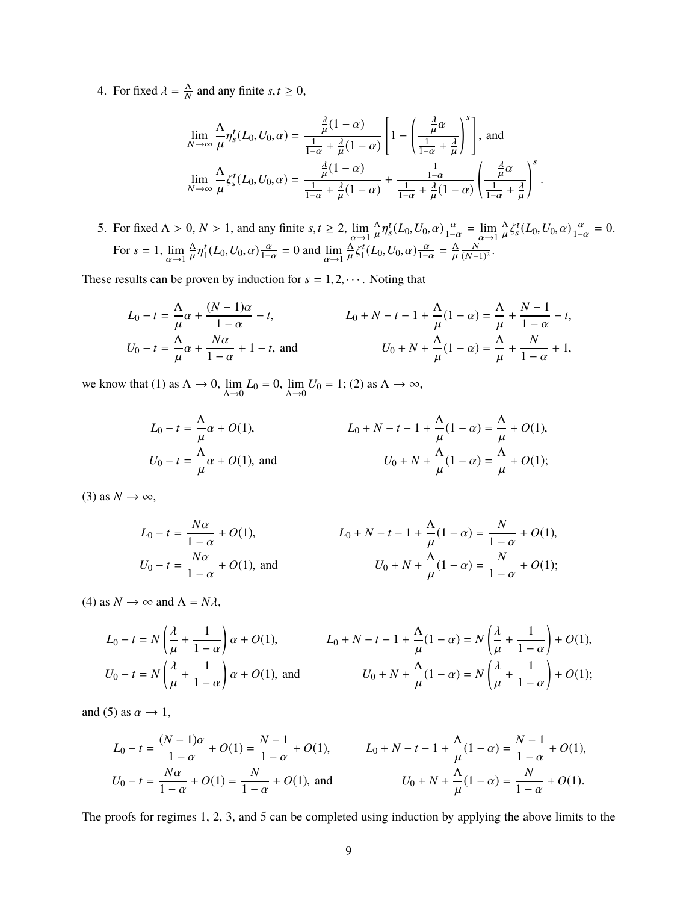4. For fixed $\lambda = \frac{\Lambda}{N}$ and any finite $s, t \geq 0$,

$$\lim_{N\to\infty} \frac{\Lambda}{\mu}\eta_s^t(L_0, U_0, \alpha) = \frac{\frac{\lambda}{\mu}(1-\alpha)}{\frac{1}{1-\alpha} + \frac{\lambda}{\mu}(1-\alpha)}\left[1 - \left(\frac{\frac{\lambda}{\mu}\alpha}{\frac{1}{1-\alpha} + \frac{\lambda}{\mu}}\right)^s\right], \text{ and}$$

$$\lim_{N\to\infty} \frac{\Lambda}{\mu}\zeta_s^t(L_0, U_0, \alpha) = \frac{\frac{\lambda}{\mu}(1-\alpha)}{\frac{1}{1-\alpha} + \frac{\lambda}{\mu}(1-\alpha)} + \frac{\frac{1}{1-\alpha}}{\frac{1}{1-\alpha} + \frac{\lambda}{\mu}(1-\alpha)}\left(\frac{\frac{\lambda}{\mu}\alpha}{\frac{1}{1-\alpha} + \frac{\lambda}{\mu}}\right)^s.$$

5. For fixed $\Lambda > 0$, $N > 1$, and any finite $s, t \geq 2$, $\lim_{\alpha\to 1} \frac{\Lambda}{\mu}\eta_s^t(L_0, U_0, \alpha)\frac{\alpha}{1-\alpha} = \lim_{\alpha\to 1} \frac{\Lambda}{\mu}\zeta_s^t(L_0, U_0, \alpha)\frac{\alpha}{1-\alpha} = 0$. For $s = 1$, $\lim_{\alpha\to 1} \frac{\Lambda}{\mu}\eta_1^t(L_0, U_0, \alpha)\frac{\alpha}{1-\alpha} = 0$ and $\lim_{\alpha\to 1} \frac{\Lambda}{\mu}\zeta_1^t(L_0, U_0, \alpha)\frac{\alpha}{1-\alpha} = \frac{\Lambda}{\mu}\frac{N}{(N-1)^2}$.

These results can be proven by induction for $s = 1, 2, \cdots$. Noting that

$$L_0 - t = \frac{\Lambda}{\mu}\alpha + \frac{(N-1)\alpha}{1-\alpha} - t, \qquad L_0 + N - t - 1 + \frac{\Lambda}{\mu}(1-\alpha) = \frac{\Lambda}{\mu} + \frac{N-1}{1-\alpha} - t,$$

$$U_0 - t = \frac{\Lambda}{\mu}\alpha + \frac{N\alpha}{1-\alpha} + 1 - t, \text{ and} \qquad U_0 + N + \frac{\Lambda}{\mu}(1-\alpha) = \frac{\Lambda}{\mu} + \frac{N}{1-\alpha} + 1,$$

we know that (1) as $\Lambda \to 0$, $\lim_{\Lambda\to 0} L_0 = 0$, $\lim_{\Lambda\to 0} U_0 = 1$; (2) as $\Lambda \to \infty$,

$$L_0 - t = \frac{\Lambda}{\mu}\alpha + O(1), \qquad L_0 + N - t - 1 + \frac{\Lambda}{\mu}(1-\alpha) = \frac{\Lambda}{\mu} + O(1),$$

$$U_0 - t = \frac{\Lambda}{\mu}\alpha + O(1), \text{ and} \qquad U_0 + N + \frac{\Lambda}{\mu}(1-\alpha) = \frac{\Lambda}{\mu} + O(1);$$

(3) as $N \to \infty$,

$$L_0 - t = \frac{N\alpha}{1-\alpha} + O(1), \qquad L_0 + N - t - 1 + \frac{\Lambda}{\mu}(1-\alpha) = \frac{N}{1-\alpha} + O(1),$$

$$U_0 - t = \frac{N\alpha}{1-\alpha} + O(1), \text{ and} \qquad U_0 + N + \frac{\Lambda}{\mu}(1-\alpha) = \frac{N}{1-\alpha} + O(1);$$

(4) as $N \to \infty$ and $\Lambda = N\lambda$,

$$L_0 - t = N\left(\frac{\lambda}{\mu} + \frac{1}{1-\alpha}\right)\alpha + O(1), \qquad L_0 + N - t - 1 + \frac{\Lambda}{\mu}(1-\alpha) = N\left(\frac{\lambda}{\mu} + \frac{1}{1-\alpha}\right) + O(1),$$

$$U_0 - t = N\left(\frac{\lambda}{\mu} + \frac{1}{1-\alpha}\right)\alpha + O(1), \text{ and} \qquad U_0 + N + \frac{\Lambda}{\mu}(1-\alpha) = N\left(\frac{\lambda}{\mu} + \frac{1}{1-\alpha}\right) + O(1);$$

and (5) as $\alpha \to 1$,

$$L_0 - t = \frac{(N-1)\alpha}{1-\alpha} + O(1) = \frac{N-1}{1-\alpha} + O(1), \qquad L_0 + N - t - 1 + \frac{\Lambda}{\mu}(1-\alpha) = \frac{N-1}{1-\alpha} + O(1),$$

$$U_0 - t = \frac{N\alpha}{1-\alpha} + O(1) = \frac{N}{1-\alpha} + O(1), \text{ and} \qquad U_0 + N + \frac{\Lambda}{\mu}(1-\alpha) = \frac{N}{1-\alpha} + O(1).$$

The proofs for regimes 1, 2, 3, and 5 can be completed using induction by applying the above limits to the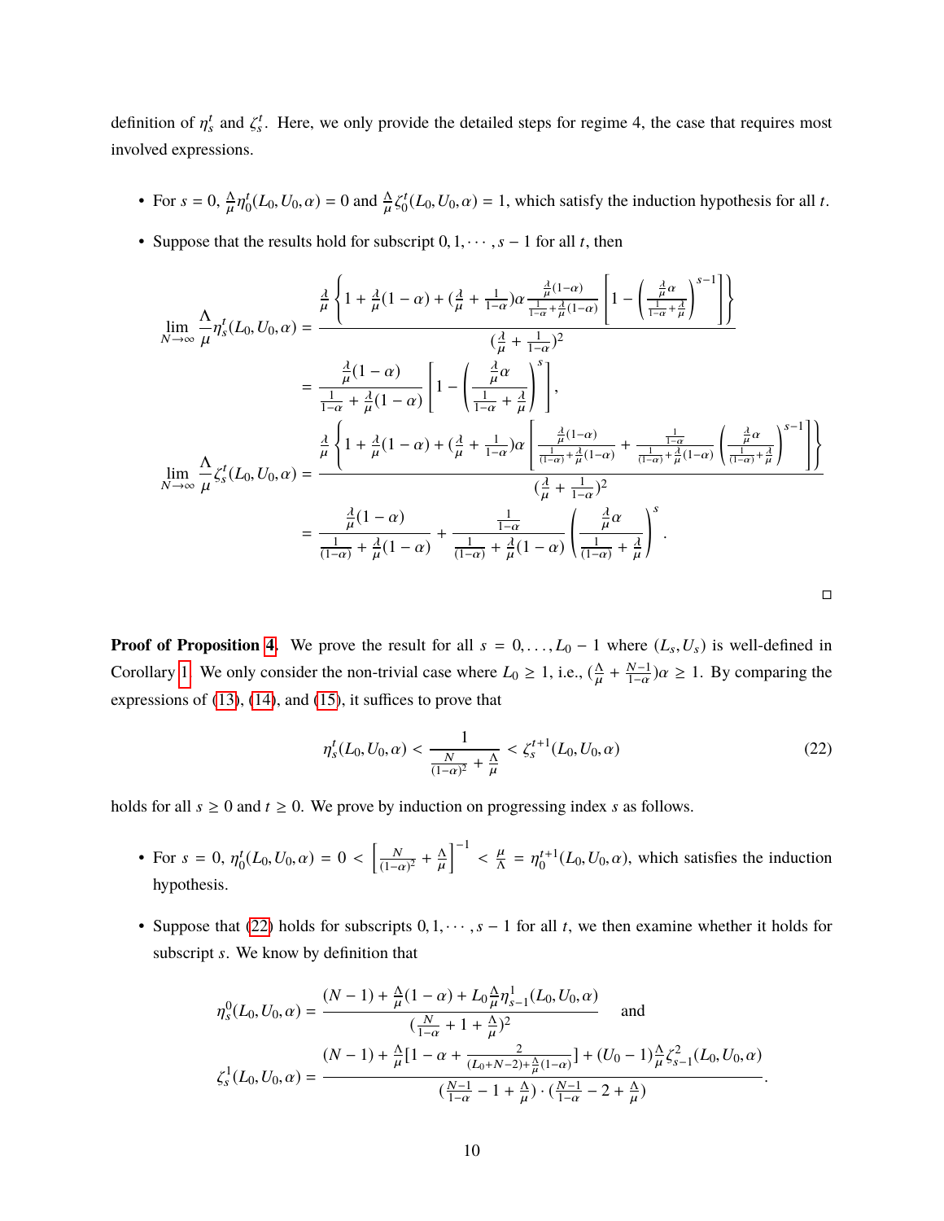definition of $\eta_s^t$ and $\zeta_s^t$. Here, we only provide the detailed steps for regime 4, the case that requires most involved expressions.

- For $s = 0$, $\frac{\Lambda}{\mu}\eta_0^t(L_0, U_0, \alpha) = 0$ and $\frac{\Lambda}{\mu}\zeta_0^t(L_0, U_0, \alpha) = 1$, which satisfy the induction hypothesis for all $t$.
- Suppose that the results hold for subscript $0, 1, \cdots, s-1$ for all $t$, then

$$
\begin{aligned}
\lim_{N\to\infty} \frac{\Lambda}{\mu}\eta_s^t(L_0, U_0, \alpha) &= \frac{\frac{\lambda}{\mu}\left\{1 + \frac{\lambda}{\mu}(1-\alpha) + (\frac{\lambda}{\mu} + \frac{1}{1-\alpha})\alpha \frac{\frac{\lambda}{\mu}(1-\alpha)}{\frac{1}{1-\alpha} + \frac{\lambda}{\mu}(1-\alpha)}\left[1 - \left(\frac{\frac{\lambda}{\mu}\alpha}{\frac{1}{1-\alpha} + \frac{\lambda}{\mu}}\right)^{s-1}\right]\right\}}{(\frac{\lambda}{\mu} + \frac{1}{1-\alpha})^2} \\
&= \frac{\frac{\lambda}{\mu}(1-\alpha)}{\frac{1}{1-\alpha} + \frac{\lambda}{\mu}(1-\alpha)}\left[1 - \left(\frac{\frac{\lambda}{\mu}\alpha}{\frac{1}{1-\alpha} + \frac{\lambda}{\mu}}\right)^{s}\right], \\
\lim_{N\to\infty} \frac{\Lambda}{\mu}\zeta_s^t(L_0, U_0, \alpha) &= \frac{\frac{\lambda}{\mu}\left\{1 + \frac{\lambda}{\mu}(1-\alpha) + (\frac{\lambda}{\mu} + \frac{1}{1-\alpha})\alpha\left[\frac{\frac{\lambda}{\mu}(1-\alpha)}{\frac{1}{(1-\alpha)} + \frac{\lambda}{\mu}(1-\alpha)} + \frac{\frac{1}{1-\alpha}}{\frac{1}{(1-\alpha)} + \frac{\lambda}{\mu}(1-\alpha)}\left(\frac{\frac{\lambda}{\mu}\alpha}{\frac{1}{(1-\alpha)} + \frac{\lambda}{\mu}}\right)^{s-1}\right]\right\}}{(\frac{\lambda}{\mu} + \frac{1}{1-\alpha})^2} \\
&= \frac{\frac{\lambda}{\mu}(1-\alpha)}{\frac{1}{(1-\alpha)} + \frac{\lambda}{\mu}(1-\alpha)} + \frac{\frac{1}{1-\alpha}}{\frac{1}{(1-\alpha)} + \frac{\lambda}{\mu}(1-\alpha)}\left(\frac{\frac{\lambda}{\mu}\alpha}{\frac{1}{(1-\alpha)} + \frac{\lambda}{\mu}}\right)^{s}.
\end{aligned}
$$

□

**Proof of Proposition 4.** We prove the result for all $s = 0, \ldots, L_0 - 1$ where $(L_s, U_s)$ is well-defined in Corollary 1. We only consider the non-trivial case where $L_0 \geq 1$, i.e., $(\frac{\Lambda}{\mu} + \frac{N-1}{1-\alpha})\alpha \geq 1$. By comparing the expressions of (13), (14), and (15), it suffices to prove that

$$
\eta_s^t(L_0, U_0, \alpha) < \frac{1}{\frac{N}{(1-\alpha)^2} + \frac{\Lambda}{\mu}} < \zeta_s^{t+1}(L_0, U_0, \alpha) \tag{22}
$$

holds for all $s \geq 0$ and $t \geq 0$. We prove by induction on progressing index $s$ as follows.

- For $s = 0$, $\eta_0^t(L_0, U_0, \alpha) = 0 < \left[\frac{N}{(1-\alpha)^2} + \frac{\Lambda}{\mu}\right]^{-1} < \frac{\mu}{\Lambda} = \eta_0^{t+1}(L_0, U_0, \alpha)$, which satisfies the induction hypothesis.
- Suppose that (22) holds for subscripts $0, 1, \cdots, s-1$ for all $t$, we then examine whether it holds for subscript $s$. We know by definition that

$$
\begin{aligned}
\eta_s^0(L_0, U_0, \alpha) &= \frac{(N-1) + \frac{\Lambda}{\mu}(1-\alpha) + L_0\frac{\Lambda}{\mu}\eta_{s-1}^1(L_0, U_0, \alpha)}{(\frac{N}{1-\alpha} + 1 + \frac{\Lambda}{\mu})^2} \quad \text{and} \\
\zeta_s^1(L_0, U_0, \alpha) &= \frac{(N-1) + \frac{\Lambda}{\mu}[1 - \alpha + \frac{2}{(L_0+N-2)+\frac{\Lambda}{\mu}(1-\alpha)}] + (U_0 - 1)\frac{\Lambda}{\mu}\zeta_{s-1}^2(L_0, U_0, \alpha)}{(\frac{N-1}{1-\alpha} - 1 + \frac{\Lambda}{\mu}) \cdot (\frac{N-1}{1-\alpha} - 2 + \frac{\Lambda}{\mu})}.
\end{aligned}
$$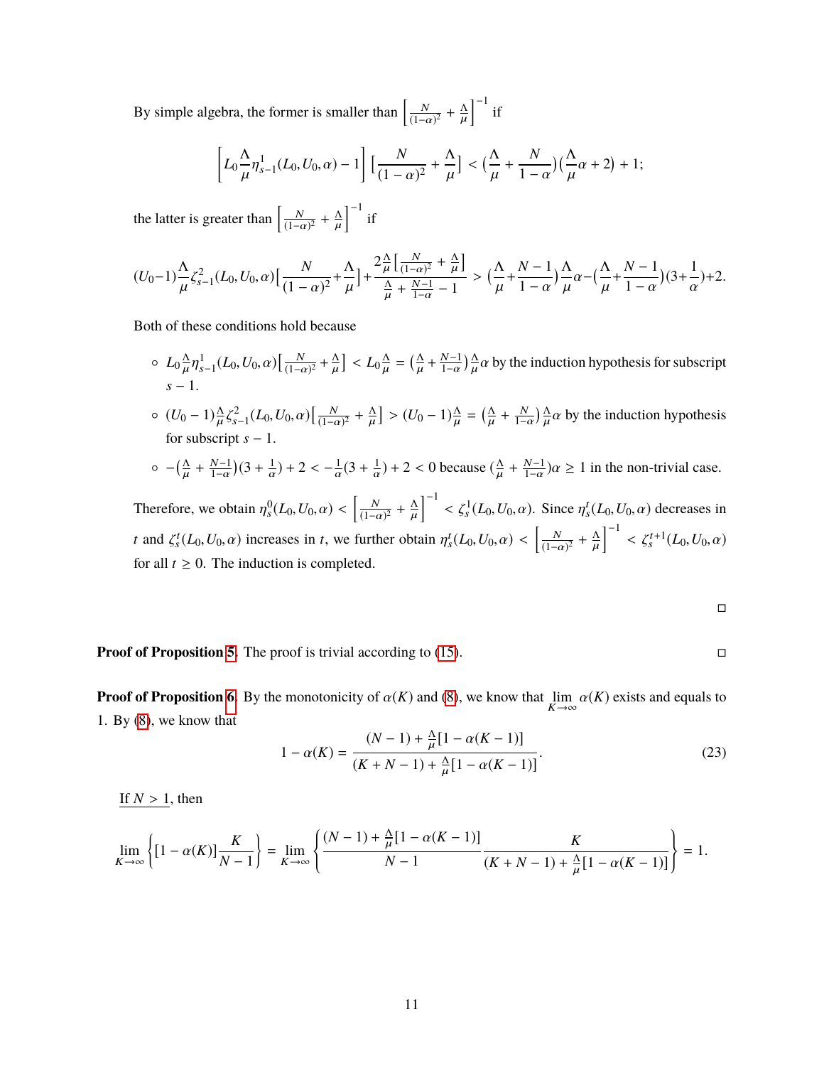By simple algebra, the former is smaller than $\left[\frac{N}{(1-\alpha)^2}+\frac{\Lambda}{\mu}\right]^{-1}$ if

$$\left[L_0\frac{\Lambda}{\mu}\eta^1_{s-1}(L_0,U_0,\alpha)-1\right]\left[\frac{N}{(1-\alpha)^2}+\frac{\Lambda}{\mu}\right] < \left(\frac{\Lambda}{\mu}+\frac{N}{1-\alpha}\right)\left(\frac{\Lambda}{\mu}\alpha+2\right)+1;$$

the latter is greater than $\left[\frac{N}{(1-\alpha)^2}+\frac{\Lambda}{\mu}\right]^{-1}$ if

$$(U_0-1)\frac{\Lambda}{\mu}\zeta^2_{s-1}(L_0,U_0,\alpha)\left[\frac{N}{(1-\alpha)^2}+\frac{\Lambda}{\mu}\right]+\frac{2\frac{\Lambda}{\mu}\left[\frac{N}{(1-\alpha)^2}+\frac{\Lambda}{\mu}\right]}{\frac{\Lambda}{\mu}+\frac{N-1}{1-\alpha}-1} > \left(\frac{\Lambda}{\mu}+\frac{N-1}{1-\alpha}\right)\frac{\Lambda}{\mu}\alpha-\left(\frac{\Lambda}{\mu}+\frac{N-1}{1-\alpha}\right)\left(3+\frac{1}{\alpha}\right)+2.$$

Both of these conditions hold because

- $L_0\frac{\Lambda}{\mu}\eta^1_{s-1}(L_0,U_0,\alpha)\left[\frac{N}{(1-\alpha)^2}+\frac{\Lambda}{\mu}\right] < L_0\frac{\Lambda}{\mu} = \left(\frac{\Lambda}{\mu}+\frac{N-1}{1-\alpha}\right)\frac{\Lambda}{\mu}\alpha$ by the induction hypothesis for subscript $s-1$.
- $(U_0-1)\frac{\Lambda}{\mu}\zeta^2_{s-1}(L_0,U_0,\alpha)\left[\frac{N}{(1-\alpha)^2}+\frac{\Lambda}{\mu}\right] > (U_0-1)\frac{\Lambda}{\mu} = \left(\frac{\Lambda}{\mu}+\frac{N}{1-\alpha}\right)\frac{\Lambda}{\mu}\alpha$ by the induction hypothesis for subscript $s-1$.
- $-\left(\frac{\Lambda}{\mu}+\frac{N-1}{1-\alpha}\right)\left(3+\frac{1}{\alpha}\right)+2 < -\frac{1}{\alpha}\left(3+\frac{1}{\alpha}\right)+2 < 0$ because $\left(\frac{\Lambda}{\mu}+\frac{N-1}{1-\alpha}\right)\alpha \geq 1$ in the non-trivial case.

Therefore, we obtain $\eta^0_s(L_0,U_0,\alpha) < \left[\frac{N}{(1-\alpha)^2}+\frac{\Lambda}{\mu}\right]^{-1} < \zeta^1_s(L_0,U_0,\alpha)$. Since $\eta^t_s(L_0,U_0,\alpha)$ decreases in $t$ and $\zeta^t_s(L_0,U_0,\alpha)$ increases in $t$, we further obtain $\eta^t_s(L_0,U_0,\alpha) < \left[\frac{N}{(1-\alpha)^2}+\frac{\Lambda}{\mu}\right]^{-1} < \zeta^{t+1}_s(L_0,U_0,\alpha)$ for all $t \geq 0$. The induction is completed.

□

**Proof of Proposition 5.** The proof is trivial according to (15). □

**Proof of Proposition 6.** By the monotonicity of $\alpha(K)$ and (8), we know that $\lim_{K\to\infty}\alpha(K)$ exists and equals to 1. By (8), we know that

$$1-\alpha(K) = \frac{(N-1)+\frac{\Lambda}{\mu}[1-\alpha(K-1)]}{(K+N-1)+\frac{\Lambda}{\mu}[1-\alpha(K-1)]}. \tag{23}$$

If $N>1$, then

$$\lim_{K\to\infty}\left\{[1-\alpha(K)]\frac{K}{N-1}\right\} = \lim_{K\to\infty}\left\{\frac{(N-1)+\frac{\Lambda}{\mu}[1-\alpha(K-1)]}{N-1}\frac{K}{(K+N-1)+\frac{\Lambda}{\mu}[1-\alpha(K-1)]}\right\} = 1.$$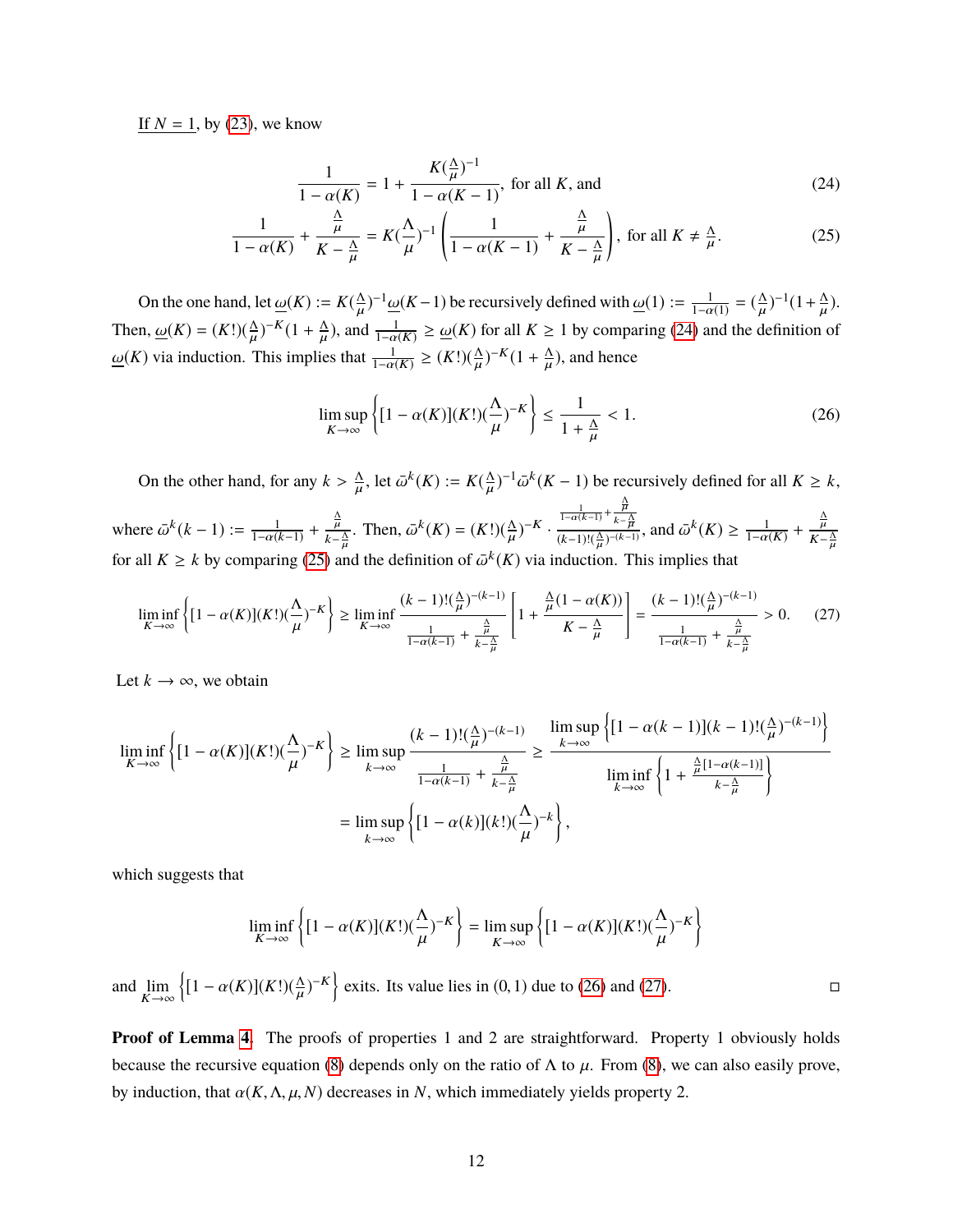<u>If $N = 1$</u>, by (23), we know

$$\frac{1}{1-\alpha(K)} = 1 + \frac{K(\frac{\Lambda}{\mu})^{-1}}{1-\alpha(K-1)}, \text{ for all } K, \text{ and} \tag{24}$$

$$\frac{1}{1-\alpha(K)} + \frac{\frac{\Lambda}{\mu}}{K-\frac{\Lambda}{\mu}} = K(\frac{\Lambda}{\mu})^{-1}\left(\frac{1}{1-\alpha(K-1)} + \frac{\frac{\Lambda}{\mu}}{K-\frac{\Lambda}{\mu}}\right), \text{ for all } K \neq \frac{\Lambda}{\mu}. \tag{25}$$

On the one hand, let $\underline{\omega}(K) := K(\frac{\Lambda}{\mu})^{-1}\underline{\omega}(K-1)$ be recursively defined with $\underline{\omega}(1) := \frac{1}{1-\alpha(1)} = (\frac{\Lambda}{\mu})^{-1}(1+\frac{\Lambda}{\mu})$. Then, $\underline{\omega}(K) = (K!)(\frac{\Lambda}{\mu})^{-K}(1+\frac{\Lambda}{\mu})$, and $\frac{1}{1-\alpha(K)} \geq \underline{\omega}(K)$ for all $K \geq 1$ by comparing (24) and the definition of $\underline{\omega}(K)$ via induction. This implies that $\frac{1}{1-\alpha(K)} \geq (K!)(\frac{\Lambda}{\mu})^{-K}(1+\frac{\Lambda}{\mu})$, and hence

$$\limsup_{K\to\infty}\left\{[1-\alpha(K)](K!)(\frac{\Lambda}{\mu})^{-K}\right\} \leq \frac{1}{1+\frac{\Lambda}{\mu}} < 1. \tag{26}$$

On the other hand, for any $k > \frac{\Lambda}{\mu}$, let $\bar{\omega}^k(K) := K(\frac{\Lambda}{\mu})^{-1}\bar{\omega}^k(K-1)$ be recursively defined for all $K \geq k$, where $\bar{\omega}^k(k-1) := \frac{1}{1-\alpha(k-1)} + \frac{\frac{\Lambda}{\mu}}{k-\frac{\Lambda}{\mu}}$. Then, $\bar{\omega}^k(K) = (K!)(\frac{\Lambda}{\mu})^{-K} \cdot \frac{\frac{1}{1-\alpha(k-1)} + \frac{\frac{\Lambda}{\mu}}{k-\frac{\Lambda}{\mu}}}{(k-1)!(\frac{\Lambda}{\mu})^{-(k-1)}}$, and $\bar{\omega}^k(K) \geq \frac{1}{1-\alpha(K)} + \frac{\frac{\Lambda}{\mu}}{K-\frac{\Lambda}{\mu}}$ for all $K \geq k$ by comparing (25) and the definition of $\bar{\omega}^k(K)$ via induction. This implies that

$$\liminf_{K\to\infty}\left\{[1-\alpha(K)](K!)(\frac{\Lambda}{\mu})^{-K}\right\} \geq \liminf_{K\to\infty}\frac{(k-1)!(\frac{\Lambda}{\mu})^{-(k-1)}}{\frac{1}{1-\alpha(k-1)} + \frac{\frac{\Lambda}{\mu}}{k-\frac{\Lambda}{\mu}}}\left[1 + \frac{\frac{\Lambda}{\mu}(1-\alpha(K))}{K-\frac{\Lambda}{\mu}}\right] = \frac{(k-1)!(\frac{\Lambda}{\mu})^{-(k-1)}}{\frac{1}{1-\alpha(k-1)} + \frac{\frac{\Lambda}{\mu}}{k-\frac{\Lambda}{\mu}}} > 0. \tag{27}$$

Let $k \to \infty$, we obtain

$$\begin{aligned}
\liminf_{K\to\infty}\left\{[1-\alpha(K)](K!)(\frac{\Lambda}{\mu})^{-K}\right\} &\geq \limsup_{k\to\infty}\frac{(k-1)!(\frac{\Lambda}{\mu})^{-(k-1)}}{\frac{1}{1-\alpha(k-1)} + \frac{\frac{\Lambda}{\mu}}{k-\frac{\Lambda}{\mu}}} \geq \frac{\limsup_{k\to\infty}\left\{[1-\alpha(k-1)](k-1)!(\frac{\Lambda}{\mu})^{-(k-1)}\right\}}{\liminf_{k\to\infty}\left\{1 + \frac{\frac{\Lambda}{\mu}[1-\alpha(k-1)]}{k-\frac{\Lambda}{\mu}}\right\}} \\
&= \limsup_{k\to\infty}\left\{[1-\alpha(k)](k!)(\frac{\Lambda}{\mu})^{-k}\right\},
\end{aligned}$$

which suggests that

$$\liminf_{K\to\infty}\left\{[1-\alpha(K)](K!)(\frac{\Lambda}{\mu})^{-K}\right\} = \limsup_{K\to\infty}\left\{[1-\alpha(K)](K!)(\frac{\Lambda}{\mu})^{-K}\right\}$$

and $\lim_{K\to\infty}\left\{[1-\alpha(K)](K!)(\frac{\Lambda}{\mu})^{-K}\right\}$ exits. Its value lies in $(0,1)$ due to (26) and (27). □

**Proof of Lemma 4.** The proofs of properties 1 and 2 are straightforward. Property 1 obviously holds because the recursive equation (8) depends only on the ratio of $\Lambda$ to $\mu$. From (8), we can also easily prove, by induction, that $\alpha(K, \Lambda, \mu, N)$ decreases in $N$, which immediately yields property 2.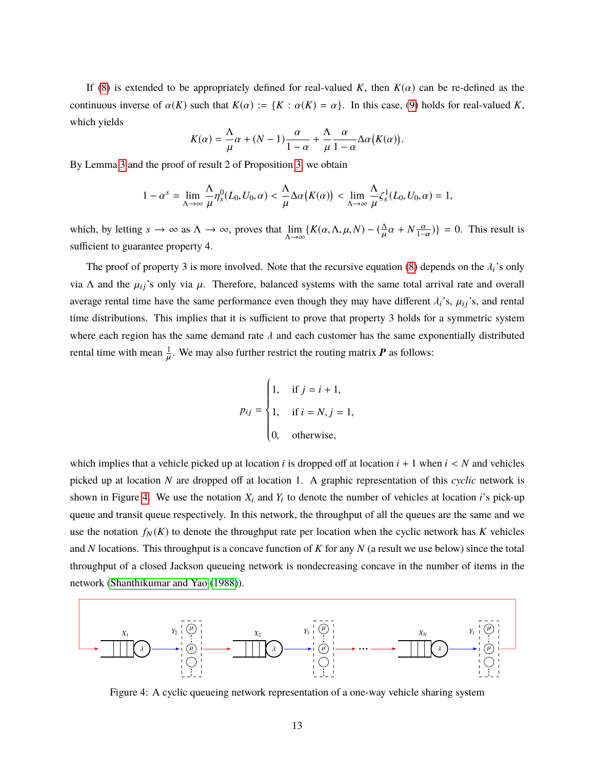If (8) is extended to be appropriately defined for real-valued $K$, then $K(\alpha)$ can be re-defined as the continuous inverse of $\alpha(K)$ such that $K(\alpha) := \{K : \alpha(K) = \alpha\}$. In this case, (9) holds for real-valued $K$, which yields

$$K(\alpha) = \frac{\Lambda}{\mu}\alpha + (N-1)\frac{\alpha}{1-\alpha} + \frac{\Lambda}{\mu}\frac{\alpha}{1-\alpha}\Delta\alpha\big(K(\alpha)\big).$$

By Lemma 3 and the proof of result 2 of Proposition 3, we obtain

$$1-\alpha^s = \lim_{\Lambda\to\infty}\frac{\Lambda}{\mu}\eta_s^0(L_0, U_0, \alpha) < \frac{\Lambda}{\mu}\Delta\alpha\big(K(\alpha)\big) < \lim_{\Lambda\to\infty}\frac{\Lambda}{\mu}\zeta_s^1(L_0, U_0, \alpha) = 1,$$

which, by letting $s \to \infty$ as $\Lambda \to \infty$, proves that $\lim_{\Lambda\to\infty}\{K(\alpha, \Lambda, \mu, N) - (\frac{\Lambda}{\mu}\alpha + N\frac{\alpha}{1-\alpha})\} = 0$. This result is sufficient to guarantee property 4.

The proof of property 3 is more involved. Note that the recursive equation (8) depends on the $\lambda_i$'s only via $\Lambda$ and the $\mu_{ij}$'s only via $\mu$. Therefore, balanced systems with the same total arrival rate and overall average rental time have the same performance even though they may have different $\lambda_i$'s, $\mu_{ij}$'s, and rental time distributions. This implies that it is sufficient to prove that property 3 holds for a symmetric system where each region has the same demand rate $\lambda$ and each customer has the same exponentially distributed rental time with mean $\frac{1}{\mu}$. We may also further restrict the routing matrix $\boldsymbol{P}$ as follows:

$$p_{ij} = \begin{cases} 1, & \text{if } j = i+1, \\ 1, & \text{if } i = N, j = 1, \\ 0, & \text{otherwise,} \end{cases}$$

which implies that a vehicle picked up at location $i$ is dropped off at location $i+1$ when $i < N$ and vehicles picked up at location $N$ are dropped off at location 1. A graphic representation of this *cyclic* network is shown in Figure 4. We use the notation $X_i$ and $Y_i$ to denote the number of vehicles at location $i$'s pick-up queue and transit queue respectively. In this network, the throughput of all the queues are the same and we use the notation $f_N(K)$ to denote the throughput rate per location when the cyclic network has $K$ vehicles and $N$ locations. This throughput is a concave function of $K$ for any $N$ (a result we use below) since the total throughput of a closed Jackson queueing network is nondecreasing concave in the number of items in the network (Shanthikumar and Yao (1988)).

Figure 4: A cyclic queueing network representation of a one-way vehicle sharing system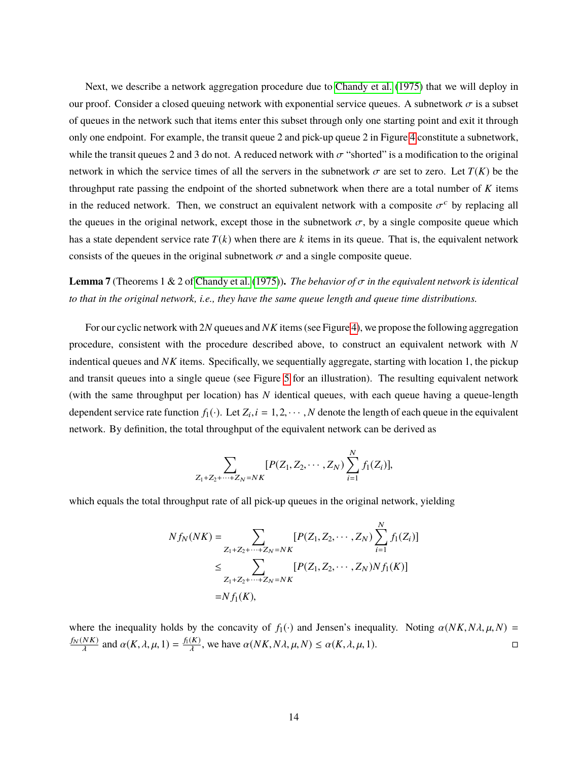Next, we describe a network aggregation procedure due to Chandy et al. (1975) that we will deploy in our proof. Consider a closed queuing network with exponential service queues. A subnetwork $\sigma$ is a subset of queues in the network such that items enter this subset through only one starting point and exit it through only one endpoint. For example, the transit queue 2 and pick-up queue 2 in Figure 4 constitute a subnetwork, while the transit queues 2 and 3 do not. A reduced network with $\sigma$ "shorted" is a modification to the original network in which the service times of all the servers in the subnetwork $\sigma$ are set to zero. Let $T(K)$ be the throughput rate passing the endpoint of the shorted subnetwork when there are a total number of $K$ items in the reduced network. Then, we construct an equivalent network with a composite $\sigma^c$ by replacing all the queues in the original network, except those in the subnetwork $\sigma$, by a single composite queue which has a state dependent service rate $T(k)$ when there are $k$ items in its queue. That is, the equivalent network consists of the queues in the original subnetwork $\sigma$ and a single composite queue.

**Lemma 7** (Theorems 1 & 2 of Chandy et al. (1975))**.** *The behavior of $\sigma$ in the equivalent network is identical to that in the original network, i.e., they have the same queue length and queue time distributions.*

For our cyclic network with $2N$ queues and $NK$ items (see Figure 4), we propose the following aggregation procedure, consistent with the procedure described above, to construct an equivalent network with $N$ indentical queues and $NK$ items. Specifically, we sequentially aggregate, starting with location 1, the pickup and transit queues into a single queue (see Figure 5 for an illustration). The resulting equivalent network (with the same throughput per location) has $N$ identical queues, with each queue having a queue-length dependent service rate function $f_1(\cdot)$. Let $Z_i, i = 1, 2, \cdots, N$ denote the length of each queue in the equivalent network. By definition, the total throughput of the equivalent network can be derived as

$$\sum_{Z_1+Z_2+\cdots+Z_N=NK} [P(Z_1, Z_2, \cdots, Z_N) \sum_{i=1}^{N} f_1(Z_i)],$$

which equals the total throughput rate of all pick-up queues in the original network, yielding

$$\begin{aligned}
Nf_N(NK) &= \sum_{Z_1+Z_2+\cdots+Z_N=NK} [P(Z_1, Z_2, \cdots, Z_N) \sum_{i=1}^{N} f_1(Z_i)] \\
&\leq \sum_{Z_1+Z_2+\cdots+Z_N=NK} [P(Z_1, Z_2, \cdots, Z_N) N f_1(K)] \\
&= N f_1(K),
\end{aligned}$$

where the inequality holds by the concavity of $f_1(\cdot)$ and Jensen's inequality. Noting $\alpha(NK, N\lambda, \mu, N) = \frac{f_N(NK)}{\lambda}$ and $\alpha(K, \lambda, \mu, 1) = \frac{f_1(K)}{\lambda}$, we have $\alpha(NK, N\lambda, \mu, N) \leq \alpha(K, \lambda, \mu, 1)$. $\square$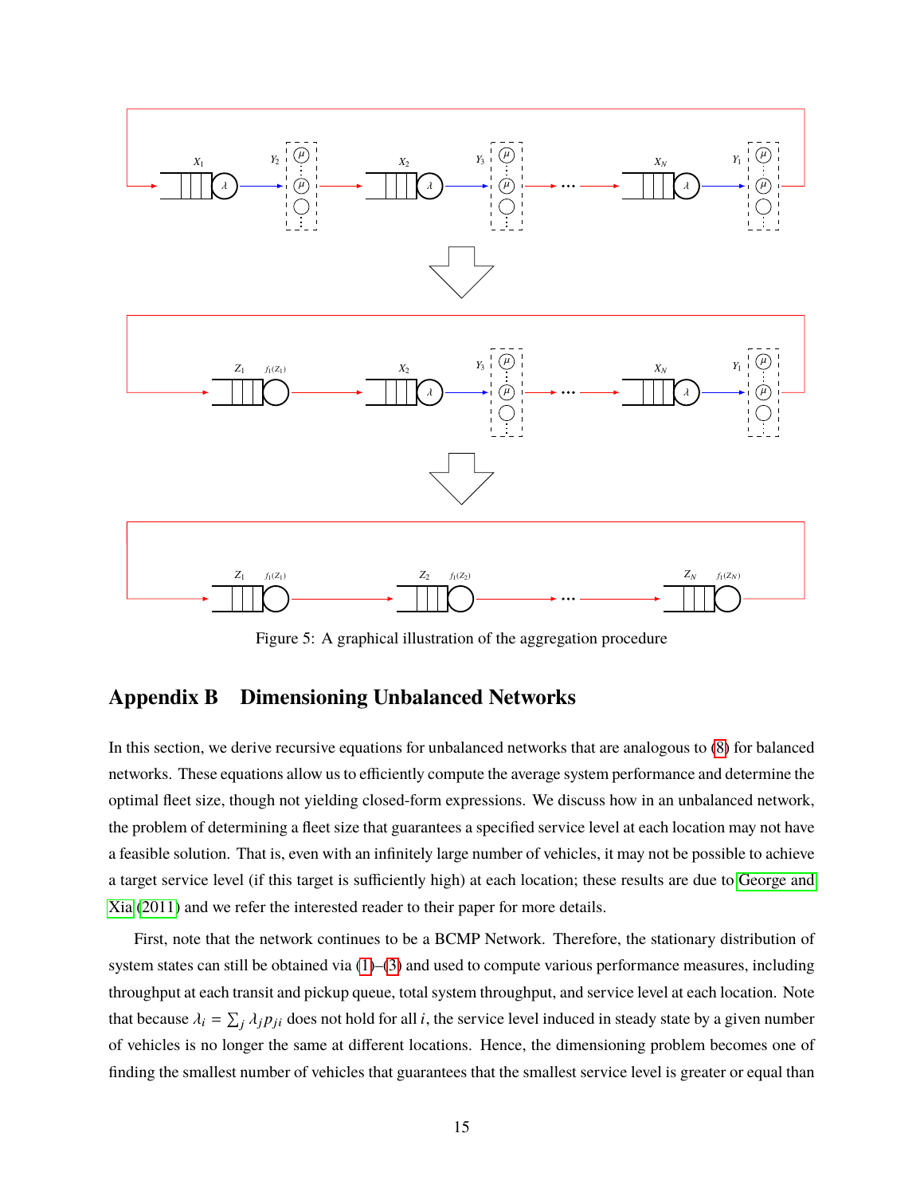Figure 5: A graphical illustration of the aggregation procedure

## Appendix B Dimensioning Unbalanced Networks

In this section, we derive recursive equations for unbalanced networks that are analogous to (8) for balanced networks. These equations allow us to efficiently compute the average system performance and determine the optimal fleet size, though not yielding closed-form expressions. We discuss how in an unbalanced network, the problem of determining a fleet size that guarantees a specified service level at each location may not have a feasible solution. That is, even with an infinitely large number of vehicles, it may not be possible to achieve a target service level (if this target is sufficiently high) at each location; these results are due to George and Xia (2011) and we refer the interested reader to their paper for more details.

First, note that the network continues to be a BCMP Network. Therefore, the stationary distribution of system states can still be obtained via (1)–(3) and used to compute various performance measures, including throughput at each transit and pickup queue, total system throughput, and service level at each location. Note that because $\lambda_i = \sum_j \lambda_j p_{ji}$ does not hold for all $i$, the service level induced in steady state by a given number of vehicles is no longer the same at different locations. Hence, the dimensioning problem becomes one of finding the smallest number of vehicles that guarantees that the smallest service level is greater or equal than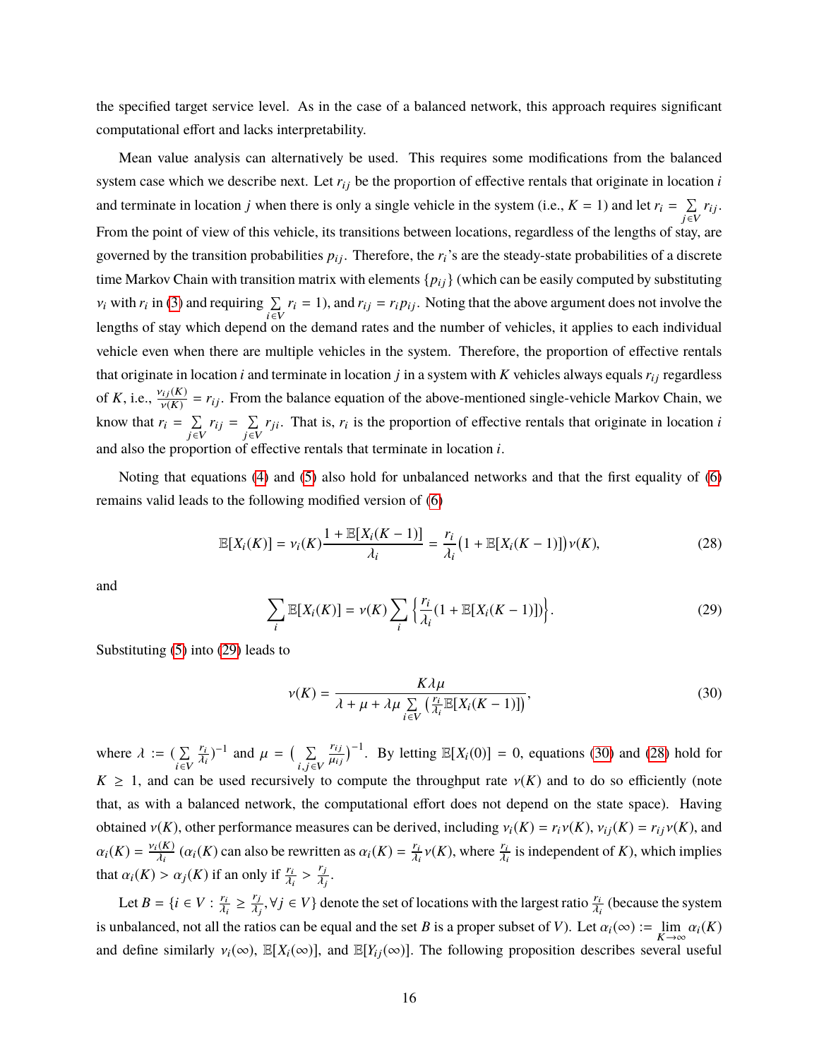the specified target service level. As in the case of a balanced network, this approach requires significant computational effort and lacks interpretability.

Mean value analysis can alternatively be used. This requires some modifications from the balanced system case which we describe next. Let $r_{ij}$ be the proportion of effective rentals that originate in location $i$ and terminate in location $j$ when there is only a single vehicle in the system (i.e., $K = 1$) and let $r_i = \sum_{j \in V} r_{ij}$. From the point of view of this vehicle, its transitions between locations, regardless of the lengths of stay, are governed by the transition probabilities $p_{ij}$. Therefore, the $r_i$'s are the steady-state probabilities of a discrete time Markov Chain with transition matrix with elements $\{p_{ij}\}$ (which can be easily computed by substituting $\nu_i$ with $r_i$ in (3) and requiring $\sum_{i \in V} r_i = 1$), and $r_{ij} = r_i p_{ij}$. Noting that the above argument does not involve the lengths of stay which depend on the demand rates and the number of vehicles, it applies to each individual vehicle even when there are multiple vehicles in the system. Therefore, the proportion of effective rentals that originate in location $i$ and terminate in location $j$ in a system with $K$ vehicles always equals $r_{ij}$ regardless of $K$, i.e., $\frac{\nu_{ij}(K)}{\nu(K)} = r_{ij}$. From the balance equation of the above-mentioned single-vehicle Markov Chain, we know that $r_i = \sum_{j \in V} r_{ij} = \sum_{j \in V} r_{ji}$. That is, $r_i$ is the proportion of effective rentals that originate in location $i$ and also the proportion of effective rentals that terminate in location $i$.

Noting that equations (4) and (5) also hold for unbalanced networks and that the first equality of (6) remains valid leads to the following modified version of (6)

$$\mathbb{E}[X_i(K)] = \nu_i(K)\frac{1 + \mathbb{E}[X_i(K-1)]}{\lambda_i} = \frac{r_i}{\lambda_i}\big(1 + \mathbb{E}[X_i(K-1)]\big)\nu(K), \tag{28}$$

and

$$\sum_i \mathbb{E}[X_i(K)] = \nu(K)\sum_i \Big\{\frac{r_i}{\lambda_i}(1 + \mathbb{E}[X_i(K-1)])\Big\}. \tag{29}$$

Substituting (5) into (29) leads to

$$\nu(K) = \frac{K\lambda\mu}{\lambda + \mu + \lambda\mu \sum_{i \in V}\big(\frac{r_i}{\lambda_i}\mathbb{E}[X_i(K-1)]\big)}, \tag{30}$$

where $\lambda := (\sum_{i \in V} \frac{r_i}{\lambda_i})^{-1}$ and $\mu = \big(\sum_{i,j \in V} \frac{r_{ij}}{\mu_{ij}}\big)^{-1}$. By letting $\mathbb{E}[X_i(0)] = 0$, equations (30) and (28) hold for $K \geq 1$, and can be used recursively to compute the throughput rate $\nu(K)$ and to do so efficiently (note that, as with a balanced network, the computational effort does not depend on the state space). Having obtained $\nu(K)$, other performance measures can be derived, including $\nu_i(K) = r_i\nu(K)$, $\nu_{ij}(K) = r_{ij}\nu(K)$, and $\alpha_i(K) = \frac{\nu_i(K)}{\lambda_i}$ ($\alpha_i(K)$ can also be rewritten as $\alpha_i(K) = \frac{r_i}{\lambda_i}\nu(K)$, where $\frac{r_i}{\lambda_i}$ is independent of $K$), which implies that $\alpha_i(K) > \alpha_j(K)$ if an only if $\frac{r_i}{\lambda_i} > \frac{r_j}{\lambda_j}$.

Let $B = \{i \in V : \frac{r_i}{\lambda_i} \geq \frac{r_j}{\lambda_j}, \forall j \in V\}$ denote the set of locations with the largest ratio $\frac{r_i}{\lambda_i}$ (because the system is unbalanced, not all the ratios can be equal and the set $B$ is a proper subset of $V$). Let $\alpha_i(\infty) := \lim_{K \to \infty} \alpha_i(K)$ and define similarly $\nu_i(\infty)$, $\mathbb{E}[X_i(\infty)]$, and $\mathbb{E}[Y_{ij}(\infty)]$. The following proposition describes several useful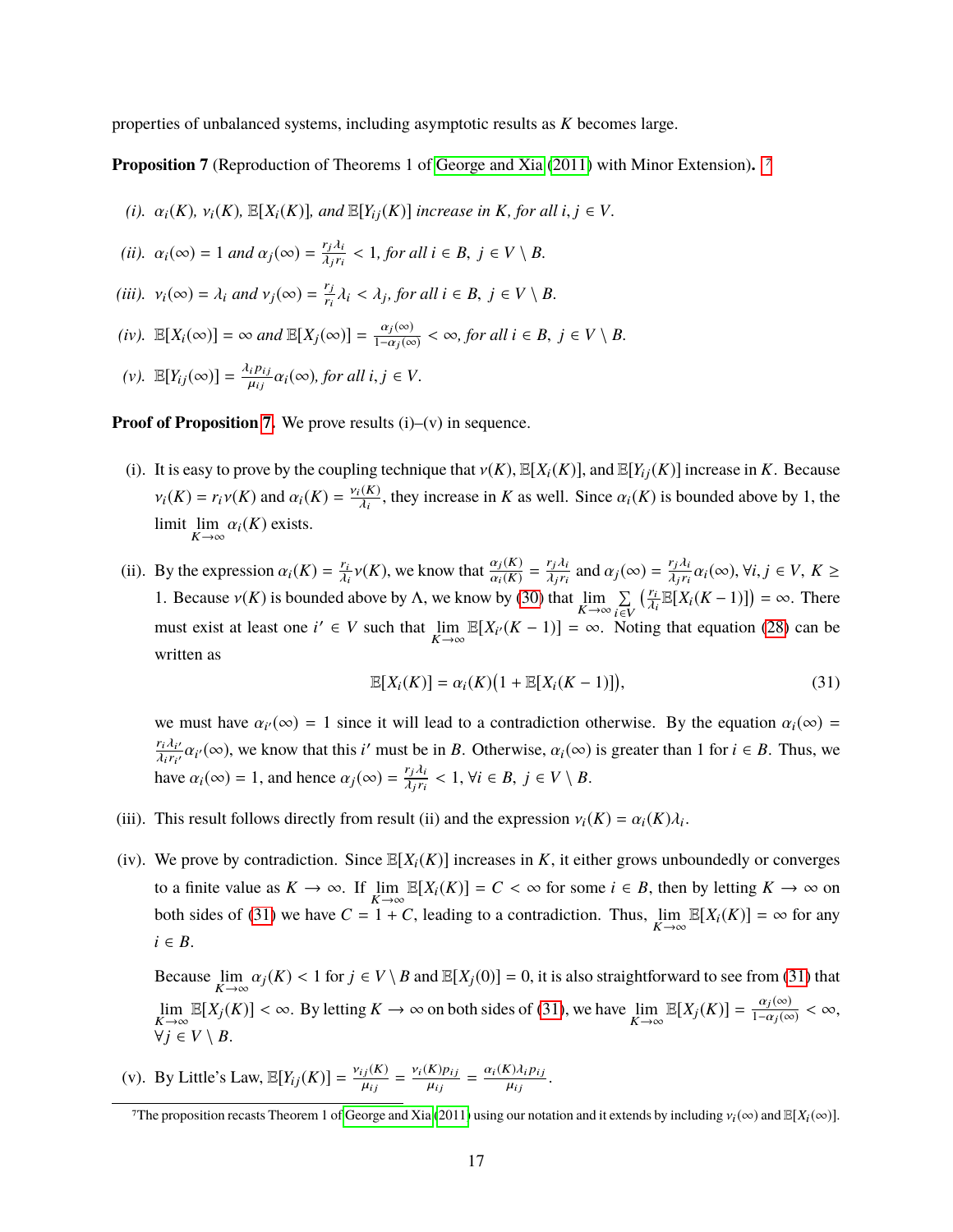properties of unbalanced systems, including asymptotic results as $K$ becomes large.

**Proposition 7** (Reproduction of Theorems 1 of George and Xia (2011) with Minor Extension)**.** [7]

*(i).* $\alpha_i(K)$, $\nu_i(K)$, $\mathbb{E}[X_i(K)]$, *and* $\mathbb{E}[Y_{ij}(K)]$ *increase in* $K$*, for all* $i, j \in V$.

*(ii).* $\alpha_i(\infty) = 1$ *and* $\alpha_j(\infty) = \frac{r_j \lambda_i}{\lambda_j r_i} < 1$*, for all* $i \in B,\ j \in V \setminus B$.

*(iii).* $\nu_i(\infty) = \lambda_i$ *and* $\nu_j(\infty) = \frac{r_j}{r_i}\lambda_i < \lambda_j$*, for all* $i \in B,\ j \in V \setminus B$.

*(iv).* $\mathbb{E}[X_i(\infty)] = \infty$ *and* $\mathbb{E}[X_j(\infty)] = \frac{\alpha_j(\infty)}{1-\alpha_j(\infty)} < \infty$*, for all* $i \in B,\ j \in V \setminus B$.

*(v).* $\mathbb{E}[Y_{ij}(\infty)] = \frac{\lambda_i p_{ij}}{\mu_{ij}}\alpha_i(\infty)$*, for all* $i, j \in V$.

**Proof of Proposition 7.** We prove results (i)–(v) in sequence.

(i). It is easy to prove by the coupling technique that $\nu(K)$, $\mathbb{E}[X_i(K)]$, and $\mathbb{E}[Y_{ij}(K)]$ increase in $K$. Because $\nu_i(K) = r_i \nu(K)$ and $\alpha_i(K) = \frac{\nu_i(K)}{\lambda_i}$, they increase in $K$ as well. Since $\alpha_i(K)$ is bounded above by 1, the limit $\lim_{K\to\infty} \alpha_i(K)$ exists.

(ii). By the expression $\alpha_i(K) = \frac{r_i}{\lambda_i}\nu(K)$, we know that $\frac{\alpha_j(K)}{\alpha_i(K)} = \frac{r_j\lambda_i}{\lambda_j r_i}$ and $\alpha_j(\infty) = \frac{r_j\lambda_i}{\lambda_j r_i}\alpha_i(\infty)$, $\forall i, j \in V,\ K \geq 1$. Because $\nu(K)$ is bounded above by $\Lambda$, we know by (30) that $\lim_{K\to\infty}\sum_{i\in V}\left(\frac{r_i}{\lambda_i}\mathbb{E}[X_i(K-1)]\right) = \infty$. There must exist at least one $i' \in V$ such that $\lim_{K\to\infty}\mathbb{E}[X_{i'}(K-1)] = \infty$. Noting that equation (28) can be written as

$$\mathbb{E}[X_i(K)] = \alpha_i(K)\big(1 + \mathbb{E}[X_i(K-1)]\big), \tag{31}$$

we must have $\alpha_{i'}(\infty) = 1$ since it will lead to a contradiction otherwise. By the equation $\alpha_i(\infty) = \frac{r_i\lambda_{i'}}{\lambda_i r_{i'}}\alpha_{i'}(\infty)$, we know that this $i'$ must be in $B$. Otherwise, $\alpha_i(\infty)$ is greater than 1 for $i \in B$. Thus, we have $\alpha_i(\infty) = 1$, and hence $\alpha_j(\infty) = \frac{r_j\lambda_i}{\lambda_j r_i} < 1$, $\forall i \in B,\ j \in V \setminus B$.

(iii). This result follows directly from result (ii) and the expression $\nu_i(K) = \alpha_i(K)\lambda_i$.

(iv). We prove by contradiction. Since $\mathbb{E}[X_i(K)]$ increases in $K$, it either grows unboundedly or converges to a finite value as $K \to \infty$. If $\lim_{K\to\infty}\mathbb{E}[X_i(K)] = C < \infty$ for some $i \in B$, then by letting $K \to \infty$ on both sides of (31) we have $C = 1 + C$, leading to a contradiction. Thus, $\lim_{K\to\infty}\mathbb{E}[X_i(K)] = \infty$ for any $i \in B$.

Because $\lim_{K\to\infty}\alpha_j(K) < 1$ for $j \in V \setminus B$ and $\mathbb{E}[X_j(0)] = 0$, it is also straightforward to see from (31) that $\lim_{K\to\infty}\mathbb{E}[X_j(K)] < \infty$. By letting $K \to \infty$ on both sides of (31), we have $\lim_{K\to\infty}\mathbb{E}[X_j(K)] = \frac{\alpha_j(\infty)}{1-\alpha_j(\infty)} < \infty$, $\forall j \in V \setminus B$.

(v). By Little's Law, $\mathbb{E}[Y_{ij}(K)] = \frac{\nu_{ij}(K)}{\mu_{ij}} = \frac{\nu_i(K)p_{ij}}{\mu_{ij}} = \frac{\alpha_i(K)\lambda_i p_{ij}}{\mu_{ij}}$.

[7] The proposition recasts Theorem 1 of George and Xia (2011) using our notation and it extends by including $\nu_i(\infty)$ and $\mathbb{E}[X_i(\infty)]$.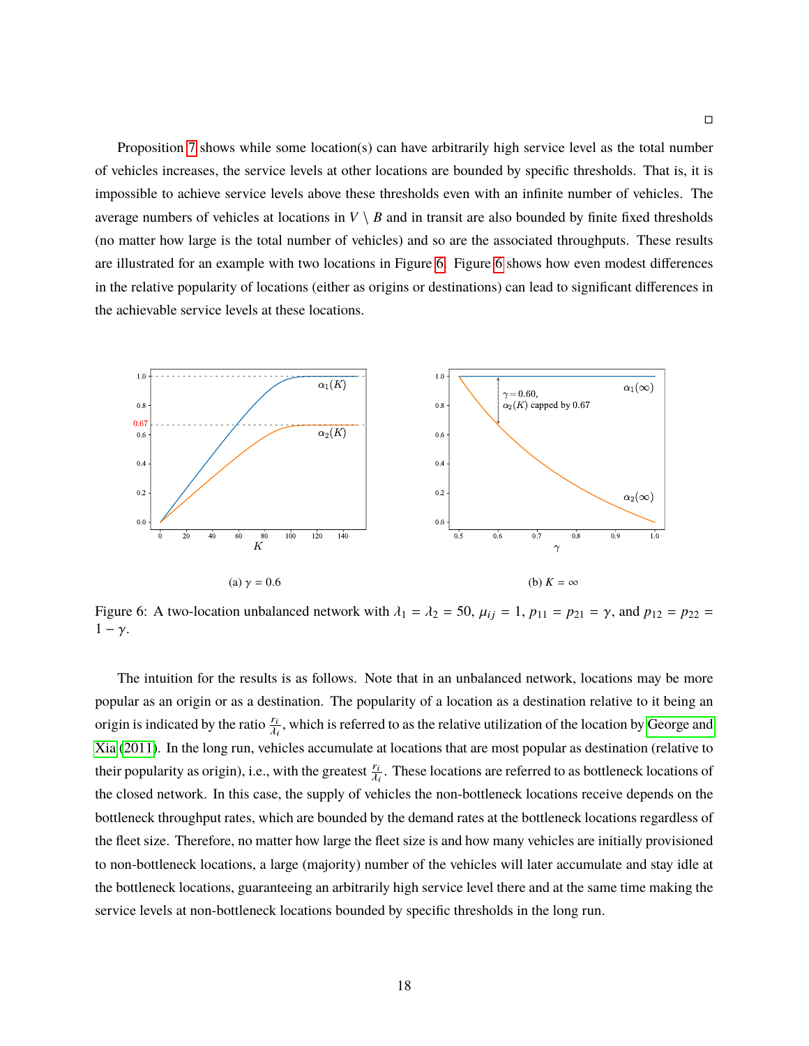□

Proposition 7 shows while some location(s) can have arbitrarily high service level as the total number of vehicles increases, the service levels at other locations are bounded by specific thresholds. That is, it is impossible to achieve service levels above these thresholds even with an infinite number of vehicles. The average numbers of vehicles at locations in $V \setminus B$ and in transit are also bounded by finite fixed thresholds (no matter how large is the total number of vehicles) and so are the associated throughputs. These results are illustrated for an example with two locations in Figure 6. Figure 6 shows how even modest differences in the relative popularity of locations (either as origins or destinations) can lead to significant differences in the achievable service levels at these locations.

(a) $\gamma = 0.6$

(b) $K = \infty$

Figure 6: A two-location unbalanced network with $\lambda_1 = \lambda_2 = 50$, $\mu_{ij} = 1$, $p_{11} = p_{21} = \gamma$, and $p_{12} = p_{22} = 1 - \gamma$.

The intuition for the results is as follows. Note that in an unbalanced network, locations may be more popular as an origin or as a destination. The popularity of a location as a destination relative to it being an origin is indicated by the ratio $\frac{r_i}{\lambda_i}$, which is referred to as the relative utilization of the location by George and Xia (2011). In the long run, vehicles accumulate at locations that are most popular as destination (relative to their popularity as origin), i.e., with the greatest $\frac{r_i}{\lambda_i}$. These locations are referred to as bottleneck locations of the closed network. In this case, the supply of vehicles the non-bottleneck locations receive depends on the bottleneck throughput rates, which are bounded by the demand rates at the bottleneck locations regardless of the fleet size. Therefore, no matter how large the fleet size is and how many vehicles are initially provisioned to non-bottleneck locations, a large (majority) number of the vehicles will later accumulate and stay idle at the bottleneck locations, guaranteeing an arbitrarily high service level there and at the same time making the service levels at non-bottleneck locations bounded by specific thresholds in the long run.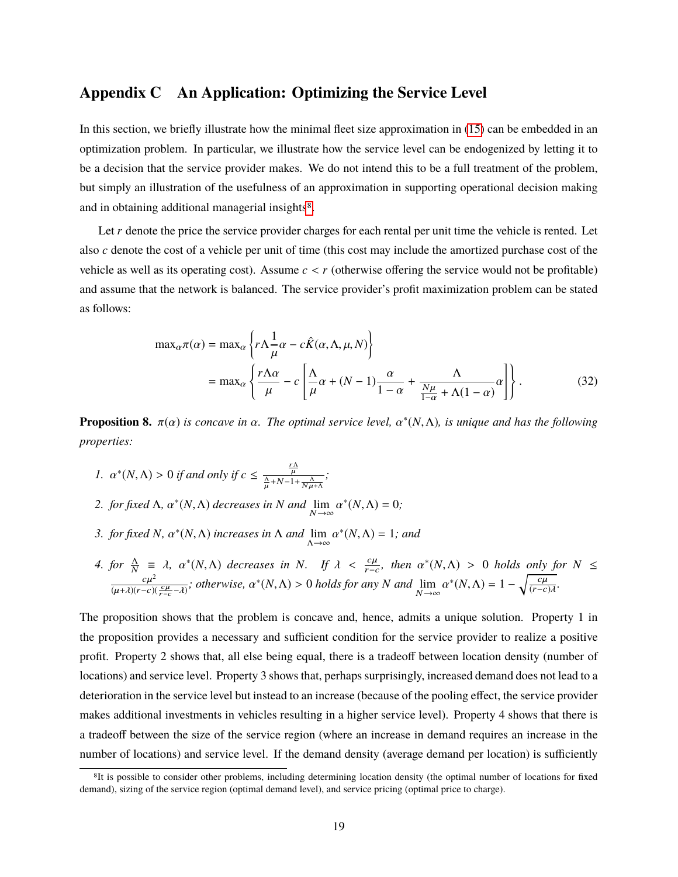## Appendix C An Application: Optimizing the Service Level

In this section, we briefly illustrate how the minimal fleet size approximation in (15) can be embedded in an optimization problem. In particular, we illustrate how the service level can be endogenized by letting it to be a decision that the service provider makes. We do not intend this to be a full treatment of the problem, but simply an illustration of the usefulness of an approximation in supporting operational decision making and in obtaining additional managerial insights[8].

Let $r$ denote the price the service provider charges for each rental per unit time the vehicle is rented. Let also $c$ denote the cost of a vehicle per unit of time (this cost may include the amortized purchase cost of the vehicle as well as its operating cost). Assume $c < r$ (otherwise offering the service would not be profitable) and assume that the network is balanced. The service provider's profit maximization problem can be stated as follows:

$$
\begin{aligned}
\max_\alpha \pi(\alpha) &= \max_\alpha \left\{ r\Lambda \frac{1}{\mu}\alpha - c\hat{K}(\alpha, \Lambda, \mu, N) \right\} \\
&= \max_\alpha \left\{ \frac{r\Lambda\alpha}{\mu} - c\left[ \frac{\Lambda}{\mu}\alpha + (N-1)\frac{\alpha}{1-\alpha} + \frac{\Lambda}{\frac{N\mu}{1-\alpha} + \Lambda(1-\alpha)}\alpha \right] \right\}.
\end{aligned} \tag{32}
$$

**Proposition 8.** *$\pi(\alpha)$ is concave in $\alpha$. The optimal service level, $\alpha^*(N, \Lambda)$, is unique and has the following properties:*

1. *$\alpha^*(N, \Lambda) > 0$ if and only if $c \leq \frac{\frac{r\Lambda}{\mu}}{\frac{\Lambda}{\mu} + N - 1 + \frac{\Lambda}{N\mu+\Lambda}}$;*
2. *for fixed $\Lambda$, $\alpha^*(N, \Lambda)$ decreases in $N$ and $\lim_{N\to\infty} \alpha^*(N, \Lambda) = 0$;*
3. *for fixed $N$, $\alpha^*(N, \Lambda)$ increases in $\Lambda$ and $\lim_{\Lambda\to\infty} \alpha^*(N, \Lambda) = 1$; and*
4. *for $\frac{\Lambda}{N} \equiv \lambda$, $\alpha^*(N, \Lambda)$ decreases in $N$. If $\lambda < \frac{c\mu}{r-c}$, then $\alpha^*(N, \Lambda) > 0$ holds only for $N \leq \frac{c\mu^2}{(\mu+\lambda)(r-c)(\frac{c\mu}{r-c} - \lambda)}$; otherwise, $\alpha^*(N, \Lambda) > 0$ holds for any $N$ and $\lim_{N\to\infty} \alpha^*(N, \Lambda) = 1 - \sqrt{\frac{c\mu}{(r-c)\lambda}}$.*

The proposition shows that the problem is concave and, hence, admits a unique solution. Property 1 in the proposition provides a necessary and sufficient condition for the service provider to realize a positive profit. Property 2 shows that, all else being equal, there is a tradeoff between location density (number of locations) and service level. Property 3 shows that, perhaps surprisingly, increased demand does not lead to a deterioration in the service level but instead to an increase (because of the pooling effect, the service provider makes additional investments in vehicles resulting in a higher service level). Property 4 shows that there is a tradeoff between the size of the service region (where an increase in demand requires an increase in the number of locations) and service level. If the demand density (average demand per location) is sufficiently

[8] It is possible to consider other problems, including determining location density (the optimal number of locations for fixed demand), sizing of the service region (optimal demand level), and service pricing (optimal price to charge).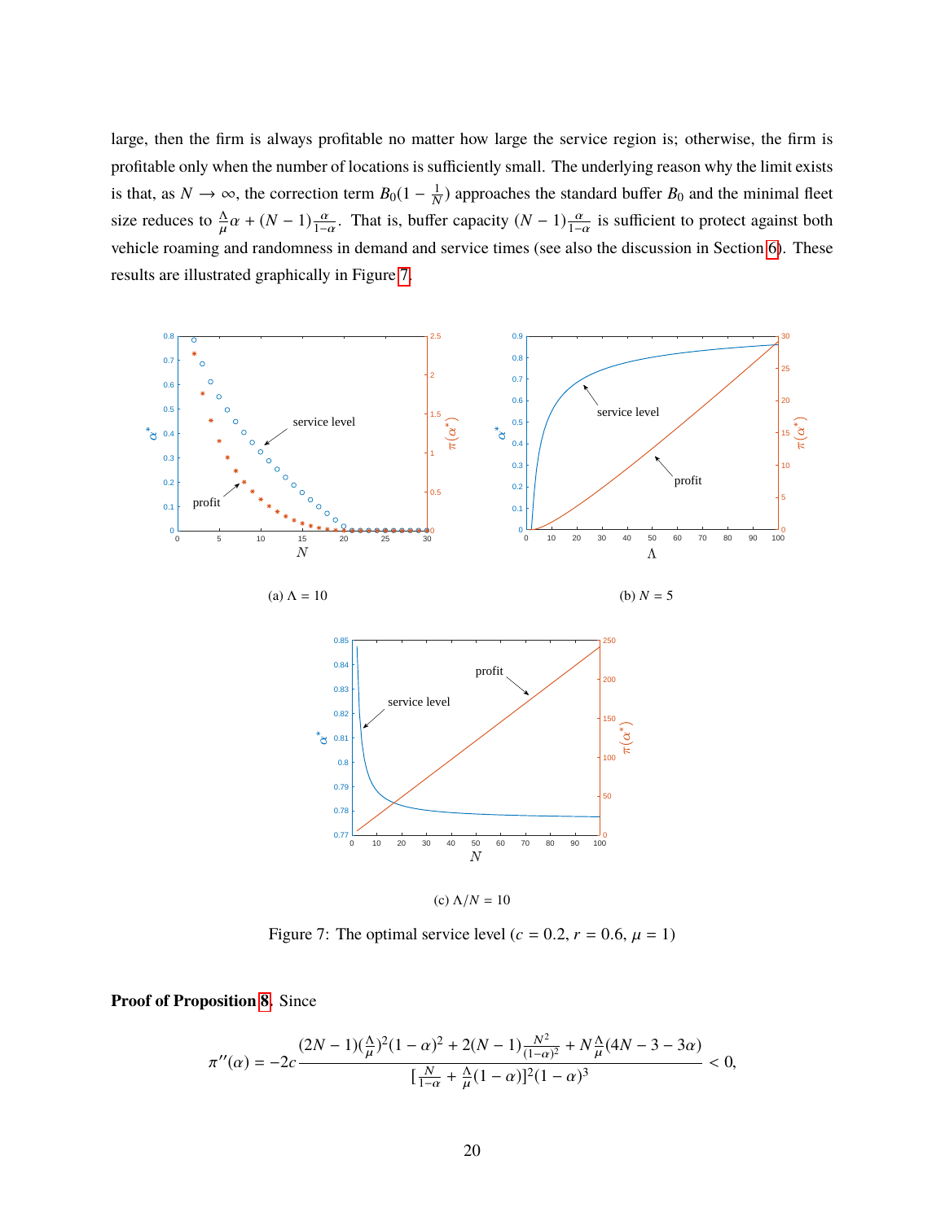large, then the firm is always profitable no matter how large the service region is; otherwise, the firm is profitable only when the number of locations is sufficiently small. The underlying reason why the limit exists is that, as $N \to \infty$, the correction term $B_0(1 - \frac{1}{N})$ approaches the standard buffer $B_0$ and the minimal fleet size reduces to $\frac{\Lambda}{\mu}\alpha + (N-1)\frac{\alpha}{1-\alpha}$. That is, buffer capacity $(N-1)\frac{\alpha}{1-\alpha}$ is sufficient to protect against both vehicle roaming and randomness in demand and service times (see also the discussion in Section 6). These results are illustrated graphically in Figure 7.

(a) $\Lambda = 10$

(b) $N = 5$

(c) $\Lambda/N = 10$

Figure 7: The optimal service level ($c = 0.2$, $r = 0.6$, $\mu = 1$)

**Proof of Proposition 8.** Since

$$\pi''(\alpha) = -2c \frac{(2N-1)(\frac{\Lambda}{\mu})^2(1-\alpha)^2 + 2(N-1)\frac{N^2}{(1-\alpha)^2} + N\frac{\Lambda}{\mu}(4N-3-3\alpha)}{[\frac{N}{1-\alpha} + \frac{\Lambda}{\mu}(1-\alpha)]^2(1-\alpha)^3} < 0,$$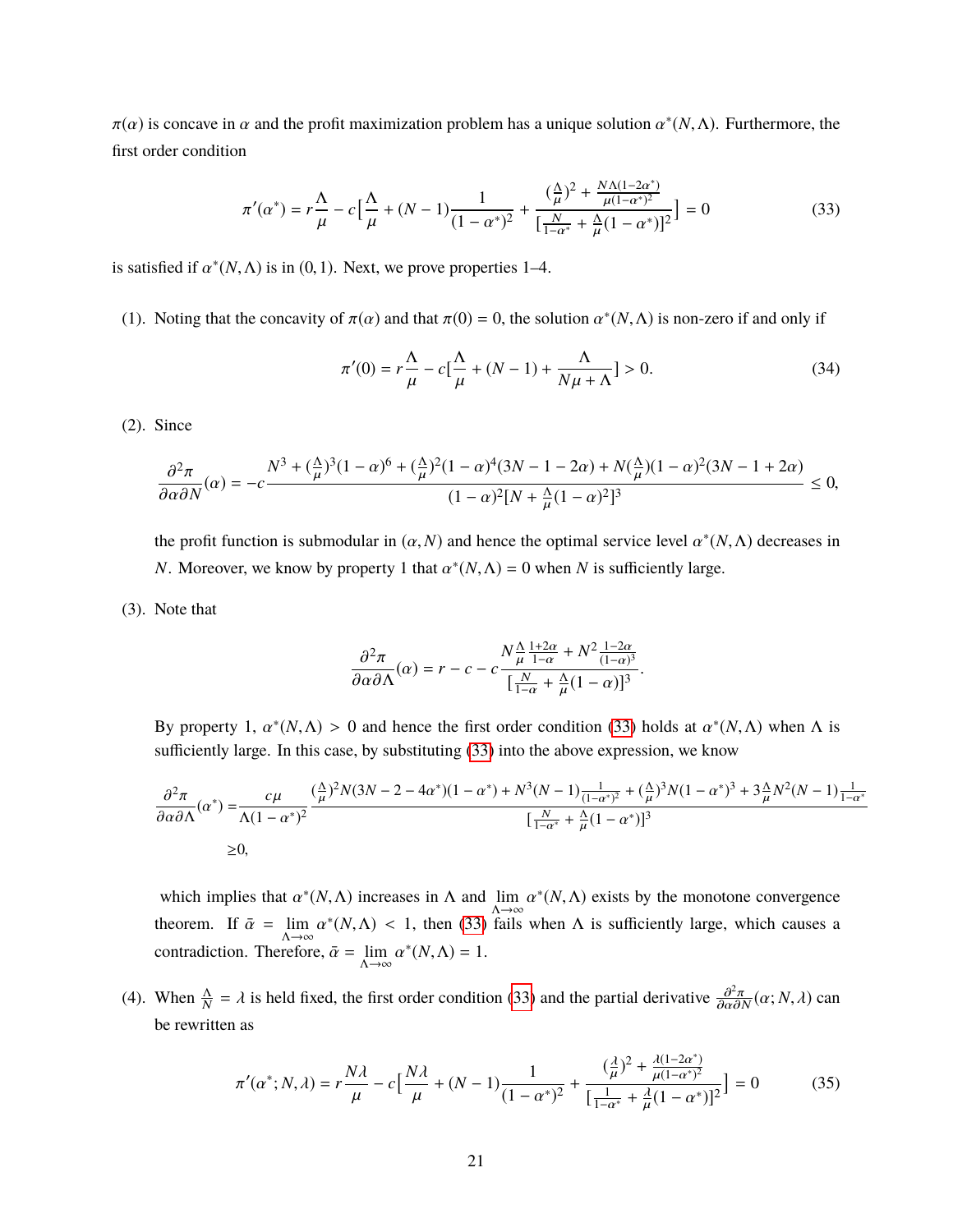$\pi(\alpha)$ is concave in $\alpha$ and the profit maximization problem has a unique solution $\alpha^*(N, \Lambda)$. Furthermore, the first order condition

$$\pi'(\alpha^*) = r\frac{\Lambda}{\mu} - c\Big[\frac{\Lambda}{\mu} + (N-1)\frac{1}{(1-\alpha^*)^2} + \frac{(\frac{\Lambda}{\mu})^2 + \frac{N\Lambda(1-2\alpha^*)}{\mu(1-\alpha^*)^2}}{[\frac{N}{1-\alpha^*} + \frac{\Lambda}{\mu}(1-\alpha^*)]^2}\Big] = 0 \tag{33}$$

is satisfied if $\alpha^*(N, \Lambda)$ is in $(0, 1)$. Next, we prove properties 1–4.

(1). Noting that the concavity of $\pi(\alpha)$ and that $\pi(0) = 0$, the solution $\alpha^*(N, \Lambda)$ is non-zero if and only if

$$\pi'(0) = r\frac{\Lambda}{\mu} - c\Big[\frac{\Lambda}{\mu} + (N-1) + \frac{\Lambda}{N\mu + \Lambda}\Big] > 0. \tag{34}$$

(2). Since

$$\frac{\partial^2 \pi}{\partial\alpha\partial N}(\alpha) = -c\frac{N^3 + (\frac{\Lambda}{\mu})^3(1-\alpha)^6 + (\frac{\Lambda}{\mu})^2(1-\alpha)^4(3N-1-2\alpha) + N(\frac{\Lambda}{\mu})(1-\alpha)^2(3N-1+2\alpha)}{(1-\alpha)^2[N + \frac{\Lambda}{\mu}(1-\alpha)^2]^3} \le 0,$$

the profit function is submodular in $(\alpha, N)$ and hence the optimal service level $\alpha^*(N, \Lambda)$ decreases in $N$. Moreover, we know by property 1 that $\alpha^*(N, \Lambda) = 0$ when $N$ is sufficiently large.

(3). Note that

$$\frac{\partial^2 \pi}{\partial\alpha\partial\Lambda}(\alpha) = r - c - c\frac{N\frac{\Lambda}{\mu}\frac{1+2\alpha}{1-\alpha} + N^2\frac{1-2\alpha}{(1-\alpha)^3}}{[\frac{N}{1-\alpha} + \frac{\Lambda}{\mu}(1-\alpha)]^3}.$$

By property 1, $\alpha^*(N, \Lambda) > 0$ and hence the first order condition (33) holds at $\alpha^*(N, \Lambda)$ when $\Lambda$ is sufficiently large. In this case, by substituting (33) into the above expression, we know

$$\begin{aligned}\frac{\partial^2 \pi}{\partial\alpha\partial\Lambda}(\alpha^*) =& \frac{c\mu}{\Lambda(1-\alpha^*)^2}\frac{(\frac{\Lambda}{\mu})^2 N(3N-2-4\alpha^*)(1-\alpha^*) + N^3(N-1)\frac{1}{(1-\alpha^*)^2} + (\frac{\Lambda}{\mu})^3 N(1-\alpha^*)^3 + 3\frac{\Lambda}{\mu}N^2(N-1)\frac{1}{1-\alpha^*}}{[\frac{N}{1-\alpha^*} + \frac{\Lambda}{\mu}(1-\alpha^*)]^3} \\ &\ge 0,\end{aligned}$$

which implies that $\alpha^*(N, \Lambda)$ increases in $\Lambda$ and $\lim_{\Lambda\to\infty} \alpha^*(N, \Lambda)$ exists by the monotone convergence theorem. If $\bar{\alpha} = \lim_{\Lambda\to\infty} \alpha^*(N, \Lambda) < 1$, then (33) fails when $\Lambda$ is sufficiently large, which causes a contradiction. Therefore, $\bar{\alpha} = \lim_{\Lambda\to\infty} \alpha^*(N, \Lambda) = 1$.

(4). When $\frac{\Lambda}{N} = \lambda$ is held fixed, the first order condition (33) and the partial derivative $\frac{\partial^2 \pi}{\partial\alpha\partial N}(\alpha; N, \lambda)$ can be rewritten as

$$\pi'(\alpha^*; N, \lambda) = r\frac{N\lambda}{\mu} - c\Big[\frac{N\lambda}{\mu} + (N-1)\frac{1}{(1-\alpha^*)^2} + \frac{(\frac{\lambda}{\mu})^2 + \frac{\lambda(1-2\alpha^*)}{\mu(1-\alpha^*)^2}}{[\frac{1}{1-\alpha^*} + \frac{\lambda}{\mu}(1-\alpha^*)]^2}\Big] = 0 \tag{35}$$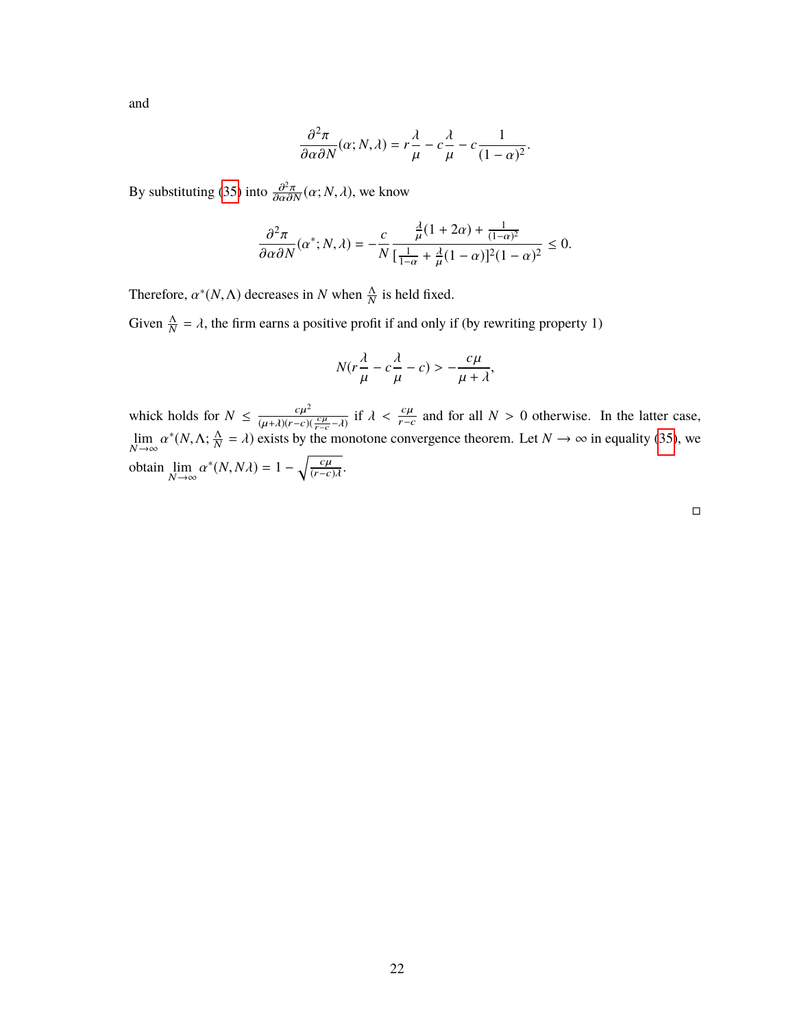and

$$\frac{\partial^2 \pi}{\partial \alpha \partial N}(\alpha; N, \lambda) = r\frac{\lambda}{\mu} - c\frac{\lambda}{\mu} - c\frac{1}{(1-\alpha)^2}.$$

By substituting (35) into $\frac{\partial^2 \pi}{\partial \alpha \partial N}(\alpha; N, \lambda)$, we know

$$\frac{\partial^2 \pi}{\partial \alpha \partial N}(\alpha^*; N, \lambda) = -\frac{c}{N} \frac{\frac{\lambda}{\mu}(1+2\alpha) + \frac{1}{(1-\alpha)^2}}{[\frac{1}{1-\alpha} + \frac{\lambda}{\mu}(1-\alpha)]^2 (1-\alpha)^2} \leq 0.$$

Therefore, $\alpha^*(N, \Lambda)$ decreases in $N$ when $\frac{\Lambda}{N}$ is held fixed.

Given $\frac{\Lambda}{N} = \lambda$, the firm earns a positive profit if and only if (by rewriting property 1)

$$N(r\frac{\lambda}{\mu} - c\frac{\lambda}{\mu} - c) > -\frac{c\mu}{\mu + \lambda},$$

which holds for $N \leq \frac{c\mu^2}{(\mu+\lambda)(r-c)(\frac{c\mu}{r-c} - \lambda)}$ if $\lambda < \frac{c\mu}{r-c}$ and for all $N > 0$ otherwise. In the latter case, $\lim_{N\to\infty} \alpha^*(N, \Lambda; \frac{\Lambda}{N} = \lambda)$ exists by the monotone convergence theorem. Let $N \to \infty$ in equality (35), we obtain $\lim_{N\to\infty} \alpha^*(N, N\lambda) = 1 - \sqrt{\frac{c\mu}{(r-c)\lambda}}$.

□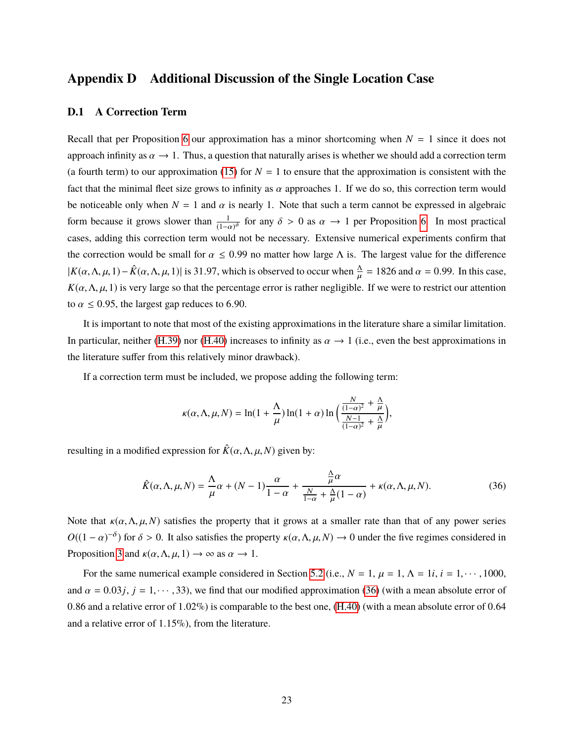# Appendix D Additional Discussion of the Single Location Case

## D.1 A Correction Term

Recall that per Proposition 6 our approximation has a minor shortcoming when $N = 1$ since it does not approach infinity as $\alpha \to 1$. Thus, a question that naturally arises is whether we should add a correction term (a fourth term) to our approximation (15) for $N = 1$ to ensure that the approximation is consistent with the fact that the minimal fleet size grows to infinity as $\alpha$ approaches 1. If we do so, this correction term would be noticeable only when $N = 1$ and $\alpha$ is nearly 1. Note that such a term cannot be expressed in algebraic form because it grows slower than $\frac{1}{(1-\alpha)^\delta}$ for any $\delta > 0$ as $\alpha \to 1$ per Proposition 6. In most practical cases, adding this correction term would not be necessary. Extensive numerical experiments confirm that the correction would be small for $\alpha \leq 0.99$ no matter how large $\Lambda$ is. The largest value for the difference $|K(\alpha, \Lambda, \mu, 1) - \hat{K}(\alpha, \Lambda, \mu, 1)|$ is 31.97, which is observed to occur when $\frac{\Lambda}{\mu} = 1826$ and $\alpha = 0.99$. In this case, $K(\alpha, \Lambda, \mu, 1)$ is very large so that the percentage error is rather negligible. If we were to restrict our attention to $\alpha \leq 0.95$, the largest gap reduces to 6.90.

It is important to note that most of the existing approximations in the literature share a similar limitation. In particular, neither (H.39) nor (H.40) increases to infinity as $\alpha \to 1$ (i.e., even the best approximations in the literature suffer from this relatively minor drawback).

If a correction term must be included, we propose adding the following term:

$$\kappa(\alpha, \Lambda, \mu, N) = \ln(1 + \frac{\Lambda}{\mu}) \ln(1 + \alpha) \ln\left(\frac{\frac{N}{(1-\alpha)^2} + \frac{\Lambda}{\mu}}{\frac{N-1}{(1-\alpha)^2} + \frac{\Lambda}{\mu}}\right),$$

resulting in a modified expression for $\hat{K}(\alpha, \Lambda, \mu, N)$ given by:

$$\hat{K}(\alpha, \Lambda, \mu, N) = \frac{\Lambda}{\mu}\alpha + (N-1)\frac{\alpha}{1-\alpha} + \frac{\frac{\Lambda}{\mu}\alpha}{\frac{N}{1-\alpha} + \frac{\Lambda}{\mu}(1-\alpha)} + \kappa(\alpha, \Lambda, \mu, N). \tag{36}$$

Note that $\kappa(\alpha, \Lambda, \mu, N)$ satisfies the property that it grows at a smaller rate than that of any power series $O((1-\alpha)^{-\delta})$ for $\delta > 0$. It also satisfies the property $\kappa(\alpha, \Lambda, \mu, N) \to 0$ under the five regimes considered in Proposition 3 and $\kappa(\alpha, \Lambda, \mu, 1) \to \infty$ as $\alpha \to 1$.

For the same numerical example considered in Section 5.2 (i.e., $N = 1$, $\mu = 1$, $\Lambda = 1i$, $i = 1, \cdots, 1000$, and $\alpha = 0.03j$, $j = 1, \cdots, 33$), we find that our modified approximation (36) (with a mean absolute error of 0.86 and a relative error of 1.02%) is comparable to the best one, (H.40) (with a mean absolute error of 0.64 and a relative error of 1.15%), from the literature.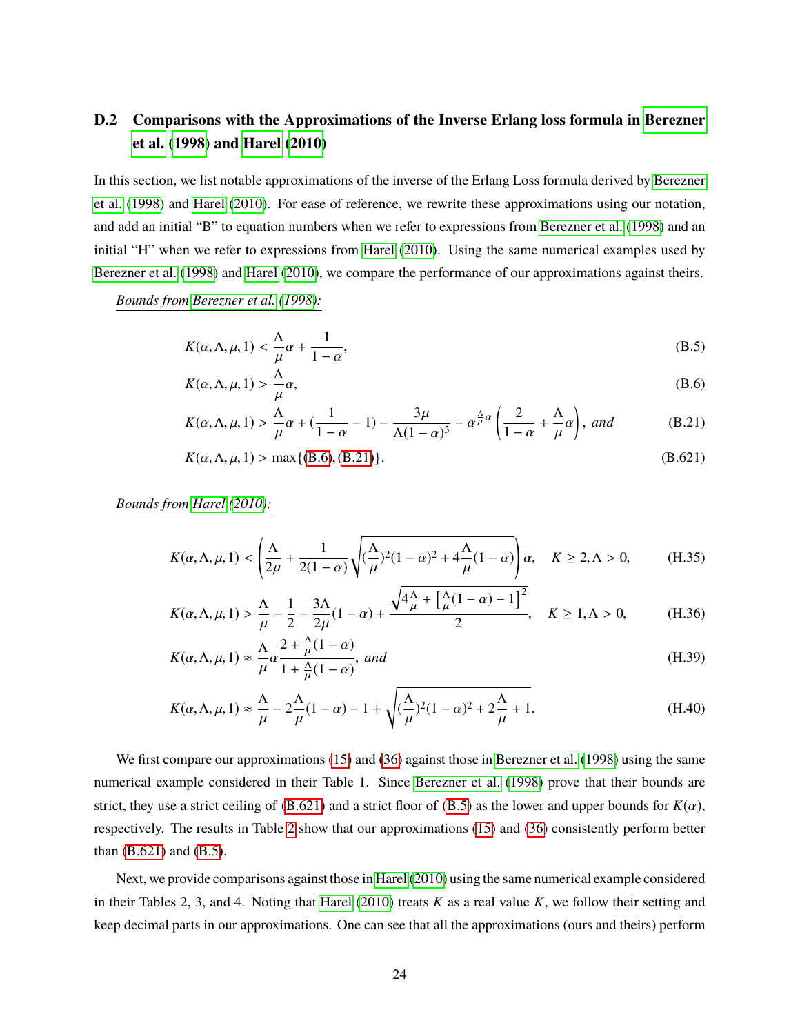## D.2 Comparisons with the Approximations of the Inverse Erlang loss formula in Berezner et al. (1998) and Harel (2010)

In this section, we list notable approximations of the inverse of the Erlang Loss formula derived by Berezner et al. (1998) and Harel (2010). For ease of reference, we rewrite these approximations using our notation, and add an initial "B" to equation numbers when we refer to expressions from Berezner et al. (1998) and an initial "H" when we refer to expressions from Harel (2010). Using the same numerical examples used by Berezner et al. (1998) and Harel (2010), we compare the performance of our approximations against theirs.

*Bounds from Berezner et al. (1998):*

$$K(\alpha, \Lambda, \mu, 1) < \frac{\Lambda}{\mu}\alpha + \frac{1}{1-\alpha}, \tag{B.5}$$

$$K(\alpha, \Lambda, \mu, 1) > \frac{\Lambda}{\mu}\alpha, \tag{B.6}$$

$$K(\alpha, \Lambda, \mu, 1) > \frac{\Lambda}{\mu}\alpha + (\frac{1}{1-\alpha} - 1) - \frac{3\mu}{\Lambda(1-\alpha)^3} - \alpha^{\frac{\Lambda}{\mu}\alpha}\left(\frac{2}{1-\alpha} + \frac{\Lambda}{\mu}\alpha\right), \text{ and} \tag{B.21}$$

$$K(\alpha, \Lambda, \mu, 1) > \max\{\text{(B.6)}, \text{(B.21)}\}. \tag{B.621}$$

*Bounds from Harel (2010):*

$$K(\alpha, \Lambda, \mu, 1) < \left(\frac{\Lambda}{2\mu} + \frac{1}{2(1-\alpha)}\sqrt{(\frac{\Lambda}{\mu})^2(1-\alpha)^2 + 4\frac{\Lambda}{\mu}(1-\alpha)}\right)\alpha, \quad K \geq 2, \Lambda > 0, \tag{H.35}$$

$$K(\alpha, \Lambda, \mu, 1) > \frac{\Lambda}{\mu} - \frac{1}{2} - \frac{3\Lambda}{2\mu}(1-\alpha) + \frac{\sqrt{4\frac{\Lambda}{\mu} + \left[\frac{\Lambda}{\mu}(1-\alpha) - 1\right]^2}}{2}, \quad K \geq 1, \Lambda > 0, \tag{H.36}$$

$$K(\alpha, \Lambda, \mu, 1) \approx \frac{\Lambda}{\mu}\alpha\frac{2 + \frac{\Lambda}{\mu}(1-\alpha)}{1 + \frac{\Lambda}{\mu}(1-\alpha)}, \text{ and} \tag{H.39}$$

$$K(\alpha, \Lambda, \mu, 1) \approx \frac{\Lambda}{\mu} - 2\frac{\Lambda}{\mu}(1-\alpha) - 1 + \sqrt{(\frac{\Lambda}{\mu})^2(1-\alpha)^2 + 2\frac{\Lambda}{\mu} + 1}. \tag{H.40}$$

We first compare our approximations (15) and (36) against those in Berezner et al. (1998) using the same numerical example considered in their Table 1. Since Berezner et al. (1998) prove that their bounds are strict, they use a strict ceiling of (B.621) and a strict floor of (B.5) as the lower and upper bounds for $K(\alpha)$, respectively. The results in Table 2 show that our approximations (15) and (36) consistently perform better than (B.621) and (B.5).

Next, we provide comparisons against those in Harel (2010) using the same numerical example considered in their Tables 2, 3, and 4. Noting that Harel (2010) treats $K$ as a real value $K$, we follow their setting and keep decimal parts in our approximations. One can see that all the approximations (ours and theirs) perform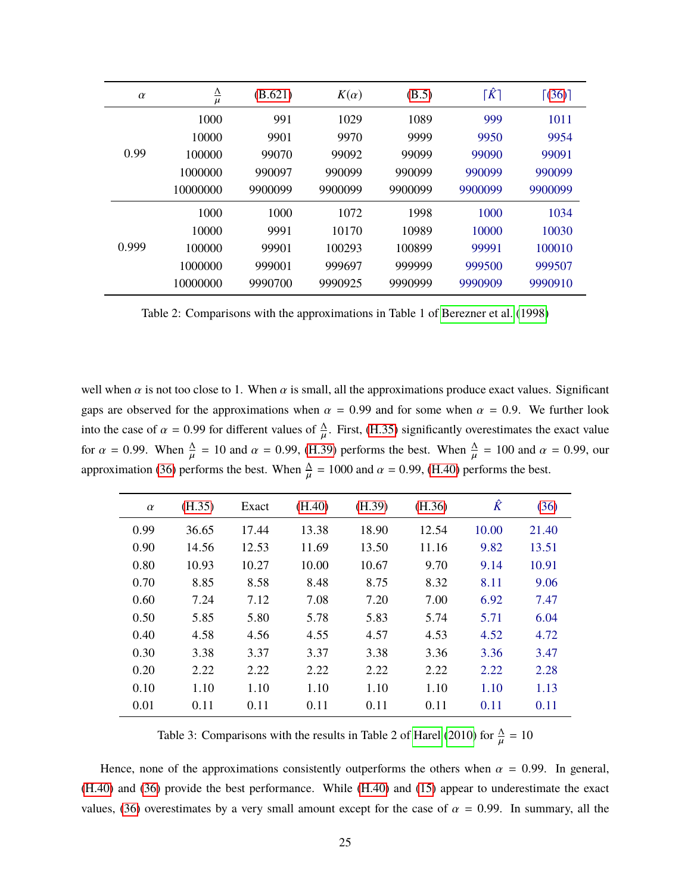| $\alpha$ | $\frac{\Lambda}{\mu}$ | (B.621) | $K(\alpha)$ | (B.5) | $\lceil \hat{K} \rceil$ | $\lceil$(36)$\rceil$ |
|---|---|---|---|---|---|---|
| 0.99 | 1000 | 991 | 1029 | 1089 | 999 | 1011 |
| | 10000 | 9901 | 9970 | 9999 | 9950 | 9954 |
| | 100000 | 99070 | 99092 | 99099 | 99090 | 99091 |
| | 1000000 | 990097 | 990099 | 990099 | 990099 | 990099 |
| | 10000000 | 9900099 | 9900099 | 9900099 | 9900099 | 9900099 |
| 0.999 | 1000 | 1000 | 1072 | 1998 | 1000 | 1034 |
| | 10000 | 9991 | 10170 | 10989 | 10000 | 10030 |
| | 100000 | 99901 | 100293 | 100899 | 99991 | 100010 |
| | 1000000 | 999001 | 999697 | 999999 | 999500 | 999507 |
| | 10000000 | 9990700 | 9990925 | 9990999 | 9990909 | 9990910 |

Table 2: Comparisons with the approximations in Table 1 of Berezner et al. (1998)

well when $\alpha$ is not too close to 1. When $\alpha$ is small, all the approximations produce exact values. Significant gaps are observed for the approximations when $\alpha = 0.99$ and for some when $\alpha = 0.9$. We further look into the case of $\alpha = 0.99$ for different values of $\frac{\Lambda}{\mu}$. First, (H.35) significantly overestimates the exact value for $\alpha = 0.99$. When $\frac{\Lambda}{\mu} = 10$ and $\alpha = 0.99$, (H.39) performs the best. When $\frac{\Lambda}{\mu} = 100$ and $\alpha = 0.99$, our approximation (36) performs the best. When $\frac{\Lambda}{\mu} = 1000$ and $\alpha = 0.99$, (H.40) performs the best.

| $\alpha$ | (H.35) | Exact | (H.40) | (H.39) | (H.36) | $\hat{K}$ | (36) |
|---|---|---|---|---|---|---|---|
| 0.99 | 36.65 | 17.44 | 13.38 | 18.90 | 12.54 | 10.00 | 21.40 |
| 0.90 | 14.56 | 12.53 | 11.69 | 13.50 | 11.16 | 9.82 | 13.51 |
| 0.80 | 10.93 | 10.27 | 10.00 | 10.67 | 9.70 | 9.14 | 10.91 |
| 0.70 | 8.85 | 8.58 | 8.48 | 8.75 | 8.32 | 8.11 | 9.06 |
| 0.60 | 7.24 | 7.12 | 7.08 | 7.20 | 7.00 | 6.92 | 7.47 |
| 0.50 | 5.85 | 5.80 | 5.78 | 5.83 | 5.74 | 5.71 | 6.04 |
| 0.40 | 4.58 | 4.56 | 4.55 | 4.57 | 4.53 | 4.52 | 4.72 |
| 0.30 | 3.38 | 3.37 | 3.37 | 3.38 | 3.36 | 3.36 | 3.47 |
| 0.20 | 2.22 | 2.22 | 2.22 | 2.22 | 2.22 | 2.22 | 2.28 |
| 0.10 | 1.10 | 1.10 | 1.10 | 1.10 | 1.10 | 1.10 | 1.13 |
| 0.01 | 0.11 | 0.11 | 0.11 | 0.11 | 0.11 | 0.11 | 0.11 |

Table 3: Comparisons with the results in Table 2 of Harel (2010) for $\frac{\Lambda}{\mu} = 10$

Hence, none of the approximations consistently outperforms the others when $\alpha = 0.99$. In general, (H.40) and (36) provide the best performance. While (H.40) and (15) appear to underestimate the exact values, (36) overestimates by a very small amount except for the case of $\alpha = 0.99$. In summary, all the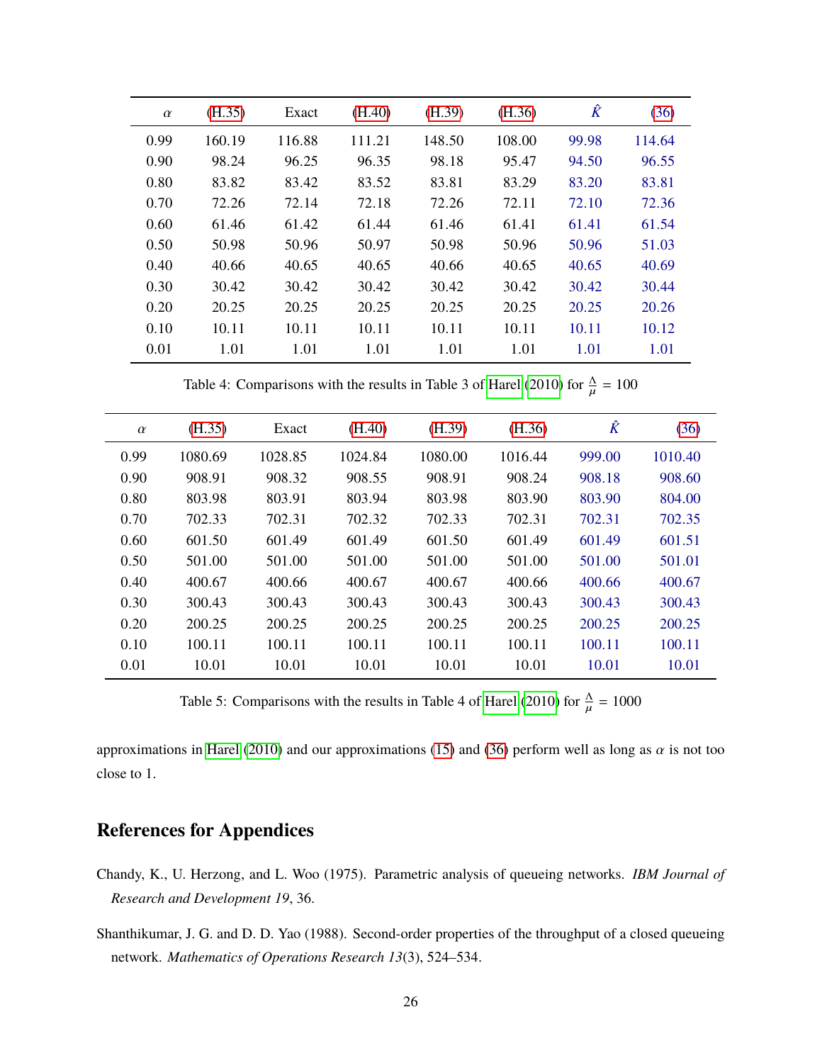| $\alpha$ | (H.35) | Exact | (H.40) | (H.39) | (H.36) | $\hat{K}$ | (36) |
|---|---|---|---|---|---|---|---|
| 0.99 | 160.19 | 116.88 | 111.21 | 148.50 | 108.00 | 99.98 | 114.64 |
| 0.90 | 98.24 | 96.25 | 96.35 | 98.18 | 95.47 | 94.50 | 96.55 |
| 0.80 | 83.82 | 83.42 | 83.52 | 83.81 | 83.29 | 83.20 | 83.81 |
| 0.70 | 72.26 | 72.14 | 72.18 | 72.26 | 72.11 | 72.10 | 72.36 |
| 0.60 | 61.46 | 61.42 | 61.44 | 61.46 | 61.41 | 61.41 | 61.54 |
| 0.50 | 50.98 | 50.96 | 50.97 | 50.98 | 50.96 | 50.96 | 51.03 |
| 0.40 | 40.66 | 40.65 | 40.65 | 40.66 | 40.65 | 40.65 | 40.69 |
| 0.30 | 30.42 | 30.42 | 30.42 | 30.42 | 30.42 | 30.42 | 30.44 |
| 0.20 | 20.25 | 20.25 | 20.25 | 20.25 | 20.25 | 20.25 | 20.26 |
| 0.10 | 10.11 | 10.11 | 10.11 | 10.11 | 10.11 | 10.11 | 10.12 |
| 0.01 | 1.01 | 1.01 | 1.01 | 1.01 | 1.01 | 1.01 | 1.01 |

Table 4: Comparisons with the results in Table 3 of Harel (2010) for $\frac{\Lambda}{\mu} = 100$

| $\alpha$ | (H.35) | Exact | (H.40) | (H.39) | (H.36) | $\hat{K}$ | (36) |
|---|---|---|---|---|---|---|---|
| 0.99 | 1080.69 | 1028.85 | 1024.84 | 1080.00 | 1016.44 | 999.00 | 1010.40 |
| 0.90 | 908.91 | 908.32 | 908.55 | 908.91 | 908.24 | 908.18 | 908.60 |
| 0.80 | 803.98 | 803.91 | 803.94 | 803.98 | 803.90 | 803.90 | 804.00 |
| 0.70 | 702.33 | 702.31 | 702.32 | 702.33 | 702.31 | 702.31 | 702.35 |
| 0.60 | 601.50 | 601.49 | 601.49 | 601.50 | 601.49 | 601.49 | 601.51 |
| 0.50 | 501.00 | 501.00 | 501.00 | 501.00 | 501.00 | 501.00 | 501.01 |
| 0.40 | 400.67 | 400.66 | 400.67 | 400.67 | 400.66 | 400.66 | 400.67 |
| 0.30 | 300.43 | 300.43 | 300.43 | 300.43 | 300.43 | 300.43 | 300.43 |
| 0.20 | 200.25 | 200.25 | 200.25 | 200.25 | 200.25 | 200.25 | 200.25 |
| 0.10 | 100.11 | 100.11 | 100.11 | 100.11 | 100.11 | 100.11 | 100.11 |
| 0.01 | 10.01 | 10.01 | 10.01 | 10.01 | 10.01 | 10.01 | 10.01 |

Table 5: Comparisons with the results in Table 4 of Harel (2010) for $\frac{\Lambda}{\mu} = 1000$

approximations in Harel (2010) and our approximations (15) and (36) perform well as long as $\alpha$ is not too close to 1.

## References for Appendices

Chandy, K., U. Herzong, and L. Woo (1975). Parametric analysis of queueing networks. *IBM Journal of Research and Development 19*, 36.

Shanthikumar, J. G. and D. D. Yao (1988). Second-order properties of the throughput of a closed queueing network. *Mathematics of Operations Research 13*(3), 524–534.